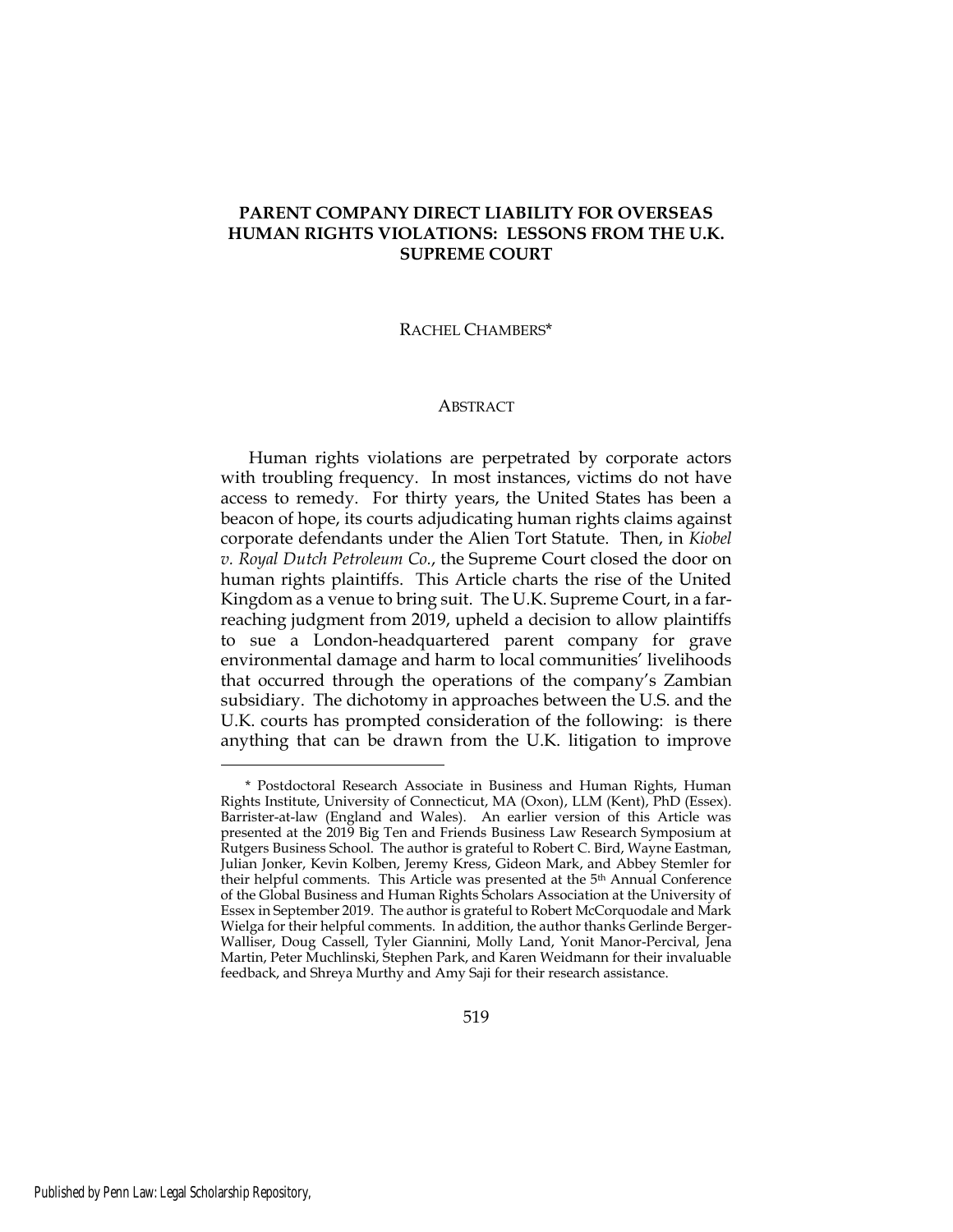# PARENT COMPANY DIRECT LIABILITY FOR OVERSEAS HUMAN RIGHTS VIOLATIONS: LESSONS FROM THE U.K. SUPREME COURT

RACHEL CHAMBERS*

## ABSTRACT

Human rights violations are perpetrated by corporate actors with troubling frequency. In most instances, victims do not have access to remedy. For thirty years, the United States has been a beacon of hope, its courts adjudicating human rights claims against corporate defendants under the Alien Tort Statute. Then, in *Kiobel v. Royal Dutch Petroleum Co.*, the Supreme Court closed the door on human rights plaintiffs. This Article charts the rise of the United Kingdom as a venue to bring suit. The U.K. Supreme Court, in a far-reaching judgment from 2019, upheld a decision to allow plaintiffs to sue a London-headquartered parent company for grave environmental damage and harm to local communities' livelihoods that occurred through the operations of the company's Zambian subsidiary. The dichotomy in approaches between the U.S. and the U.K. courts has prompted consideration of the following: is there anything that can be drawn from the U.K. litigation to improve

---

\* Postdoctoral Research Associate in Business and Human Rights, Human Rights Institute, University of Connecticut, MA (Oxon), LLM (Kent), PhD (Essex). Barrister-at-law (England and Wales). An earlier version of this Article was presented at the 2019 Big Ten and Friends Business Law Research Symposium at Rutgers Business School. The author is grateful to Robert C. Bird, Wayne Eastman, Julian Jonker, Kevin Kolben, Jeremy Kress, Gideon Mark, and Abbey Stemler for their helpful comments. This Article was presented at the 5th Annual Conference of the Global Business and Human Rights Scholars Association at the University of Essex in September 2019. The author is grateful to Robert McCorquodale and Mark Wielga for their helpful comments. In addition, the author thanks Gerlinde Berger-Walliser, Doug Cassell, Tyler Giannini, Molly Land, Yonit Manor-Percival, Jena Martin, Peter Muchlinski, Stephen Park, and Karen Weidmann for their invaluable feedback, and Shreya Murthy and Amy Saji for their research assistance.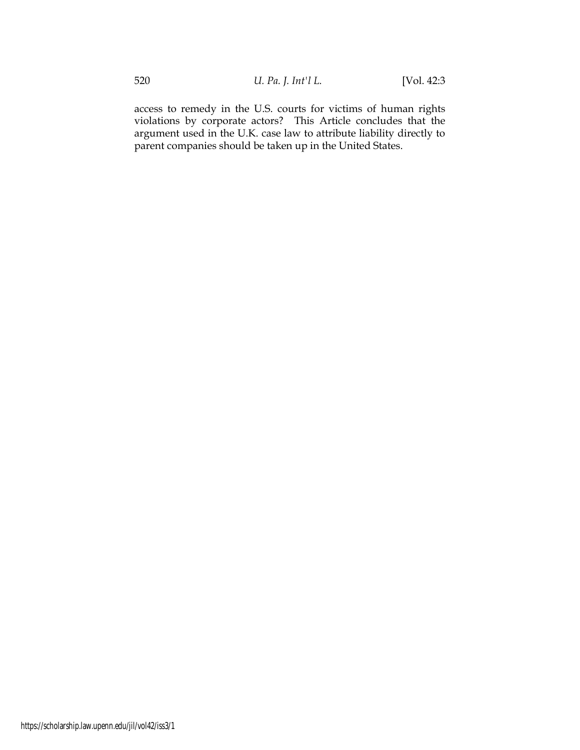access to remedy in the U.S. courts for victims of human rights violations by corporate actors? This Article concludes that the argument used in the U.K. case law to attribute liability directly to parent companies should be taken up in the United States.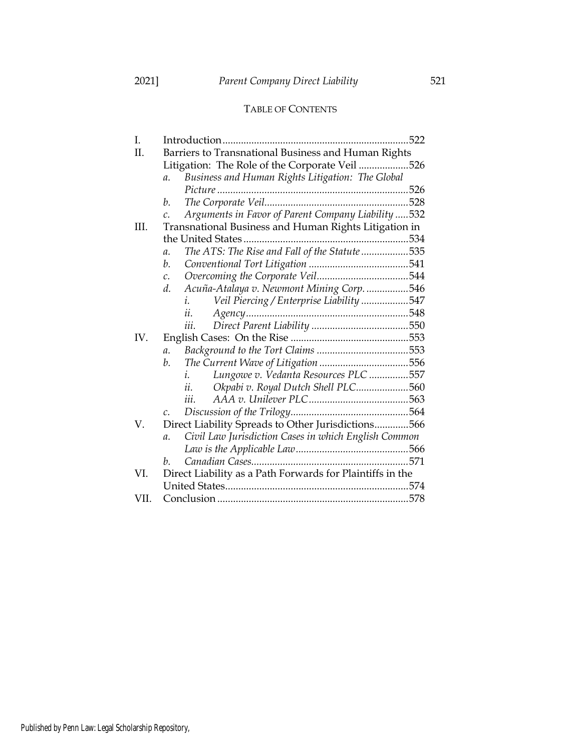# TABLE OF CONTENTS

I. Introduction ........................................................................ 522

II. Barriers to Transnational Business and Human Rights Litigation: The Role of the Corporate Veil ................... 526

- a. *Business and Human Rights Litigation: The Global Picture* ........................................................................ 526
- b. *The Corporate Veil* ........................................................ 528
- c. *Arguments in Favor of Parent Company Liability* ..... 532

III. Transnational Business and Human Rights Litigation in the United States ............................................................... 534

- a. *The ATS: The Rise and Fall of the Statute* .................. 535
- b. *Conventional Tort Litigation* ...................................... 541
- c. *Overcoming the Corporate Veil* ................................... 544
- d. *Acuña-Atalaya v. Newmont Mining Corp.* ................ 546
  - i. *Veil Piercing / Enterprise Liability* .................. 547
  - ii. *Agency* .............................................................. 548
  - iii. *Direct Parent Liability* ..................................... 550

IV. English Cases: On the Rise ............................................. 553

- a. *Background to the Tort Claims* ................................... 553
- b. *The Current Wave of Litigation* .................................. 556
  - i. *Lungowe v. Vedanta Resources PLC* ............... 557
  - ii. *Okpabi v. Royal Dutch Shell PLC* .................... 560
  - iii. *AAA v. Unilever PLC* ...................................... 563
- c. *Discussion of the Trilogy* ............................................. 564

V. Direct Liability Spreads to Other Jurisdictions ............. 566

- a. *Civil Law Jurisdiction Cases in which English Common Law is the Applicable Law* ........................................... 566
- b. *Canadian Cases* ............................................................ 571

VI. Direct Liability as a Path Forwards for Plaintiffs in the United States ...................................................................... 574

VII. Conclusion ........................................................................ 578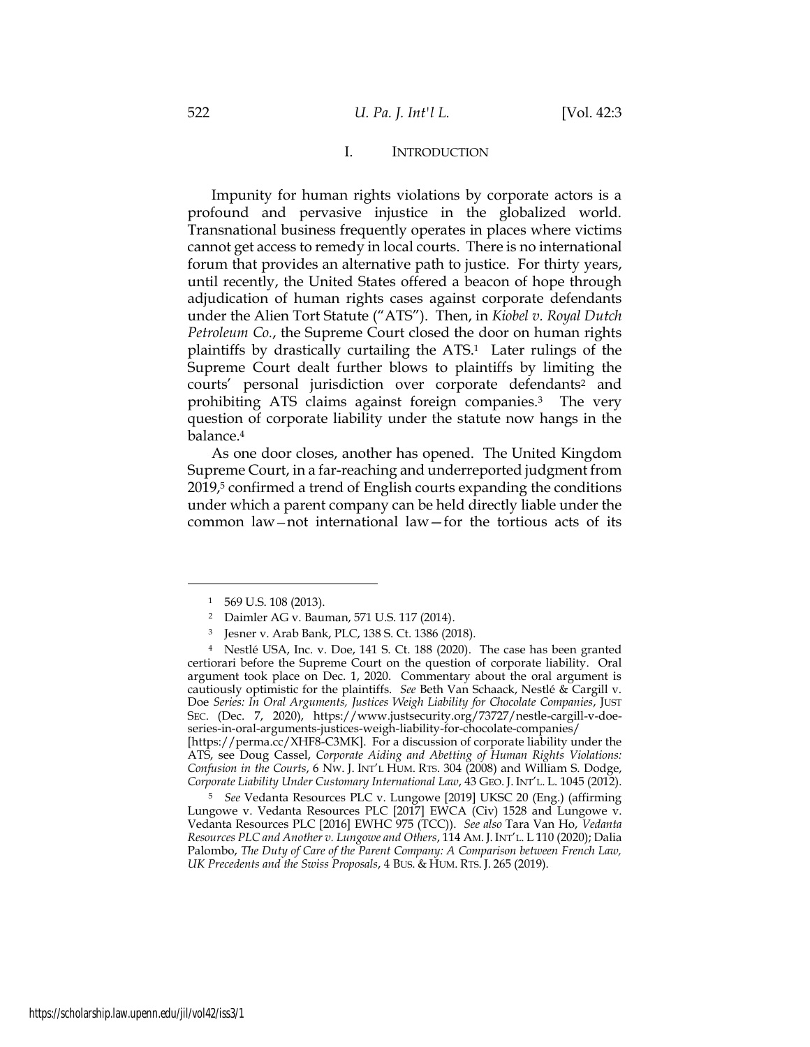# I. INTRODUCTION

Impunity for human rights violations by corporate actors is a profound and pervasive injustice in the globalized world. Transnational business frequently operates in places where victims cannot get access to remedy in local courts. There is no international forum that provides an alternative path to justice. For thirty years, until recently, the United States offered a beacon of hope through adjudication of human rights cases against corporate defendants under the Alien Tort Statute ("ATS"). Then, in *Kiobel v. Royal Dutch Petroleum Co.*, the Supreme Court closed the door on human rights plaintiffs by drastically curtailing the ATS.[1] Later rulings of the Supreme Court dealt further blows to plaintiffs by limiting the courts' personal jurisdiction over corporate defendants[2] and prohibiting ATS claims against foreign companies.[3] The very question of corporate liability under the statute now hangs in the balance.[4]

As one door closes, another has opened. The United Kingdom Supreme Court, in a far-reaching and underreported judgment from 2019,[5] confirmed a trend of English courts expanding the conditions under which a parent company can be held directly liable under the common law—not international law—for the tortious acts of its

---

[1] 569 U.S. 108 (2013).

[2] Daimler AG v. Bauman, 571 U.S. 117 (2014).

[3] Jesner v. Arab Bank, PLC, 138 S. Ct. 1386 (2018).

[4] Nestlé USA, Inc. v. Doe, 141 S. Ct. 188 (2020). The case has been granted certiorari before the Supreme Court on the question of corporate liability. Oral argument took place on Dec. 1, 2020. Commentary about the oral argument is cautiously optimistic for the plaintiffs. *See* Beth Van Schaack, Nestlé & Cargill v. Doe *Series: In Oral Arguments, Justices Weigh Liability for Chocolate Companies*, JUST SEC. (Dec. 7, 2020), https://www.justsecurity.org/73727/nestle-cargill-v-doe-series-in-oral-arguments-justices-weigh-liability-for-chocolate-companies/ [https://perma.cc/XHF8-C3MK]. For a discussion of corporate liability under the ATS, see Doug Cassel, *Corporate Aiding and Abetting of Human Rights Violations: Confusion in the Courts*, 6 NW. J. INT'L HUM. RTS. 304 (2008) and William S. Dodge, *Corporate Liability Under Customary International Law*, 43 GEO. J. INT'L. L. 1045 (2012).

[5] *See* Vedanta Resources PLC v. Lungowe [2019] UKSC 20 (Eng.) (affirming Lungowe v. Vedanta Resources PLC [2017] EWCA (Civ) 1528 and Lungowe v. Vedanta Resources PLC [2016] EWHC 975 (TCC)). *See also* Tara Van Ho, *Vedanta Resources PLC and Another v. Lungowe and Others*, 114 AM. J. INT'L. L 110 (2020); Dalia Palombo, *The Duty of Care of the Parent Company: A Comparison between French Law, UK Precedents and the Swiss Proposals*, 4 BUS. & HUM. RTS. J. 265 (2019).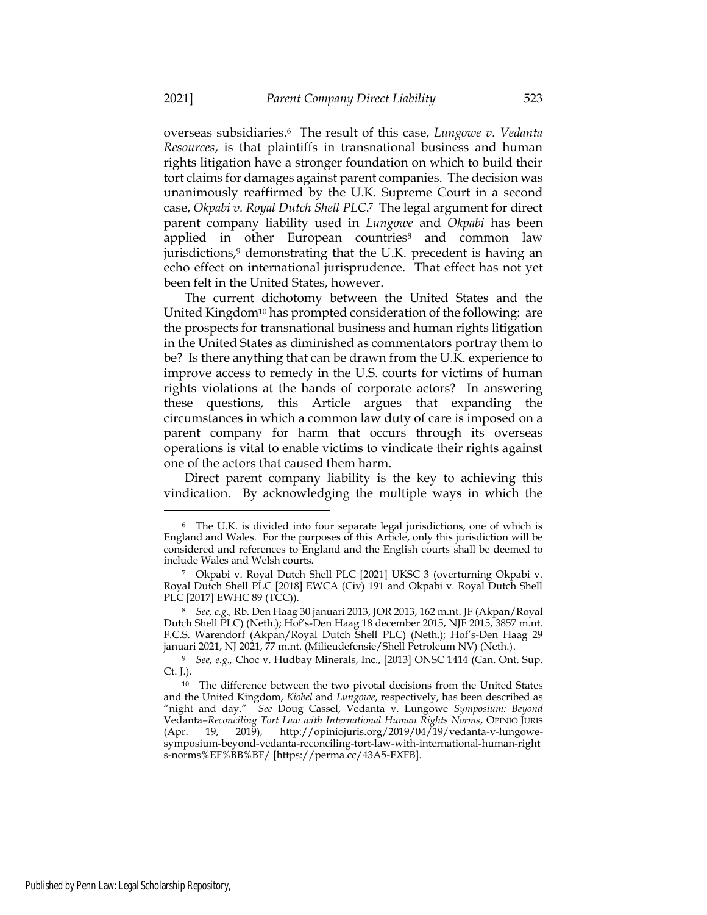overseas subsidiaries.[6] The result of this case, *Lungowe v. Vedanta Resources*, is that plaintiffs in transnational business and human rights litigation have a stronger foundation on which to build their tort claims for damages against parent companies. The decision was unanimously reaffirmed by the U.K. Supreme Court in a second case, *Okpabi v. Royal Dutch Shell PLC*.[7] The legal argument for direct parent company liability used in *Lungowe* and *Okpabi* has been applied in other European countries[8] and common law jurisdictions,[9] demonstrating that the U.K. precedent is having an echo effect on international jurisprudence. That effect has not yet been felt in the United States, however.

The current dichotomy between the United States and the United Kingdom[10] has prompted consideration of the following: are the prospects for transnational business and human rights litigation in the United States as diminished as commentators portray them to be? Is there anything that can be drawn from the U.K. experience to improve access to remedy in the U.S. courts for victims of human rights violations at the hands of corporate actors? In answering these questions, this Article argues that expanding the circumstances in which a common law duty of care is imposed on a parent company for harm that occurs through its overseas operations is vital to enable victims to vindicate their rights against one of the actors that caused them harm.

Direct parent company liability is the key to achieving this vindication. By acknowledging the multiple ways in which the

---

[6] The U.K. is divided into four separate legal jurisdictions, one of which is England and Wales. For the purposes of this Article, only this jurisdiction will be considered and references to England and the English courts shall be deemed to include Wales and Welsh courts.

[7] Okpabi v. Royal Dutch Shell PLC [2021] UKSC 3 (overturning Okpabi v. Royal Dutch Shell PLC [2018] EWCA (Civ) 191 and Okpabi v. Royal Dutch Shell PLC [2017] EWHC 89 (TCC)).

[8] *See, e.g.,* Rb. Den Haag 30 januari 2013, JOR 2013, 162 m.nt. JF (Akpan/Royal Dutch Shell PLC) (Neth.); Hof's-Den Haag 18 december 2015, NJF 2015, 3857 m.nt. F.C.S. Warendorf (Akpan/Royal Dutch Shell PLC) (Neth.); Hof's-Den Haag 29 januari 2021, NJ 2021, 77 m.nt. (Milieudefensie/Shell Petroleum NV) (Neth.).

[9] *See, e.g.,* Choc v. Hudbay Minerals, Inc., [2013] ONSC 1414 (Can. Ont. Sup. Ct. J.).

[10] The difference between the two pivotal decisions from the United States and the United Kingdom, *Kiobel* and *Lungowe*, respectively, has been described as "night and day." *See* Doug Cassel, Vedanta v. Lungowe *Symposium: Beyond* Vedanta*–Reconciling Tort Law with International Human Rights Norms*, OPINIO JURIS (Apr. 19, 2019), http://opiniojuris.org/2019/04/19/vedanta-v-lungowe-symposium-beyond-vedanta-reconciling-tort-law-with-international-human-rights-norms%EF%BB%BF/ [https://perma.cc/43A5-EXFB].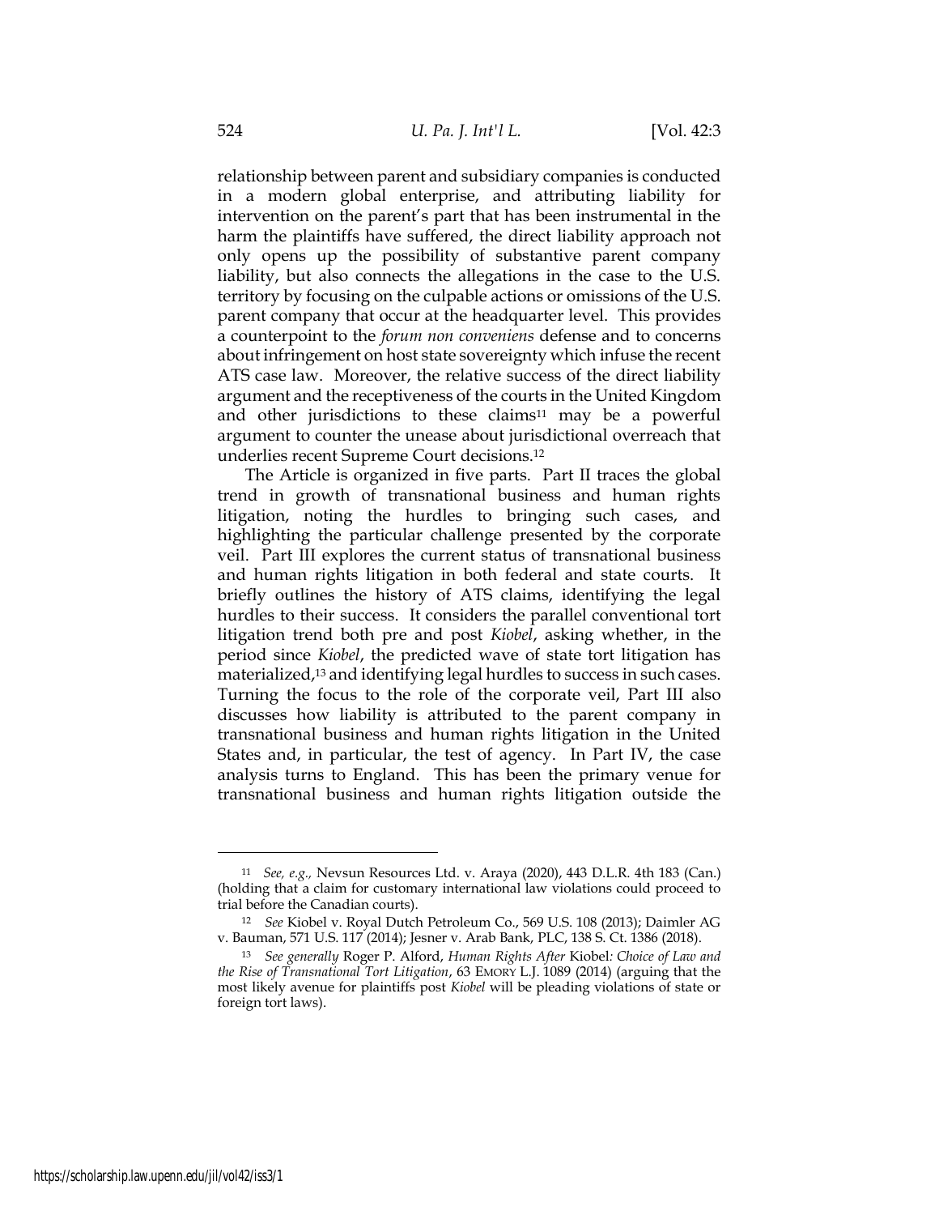relationship between parent and subsidiary companies is conducted in a modern global enterprise, and attributing liability for intervention on the parent's part that has been instrumental in the harm the plaintiffs have suffered, the direct liability approach not only opens up the possibility of substantive parent company liability, but also connects the allegations in the case to the U.S. territory by focusing on the culpable actions or omissions of the U.S. parent company that occur at the headquarter level. This provides a counterpoint to the *forum non conveniens* defense and to concerns about infringement on host state sovereignty which infuse the recent ATS case law. Moreover, the relative success of the direct liability argument and the receptiveness of the courts in the United Kingdom and other jurisdictions to these claims[11] may be a powerful argument to counter the unease about jurisdictional overreach that underlies recent Supreme Court decisions.[12]

The Article is organized in five parts. Part II traces the global trend in growth of transnational business and human rights litigation, noting the hurdles to bringing such cases, and highlighting the particular challenge presented by the corporate veil. Part III explores the current status of transnational business and human rights litigation in both federal and state courts. It briefly outlines the history of ATS claims, identifying the legal hurdles to their success. It considers the parallel conventional tort litigation trend both pre and post *Kiobel*, asking whether, in the period since *Kiobel*, the predicted wave of state tort litigation has materialized,[13] and identifying legal hurdles to success in such cases. Turning the focus to the role of the corporate veil, Part III also discusses how liability is attributed to the parent company in transnational business and human rights litigation in the United States and, in particular, the test of agency. In Part IV, the case analysis turns to England. This has been the primary venue for transnational business and human rights litigation outside the

---

[11] *See, e.g.,* Nevsun Resources Ltd. v. Araya (2020), 443 D.L.R. 4th 183 (Can.) (holding that a claim for customary international law violations could proceed to trial before the Canadian courts).

[12] *See* Kiobel v. Royal Dutch Petroleum Co., 569 U.S. 108 (2013); Daimler AG v. Bauman, 571 U.S. 117 (2014); Jesner v. Arab Bank, PLC, 138 S. Ct. 1386 (2018).

[13] *See generally* Roger P. Alford, *Human Rights After* Kiobel*: Choice of Law and the Rise of Transnational Tort Litigation*, 63 EMORY L.J. 1089 (2014) (arguing that the most likely avenue for plaintiffs post *Kiobel* will be pleading violations of state or foreign tort laws).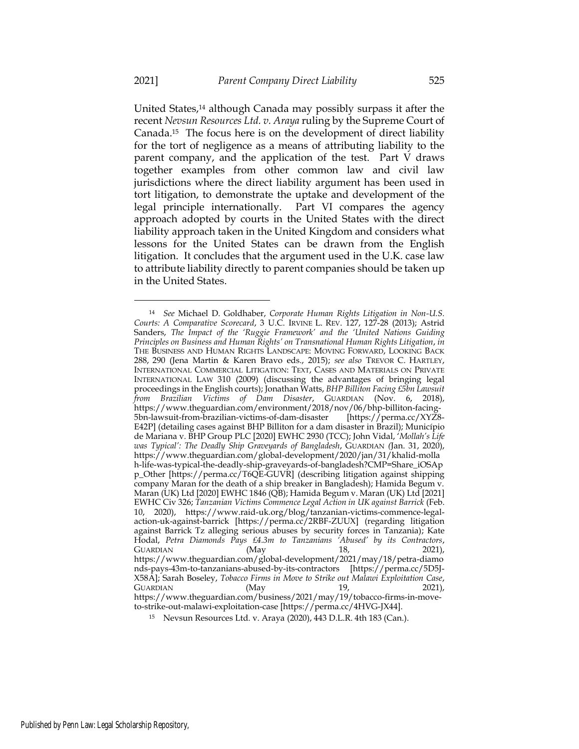United States,[14] although Canada may possibly surpass it after the recent *Nevsun Resources Ltd. v. Araya* ruling by the Supreme Court of Canada.[15] The focus here is on the development of direct liability for the tort of negligence as a means of attributing liability to the parent company, and the application of the test. Part V draws together examples from other common law and civil law jurisdictions where the direct liability argument has been used in tort litigation, to demonstrate the uptake and development of the legal principle internationally. Part VI compares the agency approach adopted by courts in the United States with the direct liability approach taken in the United Kingdom and considers what lessons for the United States can be drawn from the English litigation. It concludes that the argument used in the U.K. case law to attribute liability directly to parent companies should be taken up in the United States.

---

[14] *See* Michael D. Goldhaber, *Corporate Human Rights Litigation in Non-U.S. Courts: A Comparative Scorecard*, 3 U.C. IRVINE L. REV. 127, 127-28 (2013); Astrid Sanders, *The Impact of the 'Ruggie Framework' and the 'United Nations Guiding Principles on Business and Human Rights' on Transnational Human Rights Litigation*, *in* THE BUSINESS AND HUMAN RIGHTS LANDSCAPE: MOVING FORWARD, LOOKING BACK 288, 290 (Jena Martin & Karen Bravo eds., 2015); *see also* TREVOR C. HARTLEY, INTERNATIONAL COMMERCIAL LITIGATION: TEXT, CASES AND MATERIALS ON PRIVATE INTERNATIONAL LAW 310 (2009) (discussing the advantages of bringing legal proceedings in the English courts); Jonathan Watts, *BHP Billiton Facing £5bn Lawsuit from Brazilian Victims of Dam Disaster*, GUARDIAN (Nov. 6, 2018), https://www.theguardian.com/environment/2018/nov/06/bhp-billiton-facing-5bn-lawsuit-from-brazilian-victims-of-dam-disaster [https://perma.cc/XYZ8-E42P] (detailing cases against BHP Billiton for a dam disaster in Brazil); Município de Mariana v. BHP Group PLC [2020] EWHC 2930 (TCC); John Vidal, *'Mollah's Life was Typical': The Deadly Ship Graveyards of Bangladesh*, GUARDIAN (Jan. 31, 2020), https://www.theguardian.com/global-development/2020/jan/31/khalid-mollah-life-was-typical-the-deadly-ship-graveyards-of-bangladesh?CMP=Share_iOSApp_Other [https://perma.cc/T6QE-GUVR] (describing litigation against shipping company Maran for the death of a ship breaker in Bangladesh); Hamida Begum v. Maran (UK) Ltd [2020] EWHC 1846 (QB); Hamida Begum v. Maran (UK) Ltd [2021] EWHC Civ 326; *Tanzanian Victims Commence Legal Action in UK against Barrick* (Feb. 10, 2020), https://www.raid-uk.org/blog/tanzanian-victims-commence-legal-action-uk-against-barrick [https://perma.cc/2RBF-ZUUX] (regarding litigation against Barrick Tz alleging serious abuses by security forces in Tanzania); Kate Hodal, *Petra Diamonds Pays £4.3m to Tanzanians 'Abused' by its Contractors*, GUARDIAN (May 18, 2021), https://www.theguardian.com/global-development/2021/may/18/petra-diamonds-pays-43m-to-tanzanians-abused-by-its-contractors [https://perma.cc/5D5J-X58A]; Sarah Boseley, *Tobacco Firms in Move to Strike out Malawi Exploitation Case*, GUARDIAN (May 19, 2021), https://www.theguardian.com/business/2021/may/19/tobacco-firms-in-move-to-strike-out-malawi-exploitation-case [https://perma.cc/4HVG-JX44].

[15] Nevsun Resources Ltd. v. Araya (2020), 443 D.L.R. 4th 183 (Can.).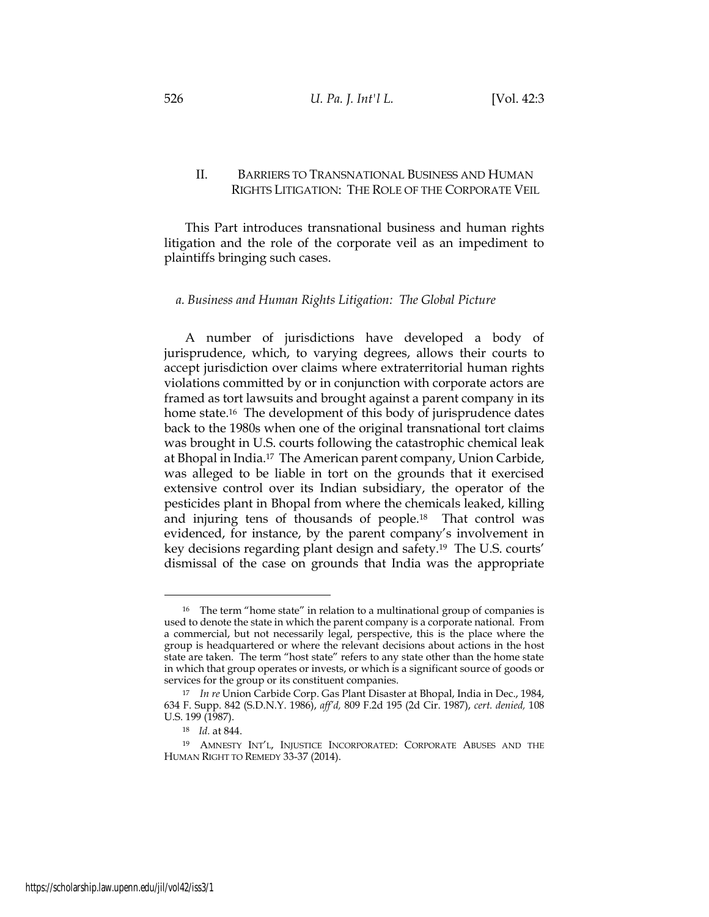## II. BARRIERS TO TRANSNATIONAL BUSINESS AND HUMAN RIGHTS LITIGATION: THE ROLE OF THE CORPORATE VEIL

This Part introduces transnational business and human rights litigation and the role of the corporate veil as an impediment to plaintiffs bringing such cases.

### *a. Business and Human Rights Litigation: The Global Picture*

A number of jurisdictions have developed a body of jurisprudence, which, to varying degrees, allows their courts to accept jurisdiction over claims where extraterritorial human rights violations committed by or in conjunction with corporate actors are framed as tort lawsuits and brought against a parent company in its home state.[16] The development of this body of jurisprudence dates back to the 1980s when one of the original transnational tort claims was brought in U.S. courts following the catastrophic chemical leak at Bhopal in India.[17] The American parent company, Union Carbide, was alleged to be liable in tort on the grounds that it exercised extensive control over its Indian subsidiary, the operator of the pesticides plant in Bhopal from where the chemicals leaked, killing and injuring tens of thousands of people.[18] That control was evidenced, for instance, by the parent company's involvement in key decisions regarding plant design and safety.[19] The U.S. courts' dismissal of the case on grounds that India was the appropriate

---

[16] The term "home state" in relation to a multinational group of companies is used to denote the state in which the parent company is a corporate national. From a commercial, but not necessarily legal, perspective, this is the place where the group is headquartered or where the relevant decisions about actions in the host state are taken. The term "host state" refers to any state other than the home state in which that group operates or invests, or which is a significant source of goods or services for the group or its constituent companies.

[17] *In re* Union Carbide Corp. Gas Plant Disaster at Bhopal, India in Dec., 1984, 634 F. Supp. 842 (S.D.N.Y. 1986), *aff'd,* 809 F.2d 195 (2d Cir. 1987), *cert. denied,* 108 U.S. 199 (1987).

[18] *Id.* at 844.

[19] AMNESTY INT'L, INJUSTICE INCORPORATED: CORPORATE ABUSES AND THE HUMAN RIGHT TO REMEDY 33-37 (2014).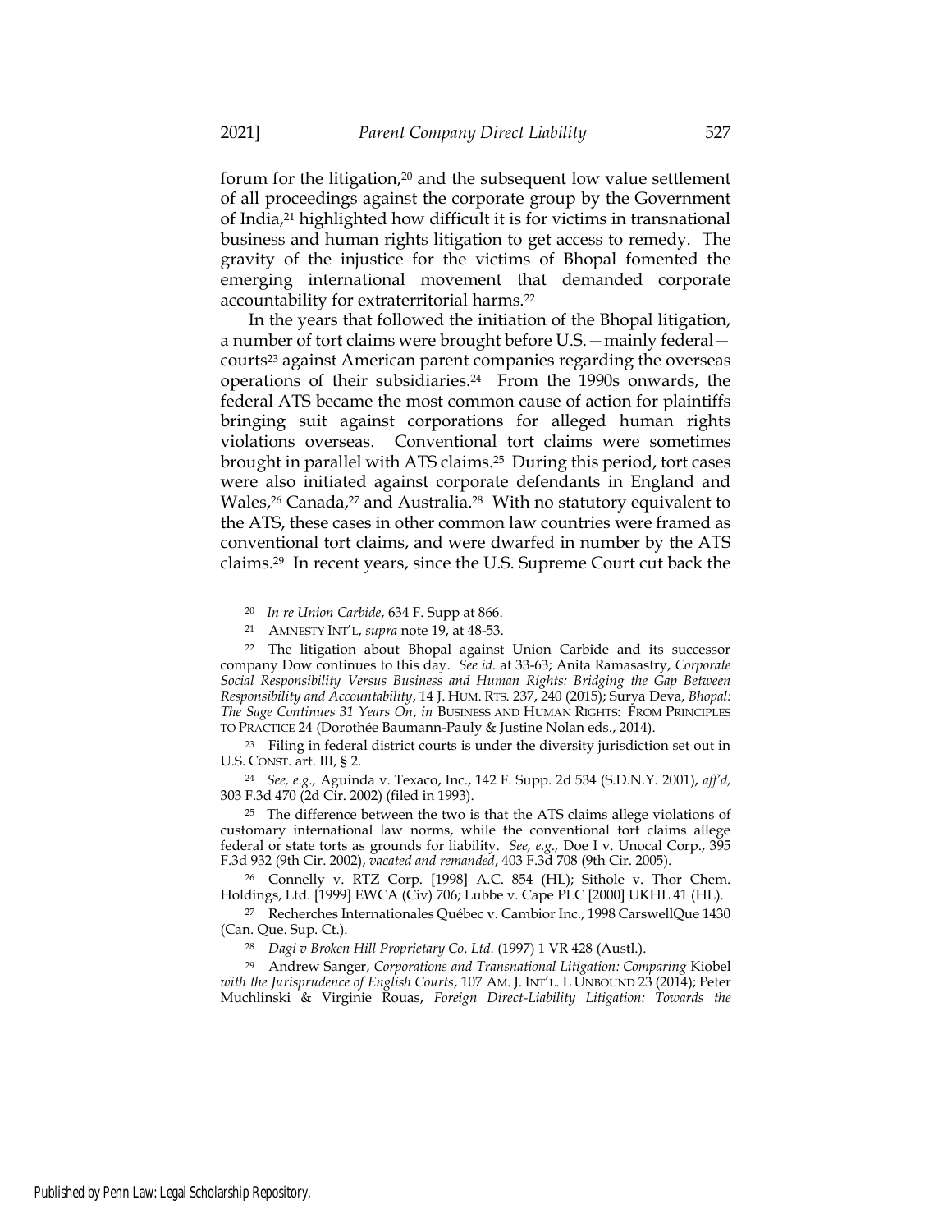forum for the litigation,[20] and the subsequent low value settlement of all proceedings against the corporate group by the Government of India,[21] highlighted how difficult it is for victims in transnational business and human rights litigation to get access to remedy. The gravity of the injustice for the victims of Bhopal fomented the emerging international movement that demanded corporate accountability for extraterritorial harms.[22]

In the years that followed the initiation of the Bhopal litigation, a number of tort claims were brought before U.S.—mainly federal—courts[23] against American parent companies regarding the overseas operations of their subsidiaries.[24] From the 1990s onwards, the federal ATS became the most common cause of action for plaintiffs bringing suit against corporations for alleged human rights violations overseas. Conventional tort claims were sometimes brought in parallel with ATS claims.[25] During this period, tort cases were also initiated against corporate defendants in England and Wales,[26] Canada,[27] and Australia.[28] With no statutory equivalent to the ATS, these cases in other common law countries were framed as conventional tort claims, and were dwarfed in number by the ATS claims.[29] In recent years, since the U.S. Supreme Court cut back the

---

[20] *In re Union Carbide*, 634 F. Supp at 866.

[21] AMNESTY INT'L, *supra* note 19, at 48-53.

[22] The litigation about Bhopal against Union Carbide and its successor company Dow continues to this day. *See id.* at 33-63; Anita Ramasastry, *Corporate Social Responsibility Versus Business and Human Rights: Bridging the Gap Between Responsibility and Accountability*, 14 J. HUM. RTS. 237, 240 (2015); Surya Deva, *Bhopal: The Sage Continues 31 Years On*, *in* BUSINESS AND HUMAN RIGHTS: FROM PRINCIPLES TO PRACTICE 24 (Dorothée Baumann-Pauly & Justine Nolan eds., 2014).

[23] Filing in federal district courts is under the diversity jurisdiction set out in U.S. CONST. art. III, § 2.

[24] *See, e.g.,* Aguinda v. Texaco, Inc., 142 F. Supp. 2d 534 (S.D.N.Y. 2001), *aff'd,* 303 F.3d 470 (2d Cir. 2002) (filed in 1993).

[25] The difference between the two is that the ATS claims allege violations of customary international law norms, while the conventional tort claims allege federal or state torts as grounds for liability. *See, e.g.,* Doe I v. Unocal Corp., 395 F.3d 932 (9th Cir. 2002), *vacated and remanded*, 403 F.3d 708 (9th Cir. 2005).

[26] Connelly v. RTZ Corp. [1998] A.C. 854 (HL); Sithole v. Thor Chem. Holdings, Ltd. [1999] EWCA (Civ) 706; Lubbe v. Cape PLC [2000] UKHL 41 (HL).

[27] Recherches Internationales Québec v. Cambior Inc., 1998 CarswellQue 1430 (Can. Que. Sup. Ct.).

[28] *Dagi v Broken Hill Proprietary Co. Ltd.* (1997) 1 VR 428 (Austl.).

[29] Andrew Sanger, *Corporations and Transnational Litigation: Comparing* Kiobel *with the Jurisprudence of English Courts*, 107 AM. J. INT'L. L UNBOUND 23 (2014); Peter Muchlinski & Virginie Rouas, *Foreign Direct-Liability Litigation: Towards the*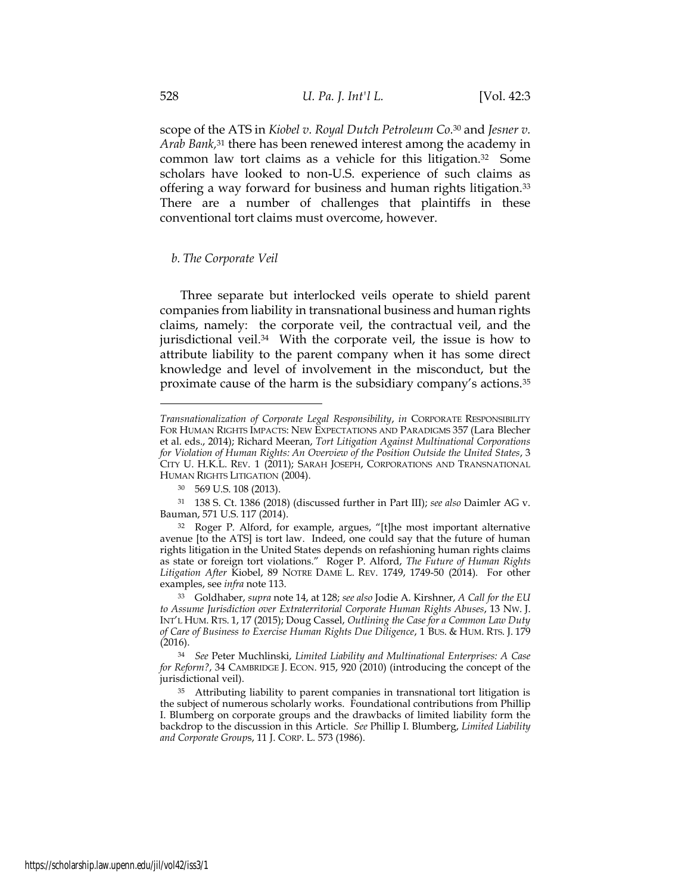scope of the ATS in *Kiobel v. Royal Dutch Petroleum Co.*[30] and *Jesner v. Arab Bank*,[31] there has been renewed interest among the academy in common law tort claims as a vehicle for this litigation.[32] Some scholars have looked to non-U.S. experience of such claims as offering a way forward for business and human rights litigation.[33] There are a number of challenges that plaintiffs in these conventional tort claims must overcome, however.

### *b. The Corporate Veil*

Three separate but interlocked veils operate to shield parent companies from liability in transnational business and human rights claims, namely: the corporate veil, the contractual veil, and the jurisdictional veil.[34] With the corporate veil, the issue is how to attribute liability to the parent company when it has some direct knowledge and level of involvement in the misconduct, but the proximate cause of the harm is the subsidiary company's actions.[35]

---

*Transnationalization of Corporate Legal Responsibility*, *in* CORPORATE RESPONSIBILITY FOR HUMAN RIGHTS IMPACTS: NEW EXPECTATIONS AND PARADIGMS 357 (Lara Blecher et al. eds., 2014); Richard Meeran, *Tort Litigation Against Multinational Corporations for Violation of Human Rights: An Overview of the Position Outside the United States*, 3 CITY U. H.K.L. REV. 1 (2011); SARAH JOSEPH, CORPORATIONS AND TRANSNATIONAL HUMAN RIGHTS LITIGATION (2004).

[30] 569 U.S. 108 (2013).

[31] 138 S. Ct. 1386 (2018) (discussed further in Part III); *see also* Daimler AG v. Bauman, 571 U.S. 117 (2014).

[32] Roger P. Alford, for example, argues, "[t]he most important alternative avenue [to the ATS] is tort law. Indeed, one could say that the future of human rights litigation in the United States depends on refashioning human rights claims as state or foreign tort violations." Roger P. Alford, *The Future of Human Rights Litigation After* Kiobel, 89 NOTRE DAME L. REV. 1749, 1749-50 (2014). For other examples, see *infra* note 113.

[33] Goldhaber, *supra* note 14, at 128; *see also* Jodie A. Kirshner, *A Call for the EU to Assume Jurisdiction over Extraterritorial Corporate Human Rights Abuses*, 13 NW. J. INT'L HUM. RTS. 1, 17 (2015); Doug Cassel, *Outlining the Case for a Common Law Duty of Care of Business to Exercise Human Rights Due Diligence*, 1 BUS. & HUM. RTS. J. 179 (2016).

[34] *See* Peter Muchlinski, *Limited Liability and Multinational Enterprises: A Case for Reform?*, 34 CAMBRIDGE J. ECON. 915, 920 (2010) (introducing the concept of the jurisdictional veil).

[35] Attributing liability to parent companies in transnational tort litigation is the subject of numerous scholarly works. Foundational contributions from Phillip I. Blumberg on corporate groups and the drawbacks of limited liability form the backdrop to the discussion in this Article. *See* Phillip I. Blumberg, *Limited Liability and Corporate Groups*, 11 J. CORP. L. 573 (1986).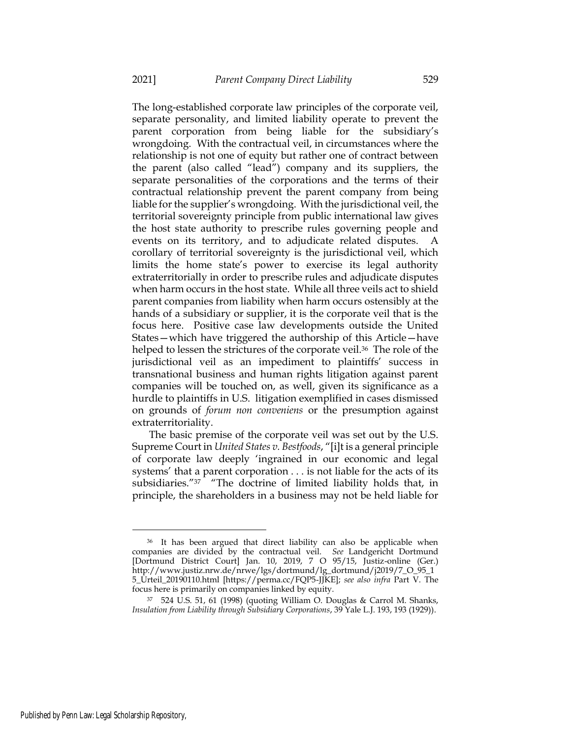The long-established corporate law principles of the corporate veil, separate personality, and limited liability operate to prevent the parent corporation from being liable for the subsidiary's wrongdoing. With the contractual veil, in circumstances where the relationship is not one of equity but rather one of contract between the parent (also called "lead") company and its suppliers, the separate personalities of the corporations and the terms of their contractual relationship prevent the parent company from being liable for the supplier's wrongdoing. With the jurisdictional veil, the territorial sovereignty principle from public international law gives the host state authority to prescribe rules governing people and events on its territory, and to adjudicate related disputes. A corollary of territorial sovereignty is the jurisdictional veil, which limits the home state's power to exercise its legal authority extraterritorially in order to prescribe rules and adjudicate disputes when harm occurs in the host state. While all three veils act to shield parent companies from liability when harm occurs ostensibly at the hands of a subsidiary or supplier, it is the corporate veil that is the focus here. Positive case law developments outside the United States—which have triggered the authorship of this Article—have helped to lessen the strictures of the corporate veil.[36] The role of the jurisdictional veil as an impediment to plaintiffs' success in transnational business and human rights litigation against parent companies will be touched on, as well, given its significance as a hurdle to plaintiffs in U.S. litigation exemplified in cases dismissed on grounds of *forum non conveniens* or the presumption against extraterritoriality.

The basic premise of the corporate veil was set out by the U.S. Supreme Court in *United States v. Bestfoods*, "[i]t is a general principle of corporate law deeply 'ingrained in our economic and legal systems' that a parent corporation . . . is not liable for the acts of its subsidiaries."[37] "The doctrine of limited liability holds that, in principle, the shareholders in a business may not be held liable for

---

[36] It has been argued that direct liability can also be applicable when companies are divided by the contractual veil. *See* Landgericht Dortmund [Dortmund District Court] Jan. 10, 2019, 7 O 95/15, Justiz-online (Ger.) http://www.justiz.nrw.de/nrwe/lgs/dortmund/lg_dortmund/j2019/7_O_95_15_Urteil_20190110.html [https://perma.cc/FQP5-JJKE]; *see also infra* Part V. The focus here is primarily on companies linked by equity.

[37] 524 U.S. 51, 61 (1998) (quoting William O. Douglas & Carrol M. Shanks, *Insulation from Liability through Subsidiary Corporations*, 39 Yale L.J. 193, 193 (1929)).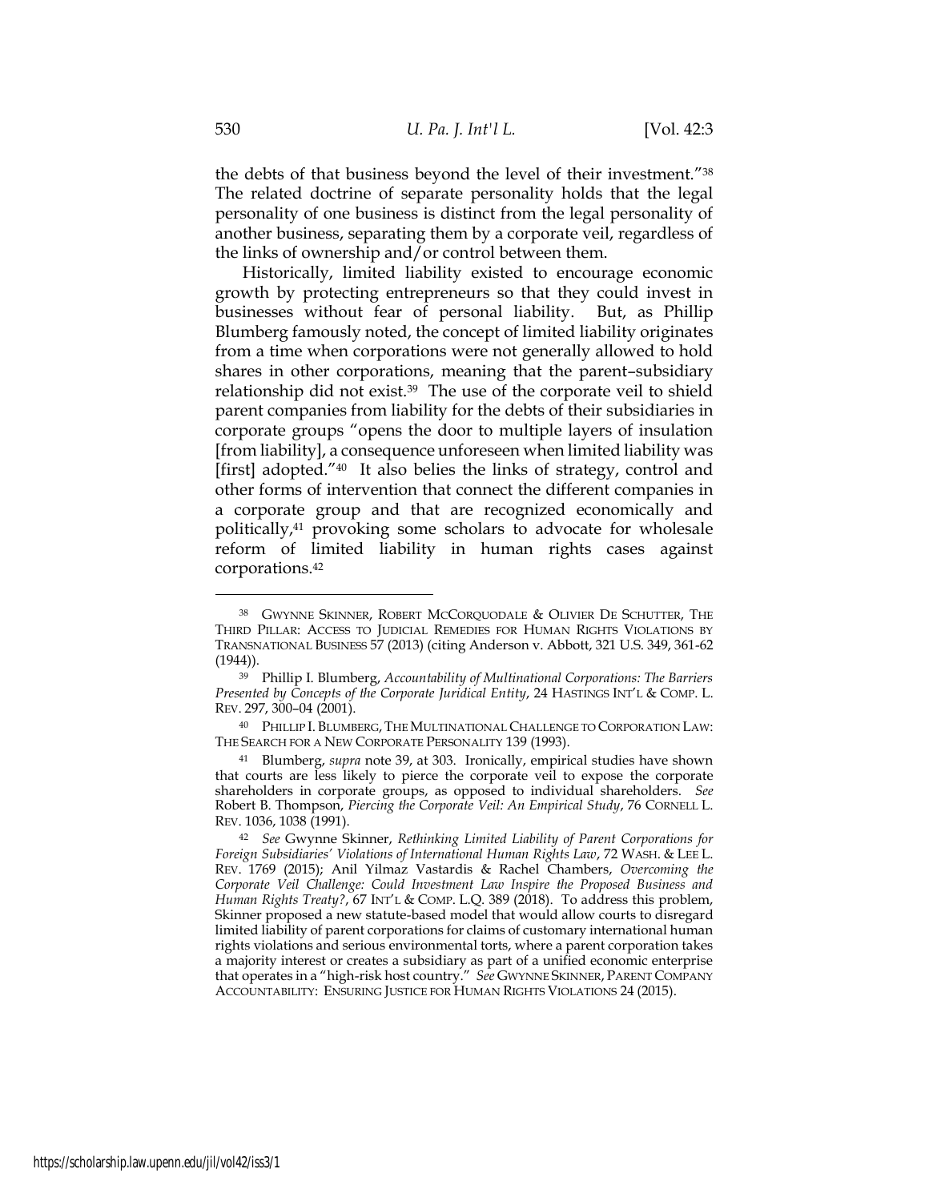the debts of that business beyond the level of their investment."[38] The related doctrine of separate personality holds that the legal personality of one business is distinct from the legal personality of another business, separating them by a corporate veil, regardless of the links of ownership and/or control between them.

Historically, limited liability existed to encourage economic growth by protecting entrepreneurs so that they could invest in businesses without fear of personal liability. But, as Phillip Blumberg famously noted, the concept of limited liability originates from a time when corporations were not generally allowed to hold shares in other corporations, meaning that the parent–subsidiary relationship did not exist.[39] The use of the corporate veil to shield parent companies from liability for the debts of their subsidiaries in corporate groups "opens the door to multiple layers of insulation [from liability], a consequence unforeseen when limited liability was [first] adopted."[40] It also belies the links of strategy, control and other forms of intervention that connect the different companies in a corporate group and that are recognized economically and politically,[41] provoking some scholars to advocate for wholesale reform of limited liability in human rights cases against corporations.[42]

---

[38] GWYNNE SKINNER, ROBERT MCCORQUODALE & OLIVIER DE SCHUTTER, THE THIRD PILLAR: ACCESS TO JUDICIAL REMEDIES FOR HUMAN RIGHTS VIOLATIONS BY TRANSNATIONAL BUSINESS 57 (2013) (citing Anderson v. Abbott, 321 U.S. 349, 361-62 (1944)).

[39] Phillip I. Blumberg, *Accountability of Multinational Corporations: The Barriers Presented by Concepts of the Corporate Juridical Entity*, 24 HASTINGS INT'L & COMP. L. REV. 297, 300–04 (2001).

[40] PHILLIP I. BLUMBERG, THE MULTINATIONAL CHALLENGE TO CORPORATION LAW: THE SEARCH FOR A NEW CORPORATE PERSONALITY 139 (1993).

[41] Blumberg, *supra* note 39, at 303. Ironically, empirical studies have shown that courts are less likely to pierce the corporate veil to expose the corporate shareholders in corporate groups, as opposed to individual shareholders. *See* Robert B. Thompson, *Piercing the Corporate Veil: An Empirical Study*, 76 CORNELL L. REV. 1036, 1038 (1991).

[42] *See* Gwynne Skinner, *Rethinking Limited Liability of Parent Corporations for Foreign Subsidiaries' Violations of International Human Rights Law*, 72 WASH. & LEE L. REV. 1769 (2015); Anil Yilmaz Vastardis & Rachel Chambers, *Overcoming the Corporate Veil Challenge: Could Investment Law Inspire the Proposed Business and Human Rights Treaty?*, 67 INT'L & COMP. L.Q. 389 (2018). To address this problem, Skinner proposed a new statute-based model that would allow courts to disregard limited liability of parent corporations for claims of customary international human rights violations and serious environmental torts, where a parent corporation takes a majority interest or creates a subsidiary as part of a unified economic enterprise that operates in a "high-risk host country." *See* GWYNNE SKINNER, PARENT COMPANY ACCOUNTABILITY: ENSURING JUSTICE FOR HUMAN RIGHTS VIOLATIONS 24 (2015).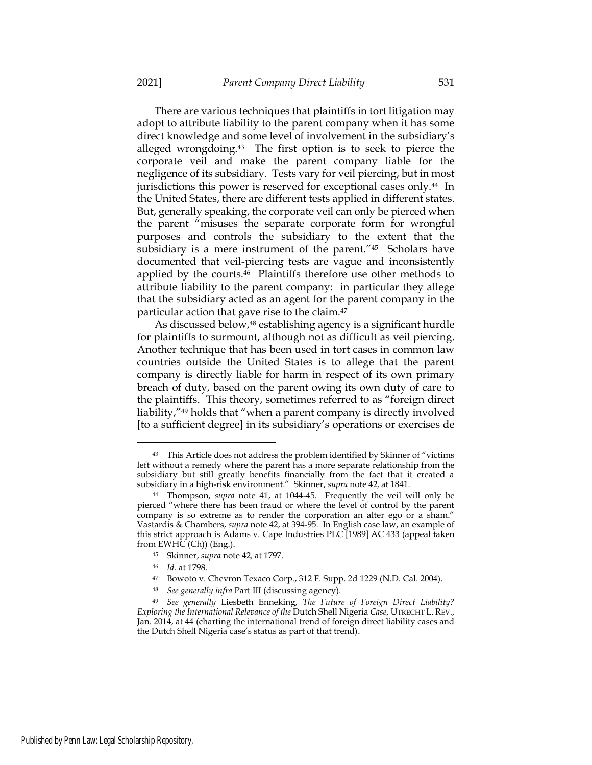There are various techniques that plaintiffs in tort litigation may adopt to attribute liability to the parent company when it has some direct knowledge and some level of involvement in the subsidiary's alleged wrongdoing.[43] The first option is to seek to pierce the corporate veil and make the parent company liable for the negligence of its subsidiary. Tests vary for veil piercing, but in most jurisdictions this power is reserved for exceptional cases only.[44] In the United States, there are different tests applied in different states. But, generally speaking, the corporate veil can only be pierced when the parent "misuses the separate corporate form for wrongful purposes and controls the subsidiary to the extent that the subsidiary is a mere instrument of the parent."[45] Scholars have documented that veil-piercing tests are vague and inconsistently applied by the courts.[46] Plaintiffs therefore use other methods to attribute liability to the parent company: in particular they allege that the subsidiary acted as an agent for the parent company in the particular action that gave rise to the claim.[47]

As discussed below,[48] establishing agency is a significant hurdle for plaintiffs to surmount, although not as difficult as veil piercing. Another technique that has been used in tort cases in common law countries outside the United States is to allege that the parent company is directly liable for harm in respect of its own primary breach of duty, based on the parent owing its own duty of care to the plaintiffs. This theory, sometimes referred to as "foreign direct liability,"[49] holds that "when a parent company is directly involved [to a sufficient degree] in its subsidiary's operations or exercises de

---

[43] This Article does not address the problem identified by Skinner of "victims left without a remedy where the parent has a more separate relationship from the subsidiary but still greatly benefits financially from the fact that it created a subsidiary in a high-risk environment." Skinner, *supra* note 42, at 1841.

[44] Thompson, *supra* note 41, at 1044-45. Frequently the veil will only be pierced "where there has been fraud or where the level of control by the parent company is so extreme as to render the corporation an alter ego or a sham." Vastardis & Chambers, *supra* note 42, at 394-95. In English case law, an example of this strict approach is Adams v. Cape Industries PLC [1989] AC 433 (appeal taken from EWHC (Ch)) (Eng.).

[45] Skinner, *supra* note 42, at 1797.

[46] *Id.* at 1798.

[47] Bowoto v. Chevron Texaco Corp., 312 F. Supp. 2d 1229 (N.D. Cal. 2004).

[48] *See generally infra* Part III (discussing agency).

[49] *See generally* Liesbeth Enneking, *The Future of Foreign Direct Liability? Exploring the International Relevance of the* Dutch Shell Nigeria *Case*, UTRECHT L. REV., Jan. 2014, at 44 (charting the international trend of foreign direct liability cases and the Dutch Shell Nigeria case's status as part of that trend).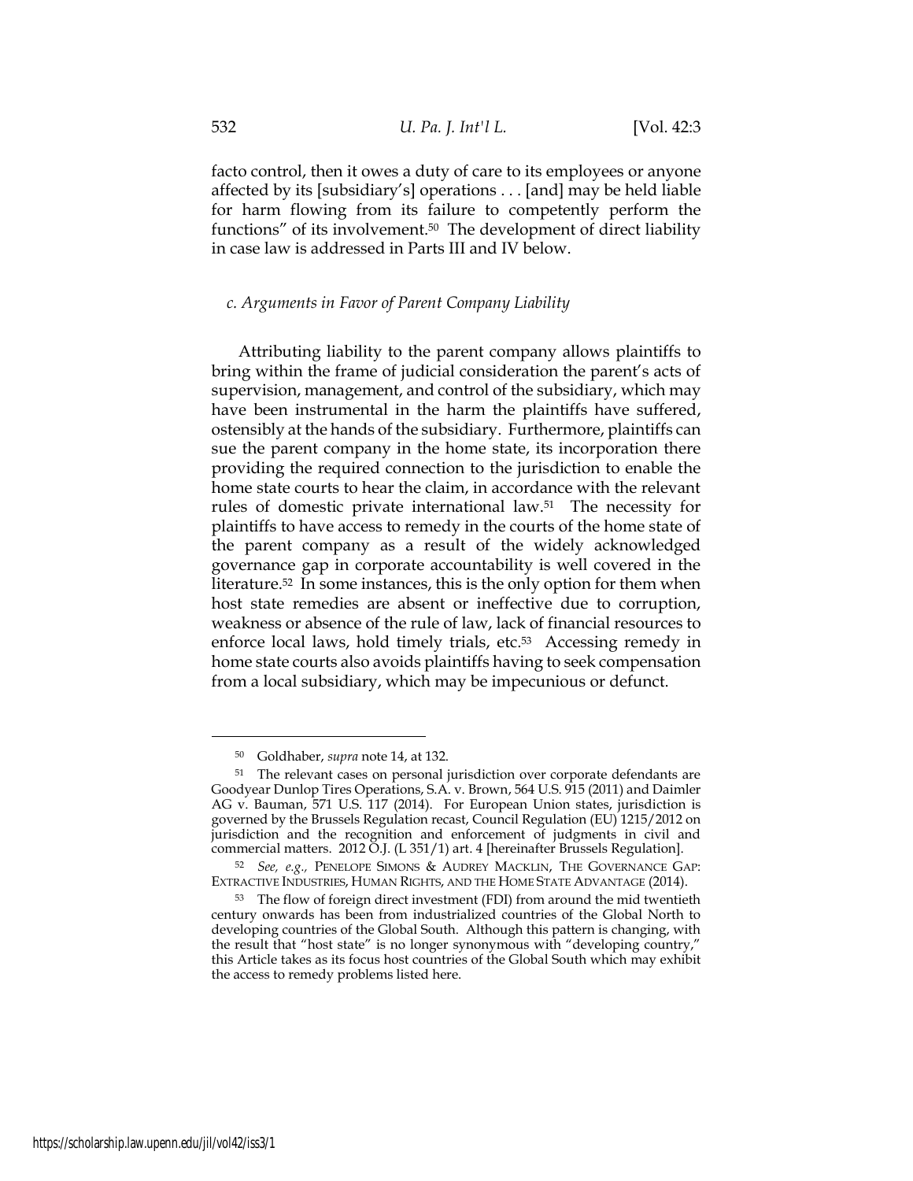facto control, then it owes a duty of care to its employees or anyone affected by its [subsidiary's] operations . . . [and] may be held liable for harm flowing from its failure to competently perform the functions" of its involvement.[50] The development of direct liability in case law is addressed in Parts III and IV below.

### *c. Arguments in Favor of Parent Company Liability*

Attributing liability to the parent company allows plaintiffs to bring within the frame of judicial consideration the parent's acts of supervision, management, and control of the subsidiary, which may have been instrumental in the harm the plaintiffs have suffered, ostensibly at the hands of the subsidiary. Furthermore, plaintiffs can sue the parent company in the home state, its incorporation there providing the required connection to the jurisdiction to enable the home state courts to hear the claim, in accordance with the relevant rules of domestic private international law.[51] The necessity for plaintiffs to have access to remedy in the courts of the home state of the parent company as a result of the widely acknowledged governance gap in corporate accountability is well covered in the literature.[52] In some instances, this is the only option for them when host state remedies are absent or ineffective due to corruption, weakness or absence of the rule of law, lack of financial resources to enforce local laws, hold timely trials, etc.[53] Accessing remedy in home state courts also avoids plaintiffs having to seek compensation from a local subsidiary, which may be impecunious or defunct.

---

[50] Goldhaber, *supra* note 14, at 132.

[51] The relevant cases on personal jurisdiction over corporate defendants are Goodyear Dunlop Tires Operations, S.A. v. Brown, 564 U.S. 915 (2011) and Daimler AG v. Bauman, 571 U.S. 117 (2014). For European Union states, jurisdiction is governed by the Brussels Regulation recast, Council Regulation (EU) 1215/2012 on jurisdiction and the recognition and enforcement of judgments in civil and commercial matters. 2012 O.J. (L 351/1) art. 4 [hereinafter Brussels Regulation].

[52] *See, e.g.,* PENELOPE SIMONS & AUDREY MACKLIN, THE GOVERNANCE GAP: EXTRACTIVE INDUSTRIES, HUMAN RIGHTS, AND THE HOME STATE ADVANTAGE (2014).

[53] The flow of foreign direct investment (FDI) from around the mid twentieth century onwards has been from industrialized countries of the Global North to developing countries of the Global South. Although this pattern is changing, with the result that "host state" is no longer synonymous with "developing country," this Article takes as its focus host countries of the Global South which may exhibit the access to remedy problems listed here.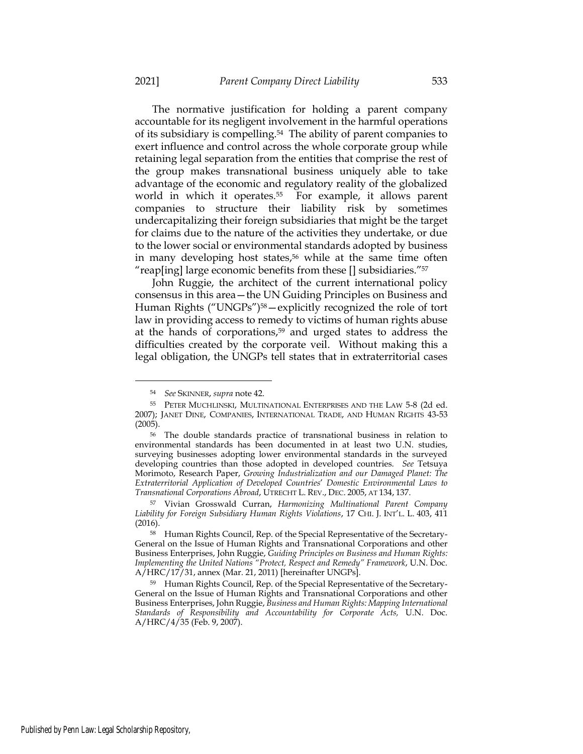The normative justification for holding a parent company accountable for its negligent involvement in the harmful operations of its subsidiary is compelling.[54] The ability of parent companies to exert influence and control across the whole corporate group while retaining legal separation from the entities that comprise the rest of the group makes transnational business uniquely able to take advantage of the economic and regulatory reality of the globalized world in which it operates.[55] For example, it allows parent companies to structure their liability risk by sometimes undercapitalizing their foreign subsidiaries that might be the target for claims due to the nature of the activities they undertake, or due to the lower social or environmental standards adopted by business in many developing host states,[56] while at the same time often "reap[ing] large economic benefits from these [] subsidiaries."[57]

John Ruggie, the architect of the current international policy consensus in this area—the UN Guiding Principles on Business and Human Rights ("UNGPs")[58]—explicitly recognized the role of tort law in providing access to remedy to victims of human rights abuse at the hands of corporations,[59] and urged states to address the difficulties created by the corporate veil. Without making this a legal obligation, the UNGPs tell states that in extraterritorial cases

---

[54] *See* SKINNER, *supra* note 42.

[55] PETER MUCHLINSKI, MULTINATIONAL ENTERPRISES AND THE LAW 5-8 (2d ed. 2007); JANET DINE, COMPANIES, INTERNATIONAL TRADE, AND HUMAN RIGHTS 43-53 (2005).

[56] The double standards practice of transnational business in relation to environmental standards has been documented in at least two U.N. studies, surveying businesses adopting lower environmental standards in the surveyed developing countries than those adopted in developed countries. *See* Tetsuya Morimoto, Research Paper, *Growing Industrialization and our Damaged Planet: The Extraterritorial Application of Developed Countries' Domestic Environmental Laws to Transnational Corporations Abroad*, UTRECHT L. REV., DEC. 2005, AT 134, 137.

[57] Vivian Grosswald Curran, *Harmonizing Multinational Parent Company Liability for Foreign Subsidiary Human Rights Violations*, 17 CHI. J. INT'L. L. 403, 411 (2016).

[58] Human Rights Council, Rep. of the Special Representative of the Secretary-General on the Issue of Human Rights and Transnational Corporations and other Business Enterprises, John Ruggie, *Guiding Principles on Business and Human Rights: Implementing the United Nations "Protect, Respect and Remedy" Framework*, U.N. Doc. A/HRC/17/31, annex (Mar. 21, 2011) [hereinafter UNGPs].

[59] Human Rights Council, Rep. of the Special Representative of the Secretary-General on the Issue of Human Rights and Transnational Corporations and other Business Enterprises, John Ruggie, *Business and Human Rights: Mapping International Standards of Responsibility and Accountability for Corporate Acts,* U.N. Doc. A/HRC/4/35 (Feb. 9, 2007).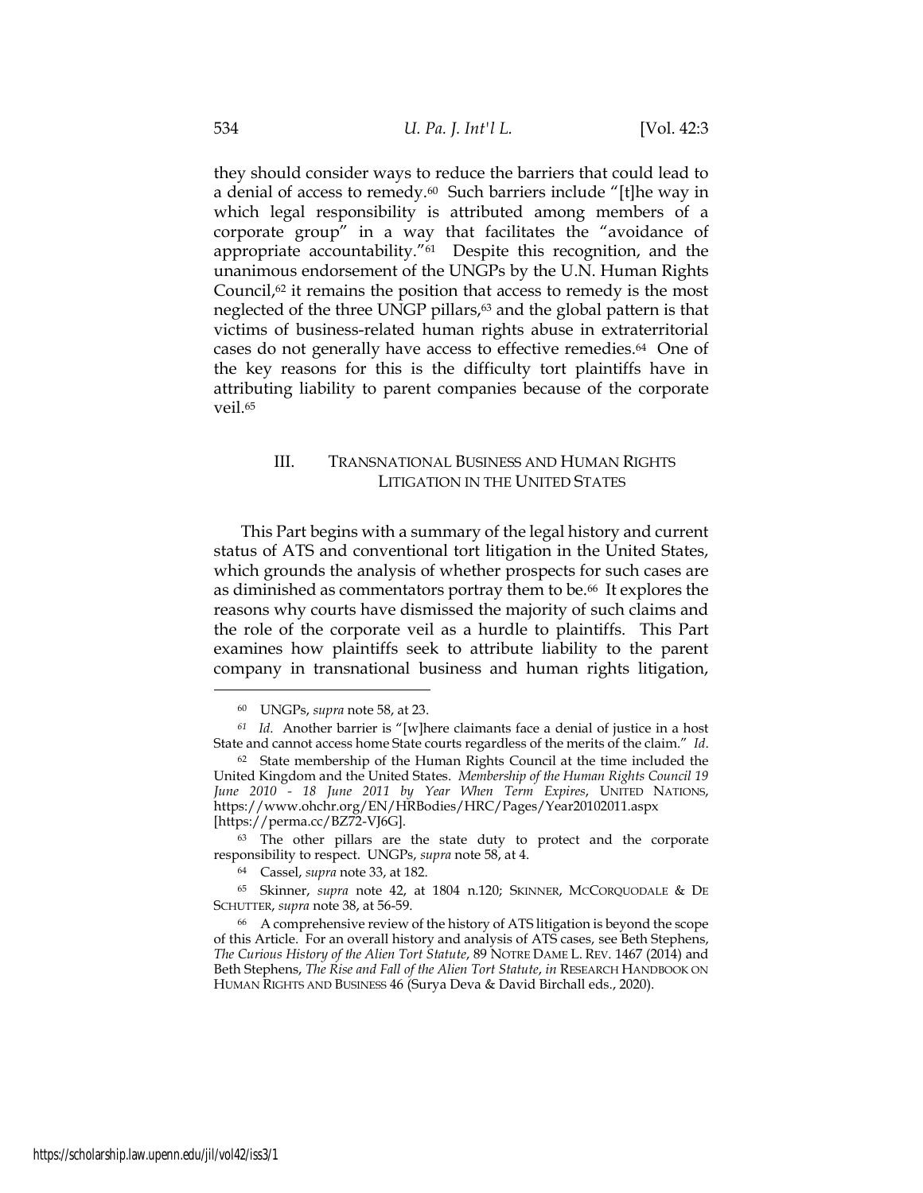they should consider ways to reduce the barriers that could lead to a denial of access to remedy.[60] Such barriers include "[t]he way in which legal responsibility is attributed among members of a corporate group" in a way that facilitates the "avoidance of appropriate accountability."[61] Despite this recognition, and the unanimous endorsement of the UNGPs by the U.N. Human Rights Council,[62] it remains the position that access to remedy is the most neglected of the three UNGP pillars,[63] and the global pattern is that victims of business-related human rights abuse in extraterritorial cases do not generally have access to effective remedies.[64] One of the key reasons for this is the difficulty tort plaintiffs have in attributing liability to parent companies because of the corporate veil.[65]

## III. TRANSNATIONAL BUSINESS AND HUMAN RIGHTS LITIGATION IN THE UNITED STATES

This Part begins with a summary of the legal history and current status of ATS and conventional tort litigation in the United States, which grounds the analysis of whether prospects for such cases are as diminished as commentators portray them to be.[66] It explores the reasons why courts have dismissed the majority of such claims and the role of the corporate veil as a hurdle to plaintiffs. This Part examines how plaintiffs seek to attribute liability to the parent company in transnational business and human rights litigation,

---

[60] UNGPs, *supra* note 58, at 23.

[61] *Id.* Another barrier is "[w]here claimants face a denial of justice in a host State and cannot access home State courts regardless of the merits of the claim." *Id.*

[62] State membership of the Human Rights Council at the time included the United Kingdom and the United States. *Membership of the Human Rights Council 19 June 2010 - 18 June 2011 by Year When Term Expires*, UNITED NATIONS, https://www.ohchr.org/EN/HRBodies/HRC/Pages/Year20102011.aspx [https://perma.cc/BZ72-VJ6G].

[63] The other pillars are the state duty to protect and the corporate responsibility to respect. UNGPs, *supra* note 58, at 4.

[64] Cassel, *supra* note 33, at 182.

[65] Skinner, *supra* note 42, at 1804 n.120; SKINNER, MCCORQUODALE & DE SCHUTTER, *supra* note 38, at 56-59.

[66] A comprehensive review of the history of ATS litigation is beyond the scope of this Article. For an overall history and analysis of ATS cases, see Beth Stephens, *The Curious History of the Alien Tort Statute*, 89 NOTRE DAME L. REV. 1467 (2014) and Beth Stephens, *The Rise and Fall of the Alien Tort Statute*, *in* RESEARCH HANDBOOK ON HUMAN RIGHTS AND BUSINESS 46 (Surya Deva & David Birchall eds., 2020).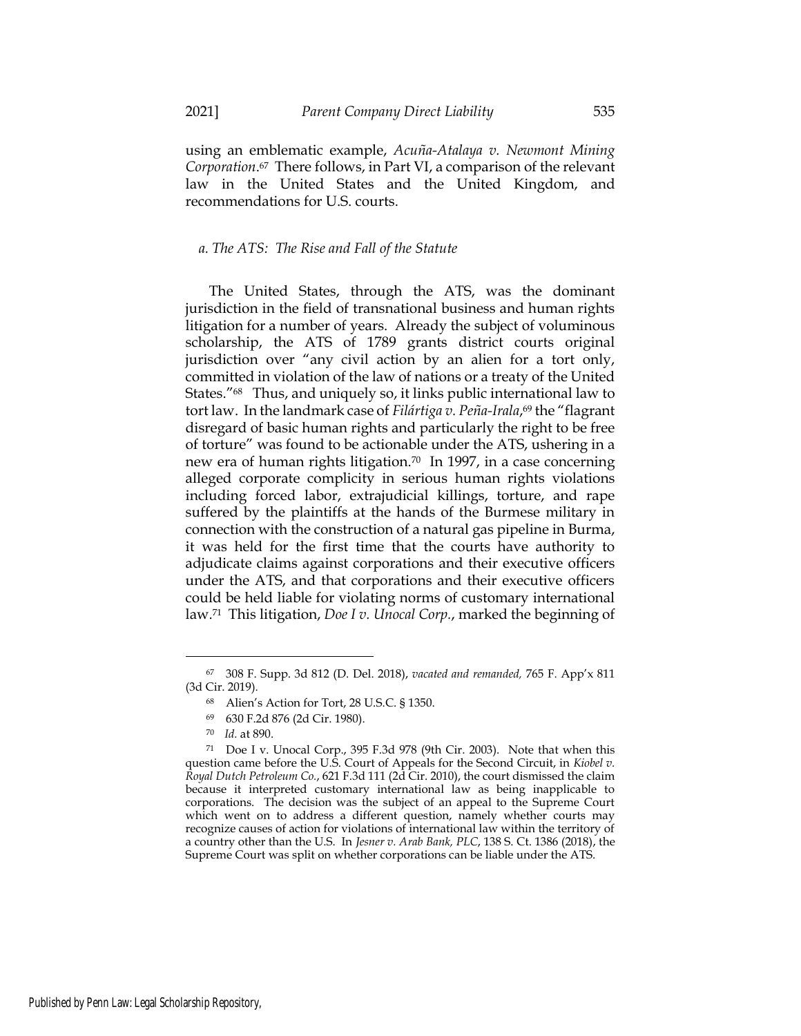using an emblematic example, *Acuña-Atalaya v. Newmont Mining Corporation*.[67] There follows, in Part VI, a comparison of the relevant law in the United States and the United Kingdom, and recommendations for U.S. courts.

*a. The ATS: The Rise and Fall of the Statute*

The United States, through the ATS, was the dominant jurisdiction in the field of transnational business and human rights litigation for a number of years. Already the subject of voluminous scholarship, the ATS of 1789 grants district courts original jurisdiction over "any civil action by an alien for a tort only, committed in violation of the law of nations or a treaty of the United States."[68] Thus, and uniquely so, it links public international law to tort law. In the landmark case of *Filártiga v. Peña-Irala*,[69] the "flagrant disregard of basic human rights and particularly the right to be free of torture" was found to be actionable under the ATS, ushering in a new era of human rights litigation.[70] In 1997, in a case concerning alleged corporate complicity in serious human rights violations including forced labor, extrajudicial killings, torture, and rape suffered by the plaintiffs at the hands of the Burmese military in connection with the construction of a natural gas pipeline in Burma, it was held for the first time that the courts have authority to adjudicate claims against corporations and their executive officers under the ATS, and that corporations and their executive officers could be held liable for violating norms of customary international law.[71] This litigation, *Doe I v. Unocal Corp.*, marked the beginning of

---

[67] 308 F. Supp. 3d 812 (D. Del. 2018), *vacated and remanded,* 765 F. App'x 811 (3d Cir. 2019).

[68] Alien's Action for Tort, 28 U.S.C. § 1350.

[69] 630 F.2d 876 (2d Cir. 1980).

[70] *Id.* at 890.

[71] Doe I v. Unocal Corp., 395 F.3d 978 (9th Cir. 2003). Note that when this question came before the U.S. Court of Appeals for the Second Circuit, in *Kiobel v. Royal Dutch Petroleum Co.*, 621 F.3d 111 (2d Cir. 2010), the court dismissed the claim because it interpreted customary international law as being inapplicable to corporations. The decision was the subject of an appeal to the Supreme Court which went on to address a different question, namely whether courts may recognize causes of action for violations of international law within the territory of a country other than the U.S. In *Jesner v. Arab Bank, PLC*, 138 S. Ct. 1386 (2018), the Supreme Court was split on whether corporations can be liable under the ATS.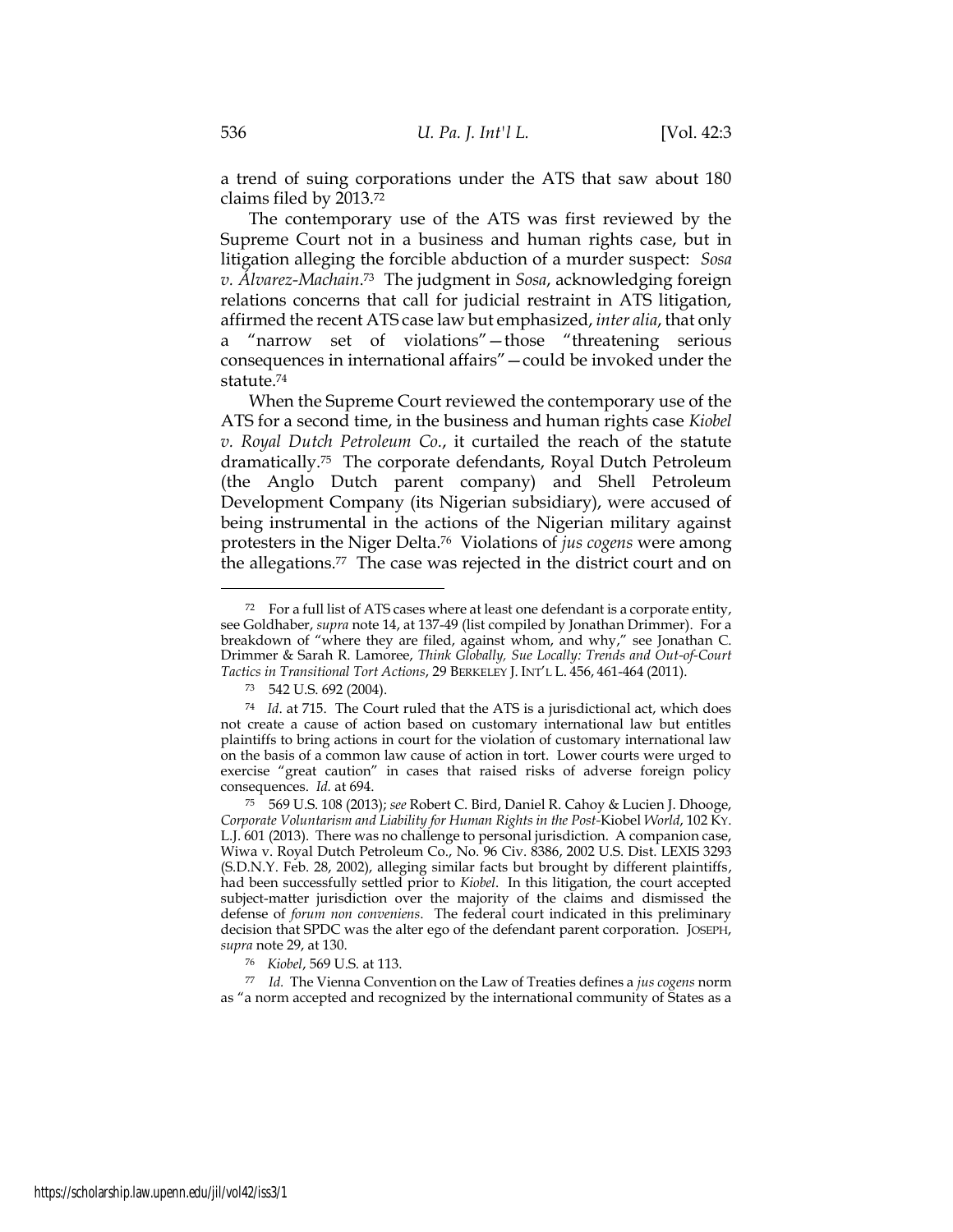a trend of suing corporations under the ATS that saw about 180 claims filed by 2013.[72]

The contemporary use of the ATS was first reviewed by the Supreme Court not in a business and human rights case, but in litigation alleging the forcible abduction of a murder suspect: *Sosa v. Álvarez-Machain*.[73] The judgment in *Sosa*, acknowledging foreign relations concerns that call for judicial restraint in ATS litigation, affirmed the recent ATS case law but emphasized, *inter alia*, that only a "narrow set of violations"—those "threatening serious consequences in international affairs"—could be invoked under the statute.[74]

When the Supreme Court reviewed the contemporary use of the ATS for a second time, in the business and human rights case *Kiobel v. Royal Dutch Petroleum Co.*, it curtailed the reach of the statute dramatically.[75] The corporate defendants, Royal Dutch Petroleum (the Anglo Dutch parent company) and Shell Petroleum Development Company (its Nigerian subsidiary), were accused of being instrumental in the actions of the Nigerian military against protesters in the Niger Delta.[76] Violations of *jus cogens* were among the allegations.[77] The case was rejected in the district court and on

---

[72] For a full list of ATS cases where at least one defendant is a corporate entity, see Goldhaber, *supra* note 14, at 137-49 (list compiled by Jonathan Drimmer). For a breakdown of "where they are filed, against whom, and why," see Jonathan C. Drimmer & Sarah R. Lamoree, *Think Globally, Sue Locally: Trends and Out-of-Court Tactics in Transitional Tort Actions*, 29 BERKELEY J. INT'L L. 456, 461-464 (2011).

[73] 542 U.S. 692 (2004).

[74] *Id*. at 715. The Court ruled that the ATS is a jurisdictional act, which does not create a cause of action based on customary international law but entitles plaintiffs to bring actions in court for the violation of customary international law on the basis of a common law cause of action in tort. Lower courts were urged to exercise "great caution" in cases that raised risks of adverse foreign policy consequences. *Id.* at 694.

[75] 569 U.S. 108 (2013); *see* Robert C. Bird, Daniel R. Cahoy & Lucien J. Dhooge, *Corporate Voluntarism and Liability for Human Rights in the Post-*Kiobel *World*, 102 KY. L.J. 601 (2013). There was no challenge to personal jurisdiction. A companion case, Wiwa v. Royal Dutch Petroleum Co., No. 96 Civ. 8386, 2002 U.S. Dist. LEXIS 3293 (S.D.N.Y. Feb. 28, 2002), alleging similar facts but brought by different plaintiffs, had been successfully settled prior to *Kiobel*. In this litigation, the court accepted subject-matter jurisdiction over the majority of the claims and dismissed the defense of *forum non conveniens*. The federal court indicated in this preliminary decision that SPDC was the alter ego of the defendant parent corporation. JOSEPH, *supra* note 29, at 130.

[76] *Kiobel*, 569 U.S. at 113.

[77] *Id.* The Vienna Convention on the Law of Treaties defines a *jus cogens* norm as "a norm accepted and recognized by the international community of States as a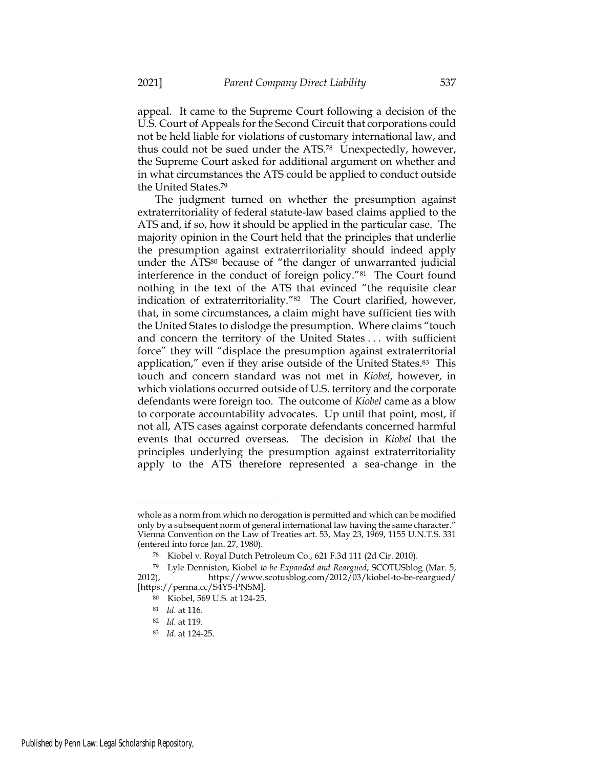appeal. It came to the Supreme Court following a decision of the U.S. Court of Appeals for the Second Circuit that corporations could not be held liable for violations of customary international law, and thus could not be sued under the ATS.[78] Unexpectedly, however, the Supreme Court asked for additional argument on whether and in what circumstances the ATS could be applied to conduct outside the United States.[79]

The judgment turned on whether the presumption against extraterritoriality of federal statute-law based claims applied to the ATS and, if so, how it should be applied in the particular case. The majority opinion in the Court held that the principles that underlie the presumption against extraterritoriality should indeed apply under the ATS[80] because of "the danger of unwarranted judicial interference in the conduct of foreign policy."[81] The Court found nothing in the text of the ATS that evinced "the requisite clear indication of extraterritoriality."[82] The Court clarified, however, that, in some circumstances, a claim might have sufficient ties with the United States to dislodge the presumption. Where claims "touch and concern the territory of the United States . . . with sufficient force" they will "displace the presumption against extraterritorial application," even if they arise outside of the United States.[83] This touch and concern standard was not met in *Kiobel*, however, in which violations occurred outside of U.S. territory and the corporate defendants were foreign too. The outcome of *Kiobel* came as a blow to corporate accountability advocates. Up until that point, most, if not all, ATS cases against corporate defendants concerned harmful events that occurred overseas. The decision in *Kiobel* that the principles underlying the presumption against extraterritoriality apply to the ATS therefore represented a sea-change in the

---

whole as a norm from which no derogation is permitted and which can be modified only by a subsequent norm of general international law having the same character." Vienna Convention on the Law of Treaties art. 53, May 23, 1969, 1155 U.N.T.S. 331 (entered into force Jan. 27, 1980).

[78] Kiobel v. Royal Dutch Petroleum Co., 621 F.3d 111 (2d Cir. 2010).

[79] Lyle Denniston, Kiobel *to be Expanded and Reargued*, SCOTUSblog (Mar. 5, 2012), https://www.scotusblog.com/2012/03/kiobel-to-be-reargued/ [https://perma.cc/S4Y5-PNSM].

[80] Kiobel, 569 U.S. at 124-25.

[81] *Id.* at 116.

[82] *Id.* at 119.

[83] *Id*. at 124-25.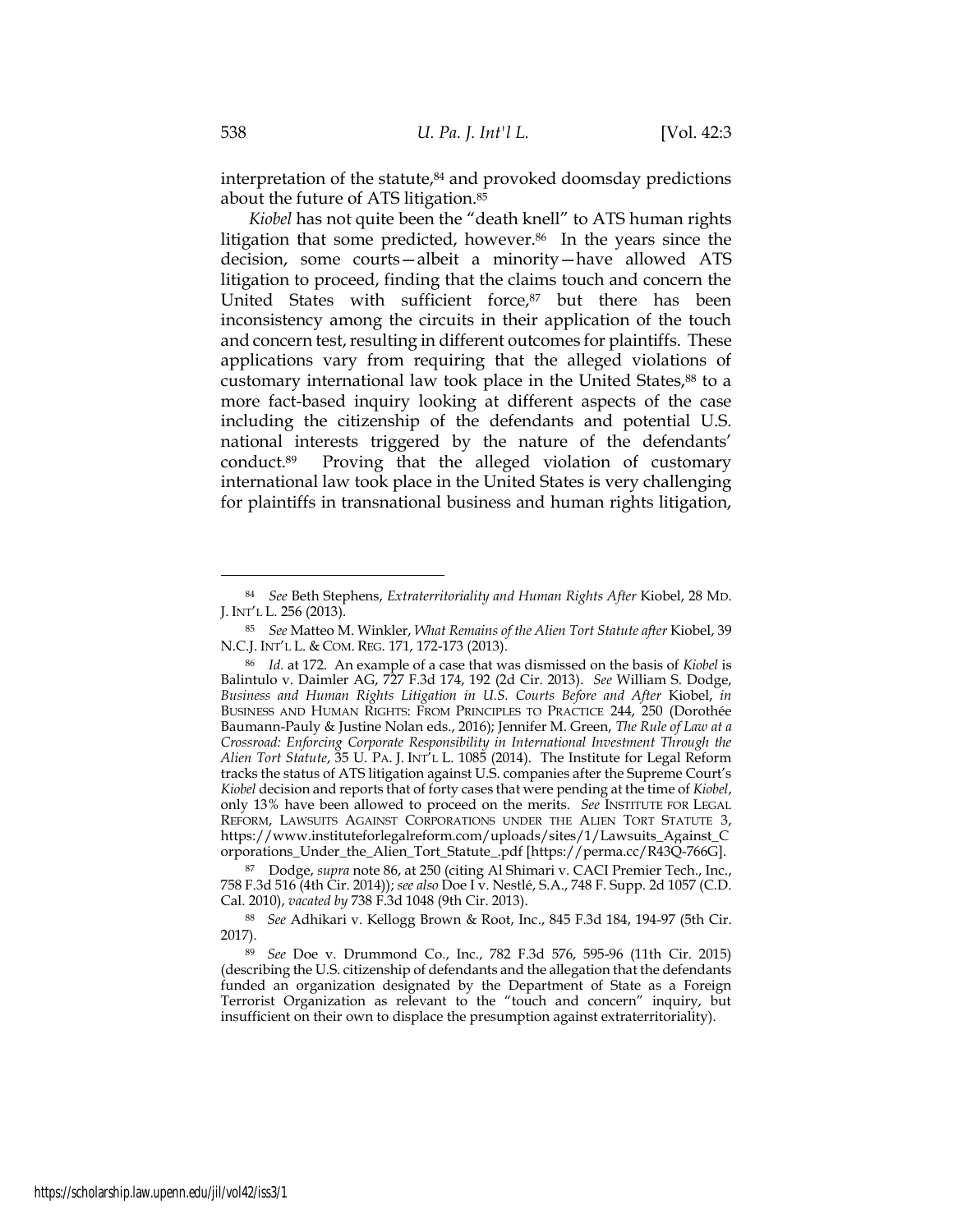interpretation of the statute,[84] and provoked doomsday predictions about the future of ATS litigation.[85]

*Kiobel* has not quite been the "death knell" to ATS human rights litigation that some predicted, however.[86] In the years since the decision, some courts—albeit a minority—have allowed ATS litigation to proceed, finding that the claims touch and concern the United States with sufficient force,[87] but there has been inconsistency among the circuits in their application of the touch and concern test, resulting in different outcomes for plaintiffs. These applications vary from requiring that the alleged violations of customary international law took place in the United States,[88] to a more fact-based inquiry looking at different aspects of the case including the citizenship of the defendants and potential U.S. national interests triggered by the nature of the defendants' conduct.[89] Proving that the alleged violation of customary international law took place in the United States is very challenging for plaintiffs in transnational business and human rights litigation,

---

[84] *See* Beth Stephens, *Extraterritoriality and Human Rights After* Kiobel, 28 MD. J. INT'L L. 256 (2013).

[85] *See* Matteo M. Winkler, *What Remains of the Alien Tort Statute after* Kiobel, 39 N.C.J. INT'L L. & COM. REG. 171, 172-173 (2013).

[86] *Id.* at 172. An example of a case that was dismissed on the basis of *Kiobel* is Balintulo v. Daimler AG, 727 F.3d 174, 192 (2d Cir. 2013). *See* William S. Dodge, *Business and Human Rights Litigation in U.S. Courts Before and After* Kiobel, *in* BUSINESS AND HUMAN RIGHTS: FROM PRINCIPLES TO PRACTICE 244, 250 (Dorothée Baumann-Pauly & Justine Nolan eds., 2016); Jennifer M. Green, *The Rule of Law at a Crossroad: Enforcing Corporate Responsibility in International Investment Through the Alien Tort Statute*, 35 U. PA. J. INT'L L. 1085 (2014). The Institute for Legal Reform tracks the status of ATS litigation against U.S. companies after the Supreme Court's *Kiobel* decision and reports that of forty cases that were pending at the time of *Kiobel*, only 13% have been allowed to proceed on the merits. *See* INSTITUTE FOR LEGAL REFORM, LAWSUITS AGAINST CORPORATIONS UNDER THE ALIEN TORT STATUTE 3, https://www.instituteforlegalreform.com/uploads/sites/1/Lawsuits_Against_Corporations_Under_the_Alien_Tort_Statute_.pdf [https://perma.cc/R43Q-766G].

[87] Dodge, *supra* note 86, at 250 (citing Al Shimari v. CACI Premier Tech., Inc., 758 F.3d 516 (4th Cir. 2014)); *see also* Doe I v. Nestlé, S.A., 748 F. Supp. 2d 1057 (C.D. Cal. 2010), *vacated by* 738 F.3d 1048 (9th Cir. 2013).

[88] *See* Adhikari v. Kellogg Brown & Root, Inc., 845 F.3d 184, 194-97 (5th Cir. 2017).

[89] *See* Doe v. Drummond Co., Inc., 782 F.3d 576, 595-96 (11th Cir. 2015) (describing the U.S. citizenship of defendants and the allegation that the defendants funded an organization designated by the Department of State as a Foreign Terrorist Organization as relevant to the "touch and concern" inquiry, but insufficient on their own to displace the presumption against extraterritoriality).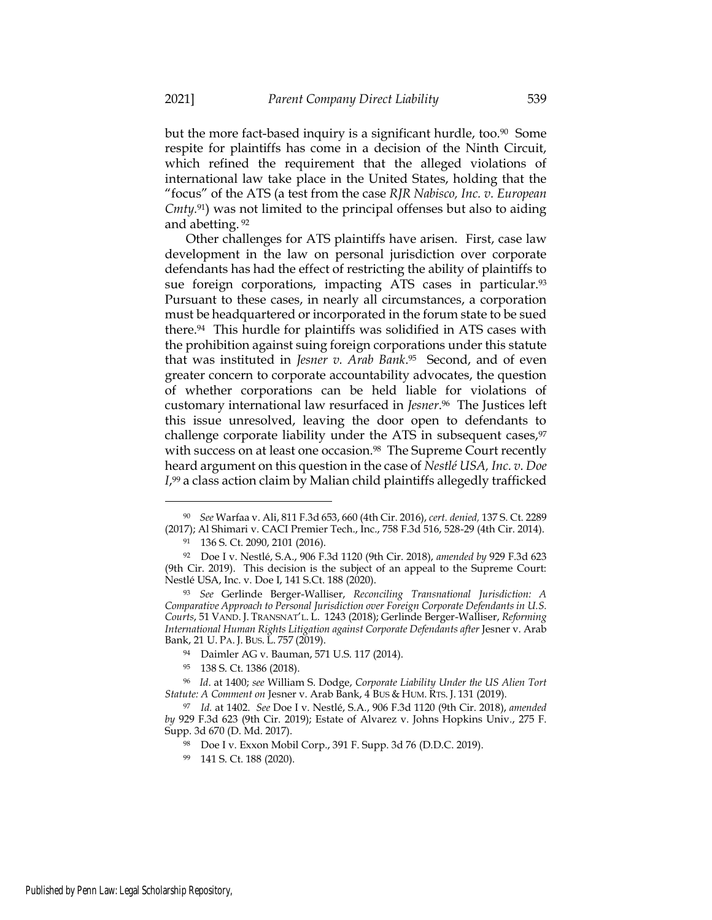but the more fact-based inquiry is a significant hurdle, too.[90] Some respite for plaintiffs has come in a decision of the Ninth Circuit, which refined the requirement that the alleged violations of international law take place in the United States, holding that the "focus" of the ATS (a test from the case *RJR Nabisco, Inc. v. European Cmty.*[91]) was not limited to the principal offenses but also to aiding and abetting. [92]

Other challenges for ATS plaintiffs have arisen. First, case law development in the law on personal jurisdiction over corporate defendants has had the effect of restricting the ability of plaintiffs to sue foreign corporations, impacting ATS cases in particular.[93] Pursuant to these cases, in nearly all circumstances, a corporation must be headquartered or incorporated in the forum state to be sued there.[94] This hurdle for plaintiffs was solidified in ATS cases with the prohibition against suing foreign corporations under this statute that was instituted in *Jesner v. Arab Bank*.[95] Second, and of even greater concern to corporate accountability advocates, the question of whether corporations can be held liable for violations of customary international law resurfaced in *Jesner*.[96] The Justices left this issue unresolved, leaving the door open to defendants to challenge corporate liability under the ATS in subsequent cases,[97] with success on at least one occasion.[98] The Supreme Court recently heard argument on this question in the case of *Nestlé USA, Inc. v. Doe I*,[99] a class action claim by Malian child plaintiffs allegedly trafficked

---

[90] *See* Warfaa v. Ali, 811 F.3d 653, 660 (4th Cir. 2016), *cert. denied,* 137 S. Ct. 2289 (2017); Al Shimari v. CACI Premier Tech., Inc., 758 F.3d 516, 528-29 (4th Cir. 2014).

[91] 136 S. Ct. 2090, 2101 (2016).

[92] Doe I v. Nestlé, S.A., 906 F.3d 1120 (9th Cir. 2018), *amended by* 929 F.3d 623 (9th Cir. 2019). This decision is the subject of an appeal to the Supreme Court: Nestlé USA, Inc. v. Doe I, 141 S.Ct. 188 (2020).

[93] *See* Gerlinde Berger-Walliser, *Reconciling Transnational Jurisdiction: A Comparative Approach to Personal Jurisdiction over Foreign Corporate Defendants in U.S. Courts*, 51 VAND. J. TRANSNAT'L L. 1243 (2018); Gerlinde Berger-Walliser, *Reforming International Human Rights Litigation against Corporate Defendants after* Jesner v. Arab Bank, 21 U. PA. J. BUS. L. 757 (2019).

[94] Daimler AG v. Bauman, 571 U.S. 117 (2014).

[95] 138 S. Ct. 1386 (2018).

[96] *Id*. at 1400; *see* William S. Dodge, *Corporate Liability Under the US Alien Tort Statute: A Comment on* Jesner v. Arab Bank, 4 BUS & HUM. RTS. J. 131 (2019).

[97] *Id.* at 1402. *See* Doe I v. Nestlé, S.A., 906 F.3d 1120 (9th Cir. 2018), *amended by* 929 F.3d 623 (9th Cir. 2019); Estate of Alvarez v. Johns Hopkins Univ., 275 F. Supp. 3d 670 (D. Md. 2017).

[98] Doe I v. Exxon Mobil Corp., 391 F. Supp. 3d 76 (D.D.C. 2019).

[99] 141 S. Ct. 188 (2020).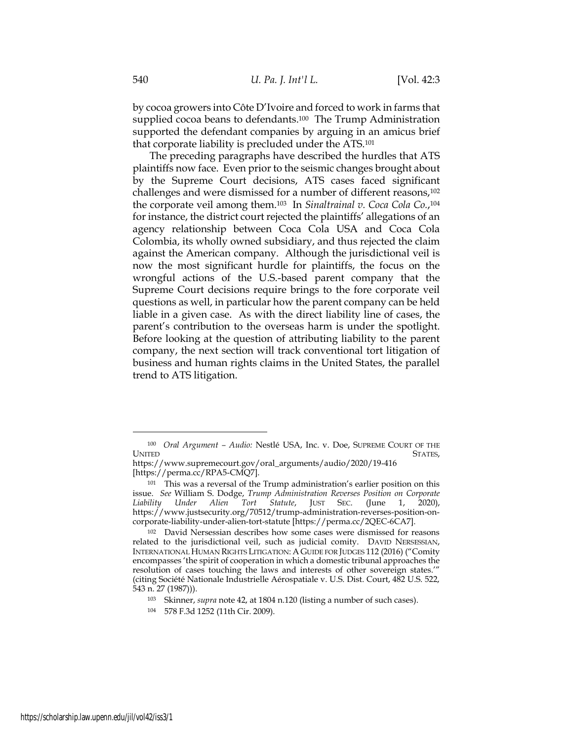by cocoa growers into Côte D'Ivoire and forced to work in farms that supplied cocoa beans to defendants.[100] The Trump Administration supported the defendant companies by arguing in an amicus brief that corporate liability is precluded under the ATS.[101]

The preceding paragraphs have described the hurdles that ATS plaintiffs now face. Even prior to the seismic changes brought about by the Supreme Court decisions, ATS cases faced significant challenges and were dismissed for a number of different reasons,[102] the corporate veil among them.[103] In *Sinaltrainal v. Coca Cola Co.*,[104] for instance, the district court rejected the plaintiffs' allegations of an agency relationship between Coca Cola USA and Coca Cola Colombia, its wholly owned subsidiary, and thus rejected the claim against the American company. Although the jurisdictional veil is now the most significant hurdle for plaintiffs, the focus on the wrongful actions of the U.S.-based parent company that the Supreme Court decisions require brings to the fore corporate veil questions as well, in particular how the parent company can be held liable in a given case. As with the direct liability line of cases, the parent's contribution to the overseas harm is under the spotlight. Before looking at the question of attributing liability to the parent company, the next section will track conventional tort litigation of business and human rights claims in the United States, the parallel trend to ATS litigation.

---

[100] *Oral Argument – Audio:* Nestlé USA, Inc. v. Doe, SUPREME COURT OF THE UNITED STATES, https://www.supremecourt.gov/oral_arguments/audio/2020/19-416 [https://perma.cc/RPA5-CMQ7].

[101] This was a reversal of the Trump administration's earlier position on this issue. *See* William S. Dodge, *Trump Administration Reverses Position on Corporate Liability Under Alien Tort Statute*, JUST SEC. (June 1, 2020), https://www.justsecurity.org/70512/trump-administration-reverses-position-on-corporate-liability-under-alien-tort-statute [https://perma.cc/2QEC-6CA7].

[102] David Nersessian describes how some cases were dismissed for reasons related to the jurisdictional veil, such as judicial comity. DAVID NERSESSIAN, INTERNATIONAL HUMAN RIGHTS LITIGATION: A GUIDE FOR JUDGES 112 (2016) ("Comity encompasses 'the spirit of cooperation in which a domestic tribunal approaches the resolution of cases touching the laws and interests of other sovereign states.'" (citing Société Nationale Industrielle Aérospatiale v. U.S. Dist. Court, 482 U.S. 522, 543 n. 27 (1987))).

[103] Skinner, *supra* note 42, at 1804 n.120 (listing a number of such cases).

[104] 578 F.3d 1252 (11th Cir. 2009).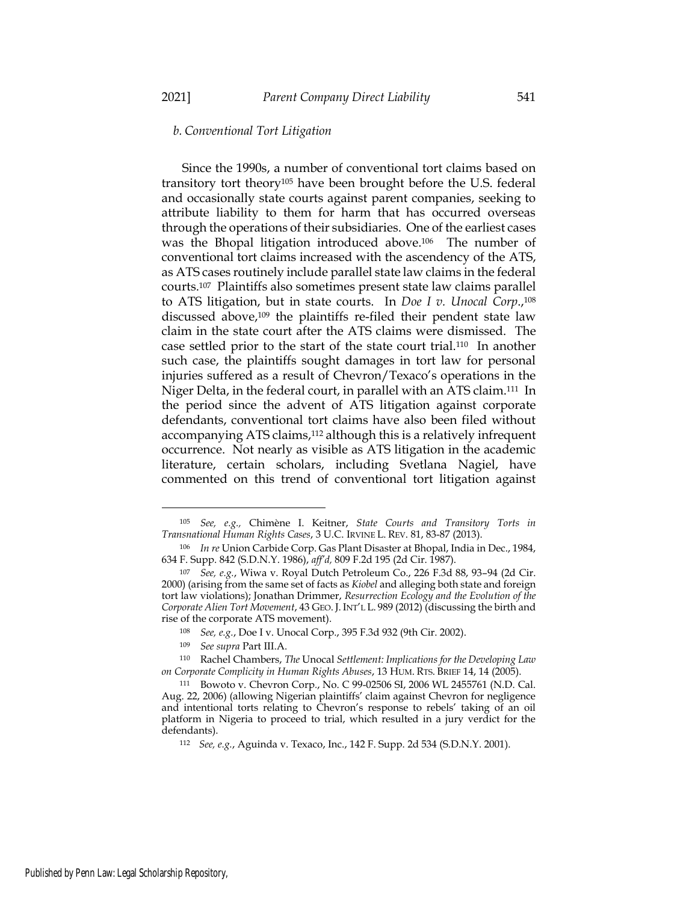### b. Conventional Tort Litigation

Since the 1990s, a number of conventional tort claims based on transitory tort theory[105] have been brought before the U.S. federal and occasionally state courts against parent companies, seeking to attribute liability to them for harm that has occurred overseas through the operations of their subsidiaries. One of the earliest cases was the Bhopal litigation introduced above.[106] The number of conventional tort claims increased with the ascendency of the ATS, as ATS cases routinely include parallel state law claims in the federal courts.[107] Plaintiffs also sometimes present state law claims parallel to ATS litigation, but in state courts. In *Doe I v. Unocal Corp.*,[108] discussed above,[109] the plaintiffs re-filed their pendent state law claim in the state court after the ATS claims were dismissed. The case settled prior to the start of the state court trial.[110] In another such case, the plaintiffs sought damages in tort law for personal injuries suffered as a result of Chevron/Texaco's operations in the Niger Delta, in the federal court, in parallel with an ATS claim.[111] In the period since the advent of ATS litigation against corporate defendants, conventional tort claims have also been filed without accompanying ATS claims,[112] although this is a relatively infrequent occurrence. Not nearly as visible as ATS litigation in the academic literature, certain scholars, including Svetlana Nagiel, have commented on this trend of conventional tort litigation against

---

[105] *See, e.g.,* Chimène I. Keitner, *State Courts and Transitory Torts in Transnational Human Rights Cases*, 3 U.C. IRVINE L. REV. 81, 83-87 (2013).

[106] *In re* Union Carbide Corp. Gas Plant Disaster at Bhopal, India in Dec., 1984, 634 F. Supp. 842 (S.D.N.Y. 1986), *aff'd,* 809 F.2d 195 (2d Cir. 1987).

[107] *See, e.g.*, Wiwa v. Royal Dutch Petroleum Co., 226 F.3d 88, 93–94 (2d Cir. 2000) (arising from the same set of facts as *Kiobel* and alleging both state and foreign tort law violations); Jonathan Drimmer, *Resurrection Ecology and the Evolution of the Corporate Alien Tort Movement*, 43 GEO. J. INT'L L. 989 (2012) (discussing the birth and rise of the corporate ATS movement).

[108] *See, e.g.*, Doe I v. Unocal Corp., 395 F.3d 932 (9th Cir. 2002).

[109] *See supra* Part III.A.

[110] Rachel Chambers, *The* Unocal *Settlement: Implications for the Developing Law on Corporate Complicity in Human Rights Abuses*, 13 HUM. RTS. BRIEF 14, 14 (2005).

[111] Bowoto v. Chevron Corp., No. C 99-02506 SI, 2006 WL 2455761 (N.D. Cal. Aug. 22, 2006) (allowing Nigerian plaintiffs' claim against Chevron for negligence and intentional torts relating to Chevron's response to rebels' taking of an oil platform in Nigeria to proceed to trial, which resulted in a jury verdict for the defendants).

[112] *See, e.g.*, Aguinda v. Texaco, Inc., 142 F. Supp. 2d 534 (S.D.N.Y. 2001).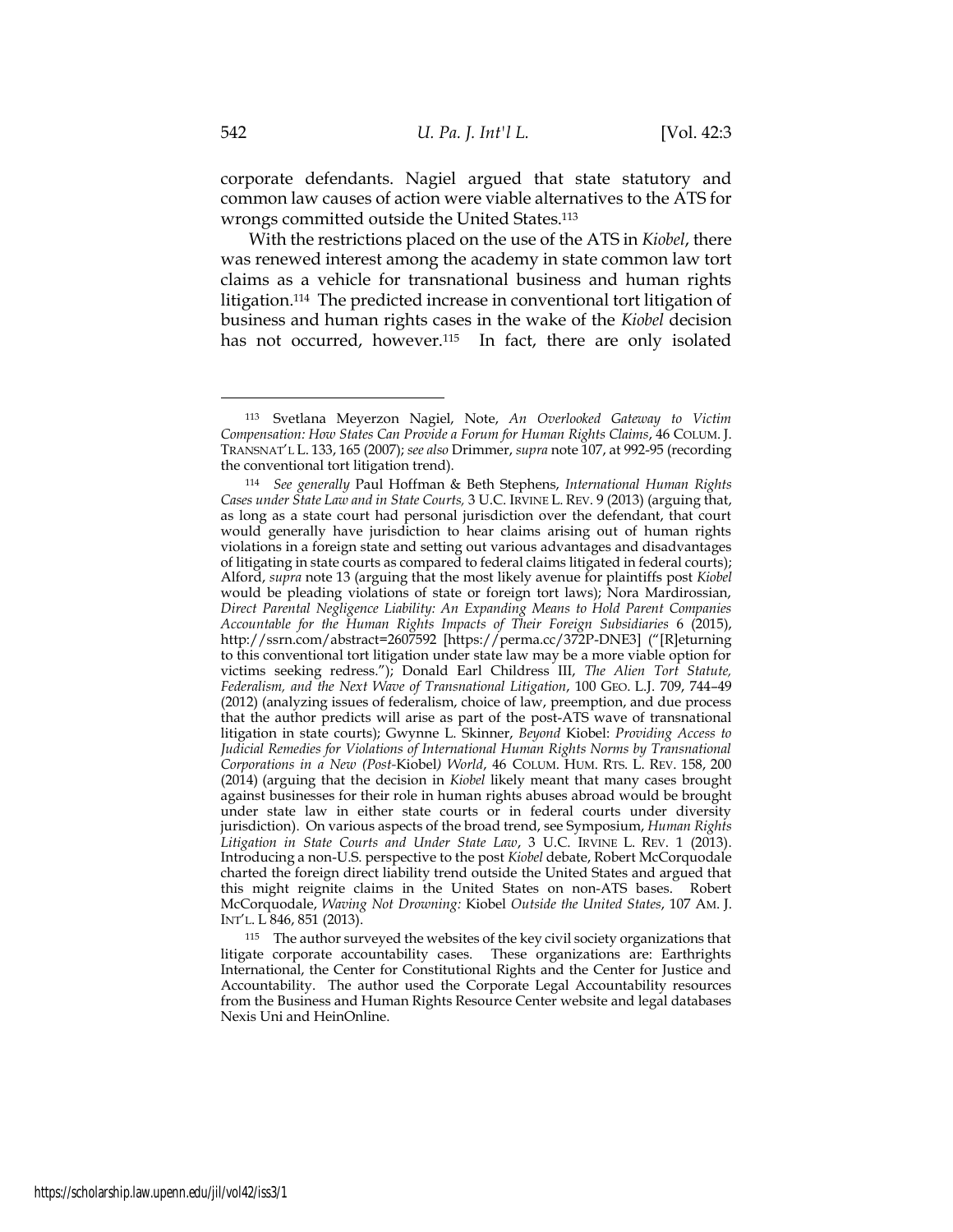corporate defendants. Nagiel argued that state statutory and common law causes of action were viable alternatives to the ATS for wrongs committed outside the United States.[113]

With the restrictions placed on the use of the ATS in *Kiobel*, there was renewed interest among the academy in state common law tort claims as a vehicle for transnational business and human rights litigation.[114] The predicted increase in conventional tort litigation of business and human rights cases in the wake of the *Kiobel* decision has not occurred, however.[115] In fact, there are only isolated

---

[113] Svetlana Meyerzon Nagiel, Note, *An Overlooked Gateway to Victim Compensation: How States Can Provide a Forum for Human Rights Claims*, 46 COLUM. J. TRANSNAT'L L. 133, 165 (2007); *see also* Drimmer, *supra* note 107, at 992-95 (recording the conventional tort litigation trend).

[114] *See generally* Paul Hoffman & Beth Stephens, *International Human Rights Cases under State Law and in State Courts,* 3 U.C. IRVINE L. REV. 9 (2013) (arguing that, as long as a state court had personal jurisdiction over the defendant, that court would generally have jurisdiction to hear claims arising out of human rights violations in a foreign state and setting out various advantages and disadvantages of litigating in state courts as compared to federal claims litigated in federal courts); Alford, *supra* note 13 (arguing that the most likely avenue for plaintiffs post *Kiobel* would be pleading violations of state or foreign tort laws); Nora Mardirossian, *Direct Parental Negligence Liability: An Expanding Means to Hold Parent Companies Accountable for the Human Rights Impacts of Their Foreign Subsidiaries* 6 (2015), http://ssrn.com/abstract=2607592 [https://perma.cc/372P-DNE3] ("[R]eturning to this conventional tort litigation under state law may be a more viable option for victims seeking redress."); Donald Earl Childress III, *The Alien Tort Statute, Federalism, and the Next Wave of Transnational Litigation*, 100 GEO. L.J. 709, 744–49 (2012) (analyzing issues of federalism, choice of law, preemption, and due process that the author predicts will arise as part of the post-ATS wave of transnational litigation in state courts); Gwynne L. Skinner, *Beyond* Kiobel: *Providing Access to Judicial Remedies for Violations of International Human Rights Norms by Transnational Corporations in a New (Post-*Kiobel*) World*, 46 COLUM. HUM. RTS. L. REV. 158, 200 (2014) (arguing that the decision in *Kiobel* likely meant that many cases brought against businesses for their role in human rights abuses abroad would be brought under state law in either state courts or in federal courts under diversity jurisdiction). On various aspects of the broad trend, see Symposium, *Human Rights Litigation in State Courts and Under State Law*, 3 U.C. IRVINE L. REV. 1 (2013). Introducing a non-U.S. perspective to the post *Kiobel* debate, Robert McCorquodale charted the foreign direct liability trend outside the United States and argued that this might reignite claims in the United States on non-ATS bases. Robert McCorquodale, *Waving Not Drowning:* Kiobel *Outside the United States*, 107 AM. J. INT'L. L 846, 851 (2013).

[115] The author surveyed the websites of the key civil society organizations that litigate corporate accountability cases. These organizations are: Earthrights International, the Center for Constitutional Rights and the Center for Justice and Accountability. The author used the Corporate Legal Accountability resources from the Business and Human Rights Resource Center website and legal databases Nexis Uni and HeinOnline.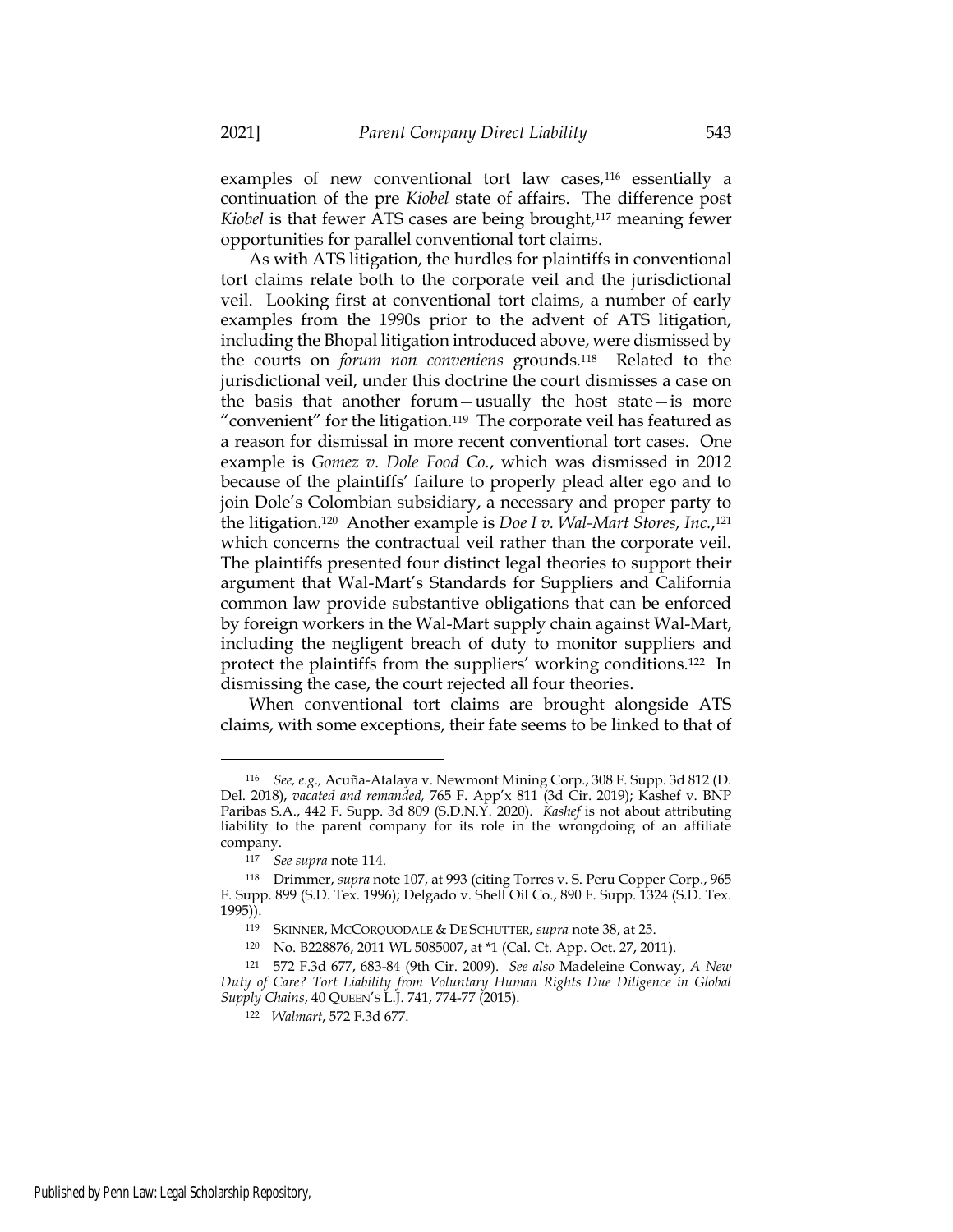examples of new conventional tort law cases,[116] essentially a continuation of the pre *Kiobel* state of affairs. The difference post *Kiobel* is that fewer ATS cases are being brought,[117] meaning fewer opportunities for parallel conventional tort claims.

As with ATS litigation, the hurdles for plaintiffs in conventional tort claims relate both to the corporate veil and the jurisdictional veil. Looking first at conventional tort claims, a number of early examples from the 1990s prior to the advent of ATS litigation, including the Bhopal litigation introduced above, were dismissed by the courts on *forum non conveniens* grounds.[118] Related to the jurisdictional veil, under this doctrine the court dismisses a case on the basis that another forum—usually the host state—is more "convenient" for the litigation.[119] The corporate veil has featured as a reason for dismissal in more recent conventional tort cases. One example is *Gomez v. Dole Food Co.*, which was dismissed in 2012 because of the plaintiffs' failure to properly plead alter ego and to join Dole's Colombian subsidiary, a necessary and proper party to the litigation.[120] Another example is *Doe I v. Wal-Mart Stores, Inc.*,[121] which concerns the contractual veil rather than the corporate veil. The plaintiffs presented four distinct legal theories to support their argument that Wal-Mart's Standards for Suppliers and California common law provide substantive obligations that can be enforced by foreign workers in the Wal-Mart supply chain against Wal-Mart, including the negligent breach of duty to monitor suppliers and protect the plaintiffs from the suppliers' working conditions.[122] In dismissing the case, the court rejected all four theories.

When conventional tort claims are brought alongside ATS claims, with some exceptions, their fate seems to be linked to that of

---

[116] *See, e.g.,* Acuña-Atalaya v. Newmont Mining Corp., 308 F. Supp. 3d 812 (D. Del. 2018), *vacated and remanded,* 765 F. App'x 811 (3d Cir. 2019); Kashef v. BNP Paribas S.A., 442 F. Supp. 3d 809 (S.D.N.Y. 2020). *Kashef* is not about attributing liability to the parent company for its role in the wrongdoing of an affiliate company.

[117] *See supra* note 114.

[118] Drimmer, *supra* note 107, at 993 (citing Torres v. S. Peru Copper Corp., 965 F. Supp. 899 (S.D. Tex. 1996); Delgado v. Shell Oil Co., 890 F. Supp. 1324 (S.D. Tex. 1995)).

[119] SKINNER, MCCORQUODALE & DE SCHUTTER, *supra* note 38, at 25.

[120] No. B228876, 2011 WL 5085007, at *1 (Cal. Ct. App. Oct. 27, 2011).

[121] 572 F.3d 677, 683-84 (9th Cir. 2009). *See also* Madeleine Conway, *A New Duty of Care? Tort Liability from Voluntary Human Rights Due Diligence in Global Supply Chains*, 40 QUEEN'S L.J. 741, 774-77 (2015).

[122] *Walmart*, 572 F.3d 677.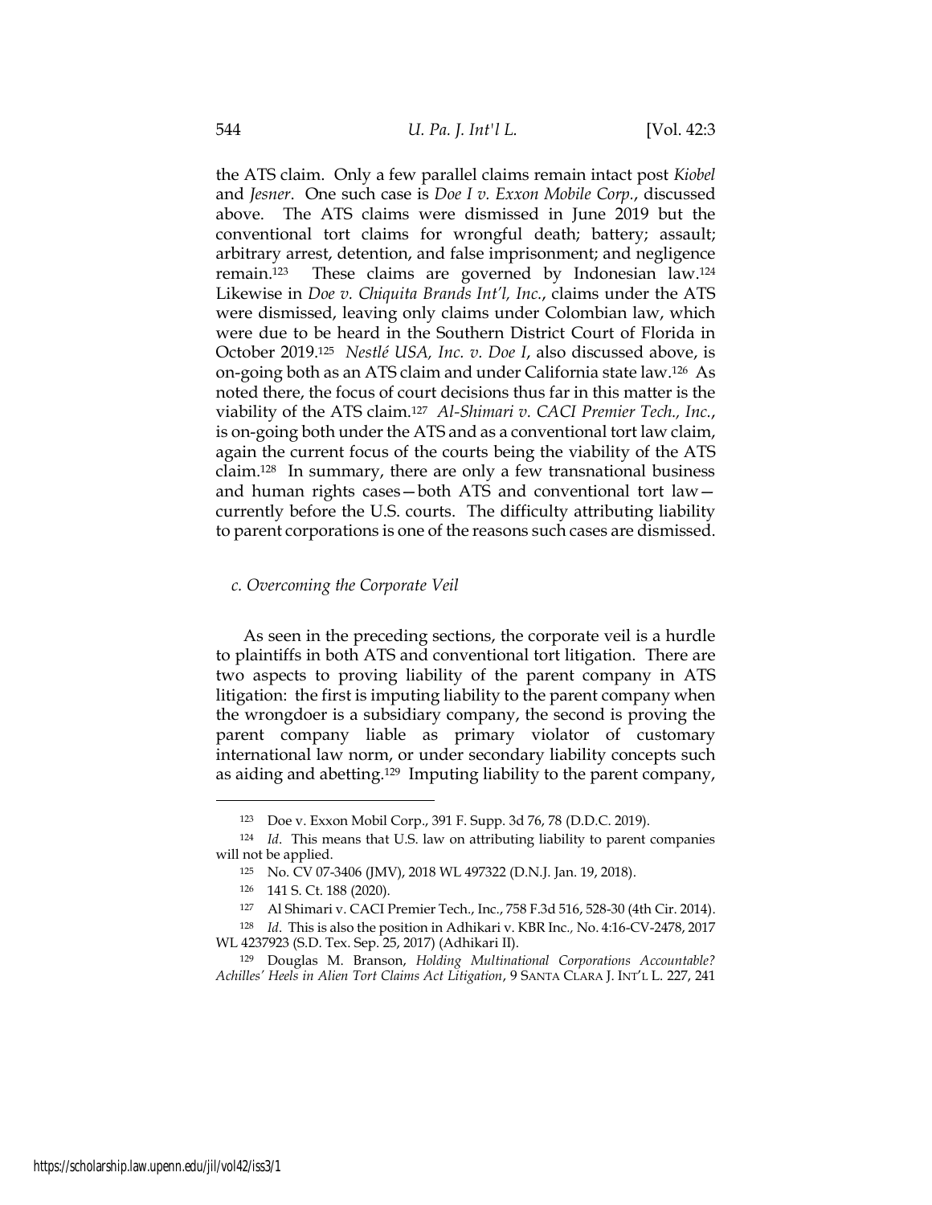the ATS claim. Only a few parallel claims remain intact post *Kiobel* and *Jesner*. One such case is *Doe I v. Exxon Mobile Corp.*, discussed above. The ATS claims were dismissed in June 2019 but the conventional tort claims for wrongful death; battery; assault; arbitrary arrest, detention, and false imprisonment; and negligence remain.[123] These claims are governed by Indonesian law.[124] Likewise in *Doe v. Chiquita Brands Int'l, Inc.*, claims under the ATS were dismissed, leaving only claims under Colombian law, which were due to be heard in the Southern District Court of Florida in October 2019.[125] *Nestlé USA, Inc. v. Doe I*, also discussed above, is on-going both as an ATS claim and under California state law.[126] As noted there, the focus of court decisions thus far in this matter is the viability of the ATS claim.[127] *Al-Shimari v. CACI Premier Tech., Inc.*, is on-going both under the ATS and as a conventional tort law claim, again the current focus of the courts being the viability of the ATS claim.[128] In summary, there are only a few transnational business and human rights cases—both ATS and conventional tort law—currently before the U.S. courts. The difficulty attributing liability to parent corporations is one of the reasons such cases are dismissed.

### *c. Overcoming the Corporate Veil*

As seen in the preceding sections, the corporate veil is a hurdle to plaintiffs in both ATS and conventional tort litigation. There are two aspects to proving liability of the parent company in ATS litigation: the first is imputing liability to the parent company when the wrongdoer is a subsidiary company, the second is proving the parent company liable as primary violator of customary international law norm, or under secondary liability concepts such as aiding and abetting.[129] Imputing liability to the parent company,

---

[123] Doe v. Exxon Mobil Corp., 391 F. Supp. 3d 76, 78 (D.D.C. 2019).

[124] *Id*. This means that U.S. law on attributing liability to parent companies will not be applied.

[125] No. CV 07-3406 (JMV), 2018 WL 497322 (D.N.J. Jan. 19, 2018).

[126] 141 S. Ct. 188 (2020).

[127] Al Shimari v. CACI Premier Tech., Inc., 758 F.3d 516, 528-30 (4th Cir. 2014).

[128] *Id*. This is also the position in Adhikari v. KBR Inc., No. 4:16-CV-2478, 2017 WL 4237923 (S.D. Tex. Sep. 25, 2017) (Adhikari II).

[129] Douglas M. Branson, *Holding Multinational Corporations Accountable? Achilles' Heels in Alien Tort Claims Act Litigation*, 9 SANTA CLARA J. INT'L L. 227, 241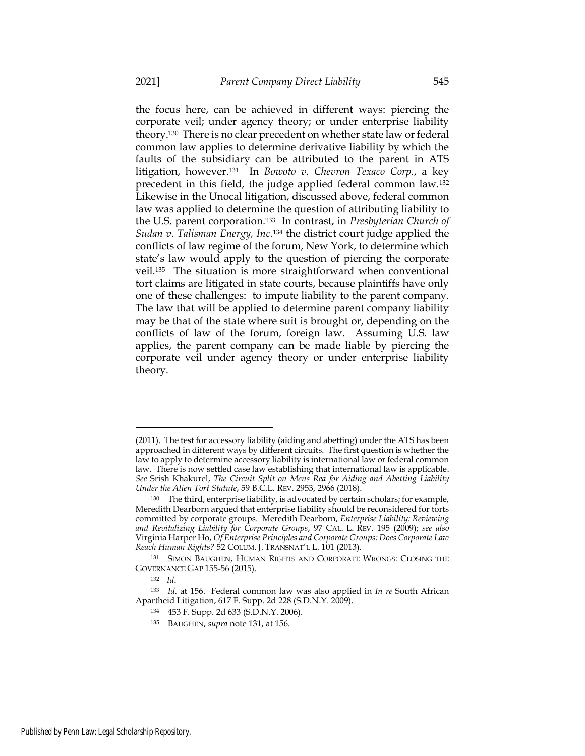the focus here, can be achieved in different ways: piercing the corporate veil; under agency theory; or under enterprise liability theory.[130] There is no clear precedent on whether state law or federal common law applies to determine derivative liability by which the faults of the subsidiary can be attributed to the parent in ATS litigation, however.[131] In *Bowoto v. Chevron Texaco Corp.*, a key precedent in this field, the judge applied federal common law.[132] Likewise in the Unocal litigation, discussed above, federal common law was applied to determine the question of attributing liability to the U.S. parent corporation.[133] In contrast, in *Presbyterian Church of Sudan v. Talisman Energy, Inc.*[134] the district court judge applied the conflicts of law regime of the forum, New York, to determine which state's law would apply to the question of piercing the corporate veil.[135] The situation is more straightforward when conventional tort claims are litigated in state courts, because plaintiffs have only one of these challenges: to impute liability to the parent company. The law that will be applied to determine parent company liability may be that of the state where suit is brought or, depending on the conflicts of law of the forum, foreign law. Assuming U.S. law applies, the parent company can be made liable by piercing the corporate veil under agency theory or under enterprise liability theory.

---

(2011). The test for accessory liability (aiding and abetting) under the ATS has been approached in different ways by different circuits. The first question is whether the law to apply to determine accessory liability is international law or federal common law. There is now settled case law establishing that international law is applicable. *See* Srish Khakurel, *The Circuit Split on Mens Rea for Aiding and Abetting Liability Under the Alien Tort Statute*, 59 B.C.L. REV. 2953, 2966 (2018).

[130] The third, enterprise liability, is advocated by certain scholars; for example, Meredith Dearborn argued that enterprise liability should be reconsidered for torts committed by corporate groups. Meredith Dearborn, *Enterprise Liability: Reviewing and Revitalizing Liability for Corporate Groups*, 97 CAL. L. REV. 195 (2009); *see also* Virginia Harper Ho, *Of Enterprise Principles and Corporate Groups: Does Corporate Law Reach Human Rights?* 52 COLUM. J. TRANSNAT'L L. 101 (2013).

[131] SIMON BAUGHEN, HUMAN RIGHTS AND CORPORATE WRONGS: CLOSING THE GOVERNANCE GAP 155-56 (2015).

[132] *Id.*

[133] *Id.* at 156. Federal common law was also applied in *In re* South African Apartheid Litigation, 617 F. Supp. 2d 228 (S.D.N.Y. 2009).

[134] 453 F. Supp. 2d 633 (S.D.N.Y. 2006).

[135] BAUGHEN, *supra* note 131, at 156.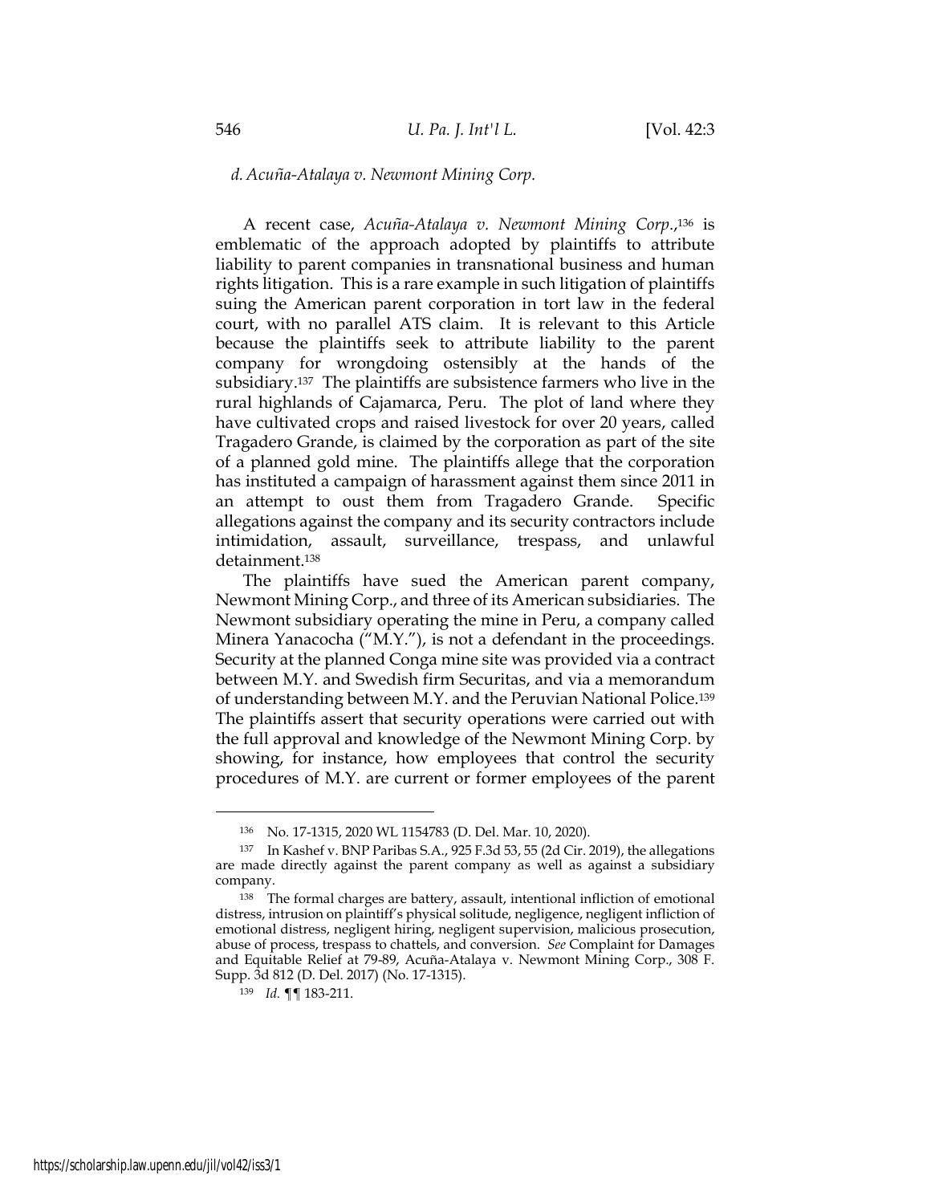### *d. Acuña-Atalaya v. Newmont Mining Corp.*

A recent case, *Acuña-Atalaya v. Newmont Mining Corp.*,[136] is emblematic of the approach adopted by plaintiffs to attribute liability to parent companies in transnational business and human rights litigation. This is a rare example in such litigation of plaintiffs suing the American parent corporation in tort law in the federal court, with no parallel ATS claim. It is relevant to this Article because the plaintiffs seek to attribute liability to the parent company for wrongdoing ostensibly at the hands of the subsidiary.[137] The plaintiffs are subsistence farmers who live in the rural highlands of Cajamarca, Peru. The plot of land where they have cultivated crops and raised livestock for over 20 years, called Tragadero Grande, is claimed by the corporation as part of the site of a planned gold mine. The plaintiffs allege that the corporation has instituted a campaign of harassment against them since 2011 in an attempt to oust them from Tragadero Grande. Specific allegations against the company and its security contractors include intimidation, assault, surveillance, trespass, and unlawful detainment.[138]

The plaintiffs have sued the American parent company, Newmont Mining Corp., and three of its American subsidiaries. The Newmont subsidiary operating the mine in Peru, a company called Minera Yanacocha ("M.Y."), is not a defendant in the proceedings. Security at the planned Conga mine site was provided via a contract between M.Y. and Swedish firm Securitas, and via a memorandum of understanding between M.Y. and the Peruvian National Police.[139] The plaintiffs assert that security operations were carried out with the full approval and knowledge of the Newmont Mining Corp. by showing, for instance, how employees that control the security procedures of M.Y. are current or former employees of the parent

---

[136] No. 17-1315, 2020 WL 1154783 (D. Del. Mar. 10, 2020).

[137] In Kashef v. BNP Paribas S.A., 925 F.3d 53, 55 (2d Cir. 2019), the allegations are made directly against the parent company as well as against a subsidiary company.

[138] The formal charges are battery, assault, intentional infliction of emotional distress, intrusion on plaintiff's physical solitude, negligence, negligent infliction of emotional distress, negligent hiring, negligent supervision, malicious prosecution, abuse of process, trespass to chattels, and conversion. *See* Complaint for Damages and Equitable Relief at 79-89, Acuña-Atalaya v. Newmont Mining Corp., 308 F. Supp. 3d 812 (D. Del. 2017) (No. 17-1315).

[139] *Id.* ¶¶ 183-211.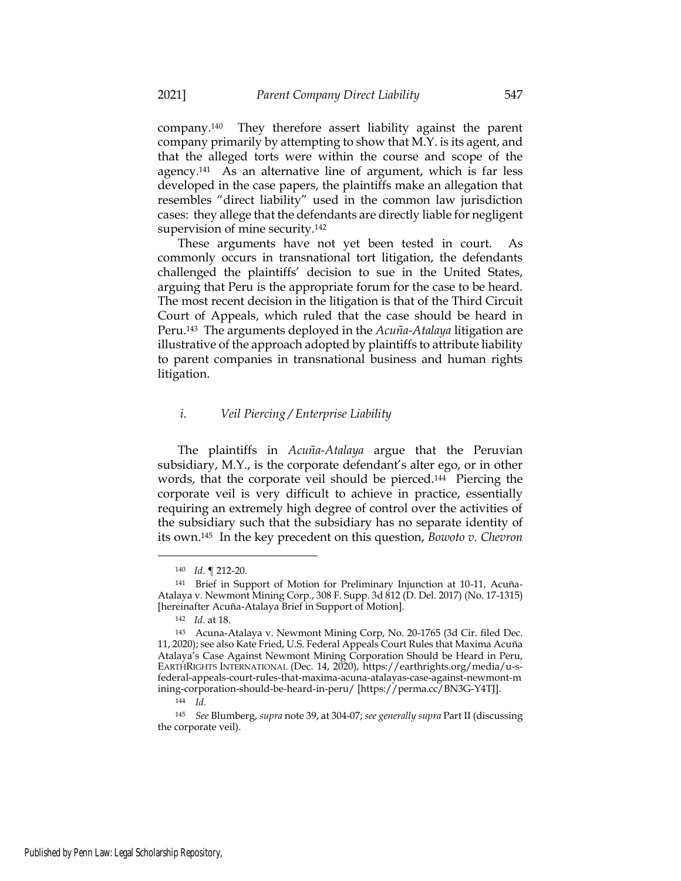company.[140] They therefore assert liability against the parent company primarily by attempting to show that M.Y. is its agent, and that the alleged torts were within the course and scope of the agency.[141] As an alternative line of argument, which is far less developed in the case papers, the plaintiffs make an allegation that resembles "direct liability" used in the common law jurisdiction cases: they allege that the defendants are directly liable for negligent supervision of mine security.[142]

These arguments have not yet been tested in court. As commonly occurs in transnational tort litigation, the defendants challenged the plaintiffs' decision to sue in the United States, arguing that Peru is the appropriate forum for the case to be heard. The most recent decision in the litigation is that of the Third Circuit Court of Appeals, which ruled that the case should be heard in Peru.[143] The arguments deployed in the *Acuña-Atalaya* litigation are illustrative of the approach adopted by plaintiffs to attribute liability to parent companies in transnational business and human rights litigation.

### *i. Veil Piercing / Enterprise Liability*

The plaintiffs in *Acuña-Atalaya* argue that the Peruvian subsidiary, M.Y., is the corporate defendant's alter ego, or in other words, that the corporate veil should be pierced.[144] Piercing the corporate veil is very difficult to achieve in practice, essentially requiring an extremely high degree of control over the activities of the subsidiary such that the subsidiary has no separate identity of its own.[145] In the key precedent on this question, *Bowoto v. Chevron*

---

[140] *Id.* ¶ 212-20.

[141] Brief in Support of Motion for Preliminary Injunction at 10-11, Acuña-Atalaya v. Newmont Mining Corp., 308 F. Supp. 3d 812 (D. Del. 2017) (No. 17-1315) [hereinafter Acuña-Atalaya Brief in Support of Motion].

[142] *Id.* at 18.

[143] Acuna-Atalaya v. Newmont Mining Corp, No. 20-1765 (3d Cir. filed Dec. 11, 2020); see also Kate Fried, U.S. Federal Appeals Court Rules that Maxima Acuña Atalaya's Case Against Newmont Mining Corporation Should be Heard in Peru, EARTHRIGHTS INTERNATIONAL (Dec. 14, 2020), https://earthrights.org/media/u-s-federal-appeals-court-rules-that-maxima-acuna-atalayas-case-against-newmont-mining-corporation-should-be-heard-in-peru/ [https://perma.cc/BN3G-Y4TJ].

[144] *Id.*

[145] *See* Blumberg, *supra* note 39, at 304-07; *see generally supra* Part II (discussing the corporate veil).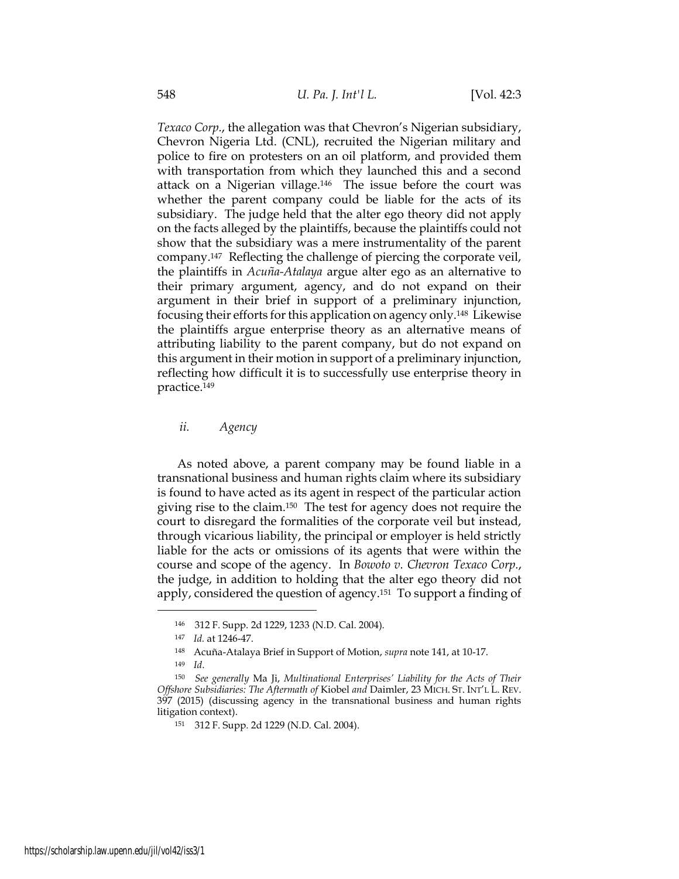*Texaco Corp.*, the allegation was that Chevron's Nigerian subsidiary, Chevron Nigeria Ltd. (CNL), recruited the Nigerian military and police to fire on protesters on an oil platform, and provided them with transportation from which they launched this and a second attack on a Nigerian village.[146] The issue before the court was whether the parent company could be liable for the acts of its subsidiary. The judge held that the alter ego theory did not apply on the facts alleged by the plaintiffs, because the plaintiffs could not show that the subsidiary was a mere instrumentality of the parent company.[147] Reflecting the challenge of piercing the corporate veil, the plaintiffs in *Acuña-Atalaya* argue alter ego as an alternative to their primary argument, agency, and do not expand on their argument in their brief in support of a preliminary injunction, focusing their efforts for this application on agency only.[148] Likewise the plaintiffs argue enterprise theory as an alternative means of attributing liability to the parent company, but do not expand on this argument in their motion in support of a preliminary injunction, reflecting how difficult it is to successfully use enterprise theory in practice.[149]

*ii. Agency*

As noted above, a parent company may be found liable in a transnational business and human rights claim where its subsidiary is found to have acted as its agent in respect of the particular action giving rise to the claim.[150] The test for agency does not require the court to disregard the formalities of the corporate veil but instead, through vicarious liability, the principal or employer is held strictly liable for the acts or omissions of its agents that were within the course and scope of the agency. In *Bowoto v. Chevron Texaco Corp.*, the judge, in addition to holding that the alter ego theory did not apply, considered the question of agency.[151] To support a finding of

---

[146] 312 F. Supp. 2d 1229, 1233 (N.D. Cal. 2004).

[147] *Id.* at 1246-47.

[148] Acuña-Atalaya Brief in Support of Motion, *supra* note 141, at 10-17.

[149] *Id*.

[150] *See generally* Ma Ji, *Multinational Enterprises' Liability for the Acts of Their Offshore Subsidiaries: The Aftermath of* Kiobel *and* Daimler, 23 MICH. ST. INT'L L. REV. 397 (2015) (discussing agency in the transnational business and human rights litigation context).

[151] 312 F. Supp. 2d 1229 (N.D. Cal. 2004).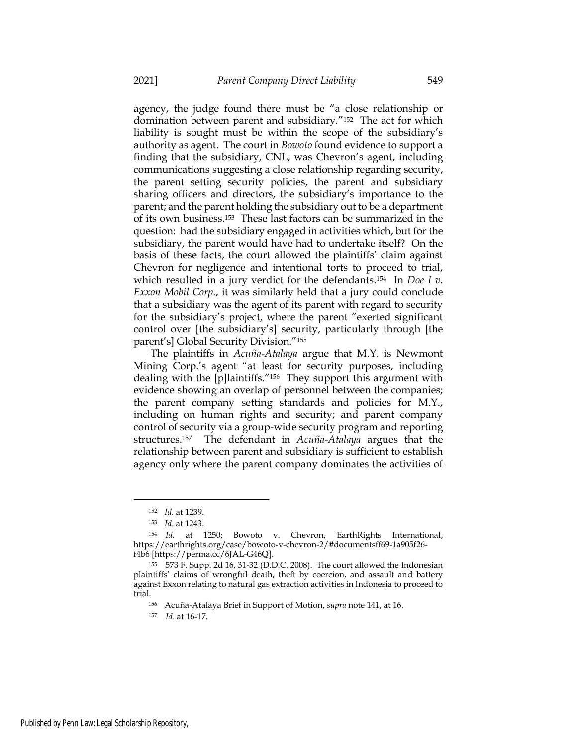agency, the judge found there must be "a close relationship or domination between parent and subsidiary."[152] The act for which liability is sought must be within the scope of the subsidiary's authority as agent. The court in *Bowoto* found evidence to support a finding that the subsidiary, CNL, was Chevron's agent, including communications suggesting a close relationship regarding security, the parent setting security policies, the parent and subsidiary sharing officers and directors, the subsidiary's importance to the parent; and the parent holding the subsidiary out to be a department of its own business.[153] These last factors can be summarized in the question: had the subsidiary engaged in activities which, but for the subsidiary, the parent would have had to undertake itself? On the basis of these facts, the court allowed the plaintiffs' claim against Chevron for negligence and intentional torts to proceed to trial, which resulted in a jury verdict for the defendants.[154] In *Doe I v. Exxon Mobil Corp.*, it was similarly held that a jury could conclude that a subsidiary was the agent of its parent with regard to security for the subsidiary's project, where the parent "exerted significant control over [the subsidiary's] security, particularly through [the parent's] Global Security Division."[155]

The plaintiffs in *Acuña-Atalaya* argue that M.Y. is Newmont Mining Corp.'s agent "at least for security purposes, including dealing with the [p]laintiffs."[156] They support this argument with evidence showing an overlap of personnel between the companies; the parent company setting standards and policies for M.Y., including on human rights and security; and parent company control of security via a group-wide security program and reporting structures.[157] The defendant in *Acuña-Atalaya* argues that the relationship between parent and subsidiary is sufficient to establish agency only where the parent company dominates the activities of

---

[152] *Id.* at 1239.

[153] *Id*. at 1243.

[154] *Id.* at 1250; Bowoto v. Chevron, EarthRights International, https://earthrights.org/case/bowoto-v-chevron-2/#documentsff69-1a905f26-f4b6 [https://perma.cc/6JAL-G46Q].

[155] 573 F. Supp. 2d 16, 31-32 (D.D.C. 2008). The court allowed the Indonesian plaintiffs' claims of wrongful death, theft by coercion, and assault and battery against Exxon relating to natural gas extraction activities in Indonesia to proceed to trial.

[156] Acuña-Atalaya Brief in Support of Motion, *supra* note 141, at 16.

[157] *Id*. at 16-17.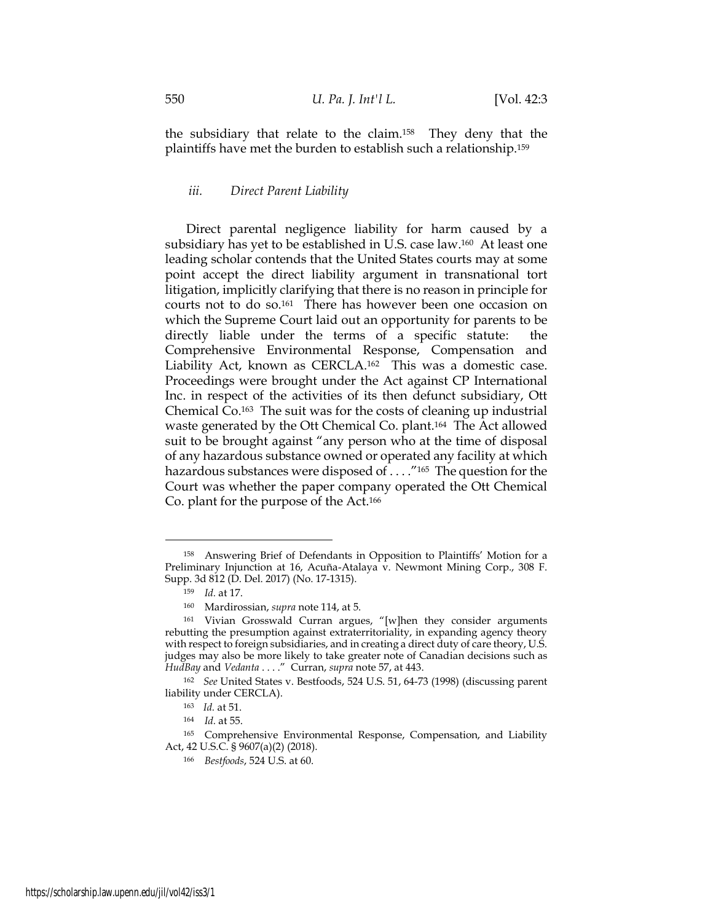the subsidiary that relate to the claim.[158] They deny that the plaintiffs have met the burden to establish such a relationship.[159]

#### *iii. Direct Parent Liability*

Direct parental negligence liability for harm caused by a subsidiary has yet to be established in U.S. case law.[160] At least one leading scholar contends that the United States courts may at some point accept the direct liability argument in transnational tort litigation, implicitly clarifying that there is no reason in principle for courts not to do so.[161] There has however been one occasion on which the Supreme Court laid out an opportunity for parents to be directly liable under the terms of a specific statute: the Comprehensive Environmental Response, Compensation and Liability Act, known as CERCLA.[162] This was a domestic case. Proceedings were brought under the Act against CP International Inc. in respect of the activities of its then defunct subsidiary, Ott Chemical Co.[163] The suit was for the costs of cleaning up industrial waste generated by the Ott Chemical Co. plant.[164] The Act allowed suit to be brought against "any person who at the time of disposal of any hazardous substance owned or operated any facility at which hazardous substances were disposed of . . . ."[165] The question for the Court was whether the paper company operated the Ott Chemical Co. plant for the purpose of the Act.[166]

---

[158] Answering Brief of Defendants in Opposition to Plaintiffs' Motion for a Preliminary Injunction at 16, Acuña-Atalaya v. Newmont Mining Corp., 308 F. Supp. 3d 812 (D. Del. 2017) (No. 17-1315).

[159] *Id.* at 17.

[160] Mardirossian, *supra* note 114, at 5.

[161] Vivian Grosswald Curran argues, "[w]hen they consider arguments rebutting the presumption against extraterritoriality, in expanding agency theory with respect to foreign subsidiaries, and in creating a direct duty of care theory, U.S. judges may also be more likely to take greater note of Canadian decisions such as *HudBay* and *Vedanta* . . . ." Curran, *supra* note 57, at 443.

[162] *See* United States v. Bestfoods, 524 U.S. 51, 64-73 (1998) (discussing parent liability under CERCLA).

[163] *Id.* at 51.

[164] *Id.* at 55.

[165] Comprehensive Environmental Response, Compensation, and Liability Act, 42 U.S.C. § 9607(a)(2) (2018).

[166] *Bestfoods*, 524 U.S. at 60.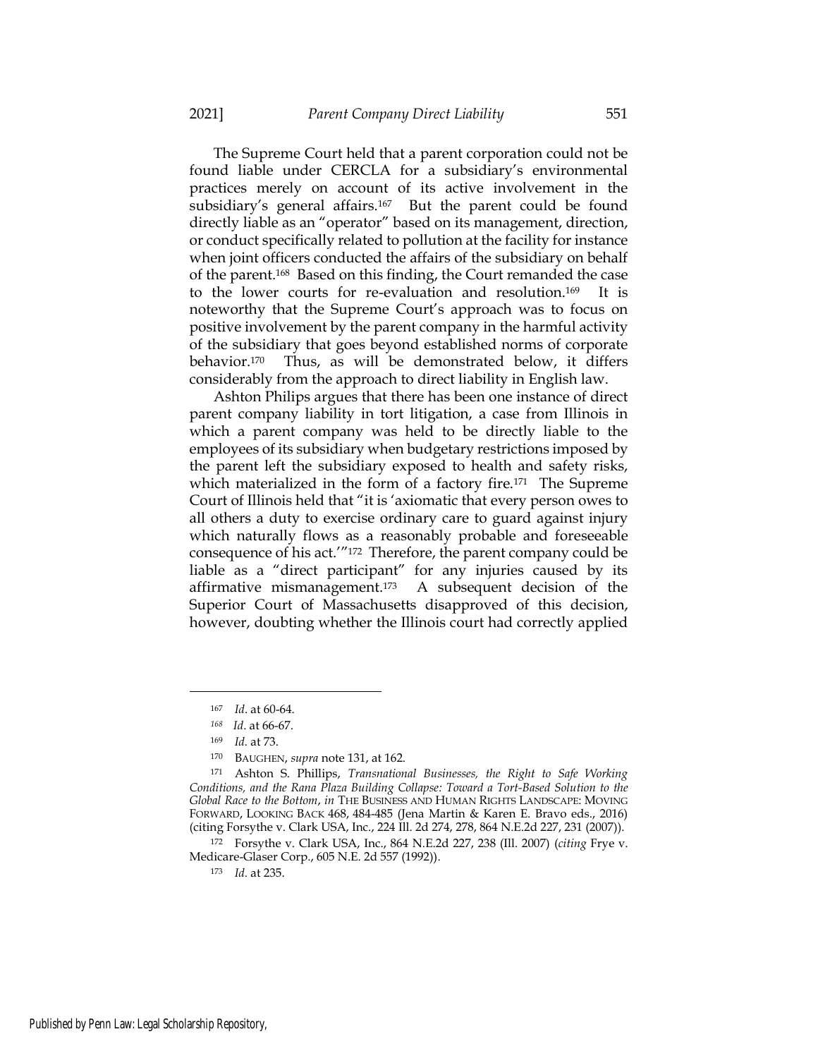The Supreme Court held that a parent corporation could not be found liable under CERCLA for a subsidiary's environmental practices merely on account of its active involvement in the subsidiary's general affairs.[167] But the parent could be found directly liable as an "operator" based on its management, direction, or conduct specifically related to pollution at the facility for instance when joint officers conducted the affairs of the subsidiary on behalf of the parent.[168] Based on this finding, the Court remanded the case to the lower courts for re-evaluation and resolution.[169] It is noteworthy that the Supreme Court's approach was to focus on positive involvement by the parent company in the harmful activity of the subsidiary that goes beyond established norms of corporate behavior.[170] Thus, as will be demonstrated below, it differs considerably from the approach to direct liability in English law.

Ashton Philips argues that there has been one instance of direct parent company liability in tort litigation, a case from Illinois in which a parent company was held to be directly liable to the employees of its subsidiary when budgetary restrictions imposed by the parent left the subsidiary exposed to health and safety risks, which materialized in the form of a factory fire.[171] The Supreme Court of Illinois held that "it is 'axiomatic that every person owes to all others a duty to exercise ordinary care to guard against injury which naturally flows as a reasonably probable and foreseeable consequence of his act.'"[172] Therefore, the parent company could be liable as a "direct participant" for any injuries caused by its affirmative mismanagement.[173] A subsequent decision of the Superior Court of Massachusetts disapproved of this decision, however, doubting whether the Illinois court had correctly applied

---

[167] *Id*. at 60-64.

[168] *Id*. at 66-67.

[169] *Id.* at 73.

[170] BAUGHEN, *supra* note 131, at 162.

[171] Ashton S. Phillips, *Transnational Businesses, the Right to Safe Working Conditions, and the Rana Plaza Building Collapse: Toward a Tort-Based Solution to the Global Race to the Bottom*, *in* THE BUSINESS AND HUMAN RIGHTS LANDSCAPE: MOVING FORWARD, LOOKING BACK 468, 484-485 (Jena Martin & Karen E. Bravo eds., 2016) (citing Forsythe v. Clark USA, Inc., 224 Ill. 2d 274, 278, 864 N.E.2d 227, 231 (2007)).

[172] Forsythe v. Clark USA, Inc., 864 N.E.2d 227, 238 (Ill. 2007) (*citing* Frye v. Medicare-Glaser Corp., 605 N.E. 2d 557 (1992)).

[173] *Id.* at 235.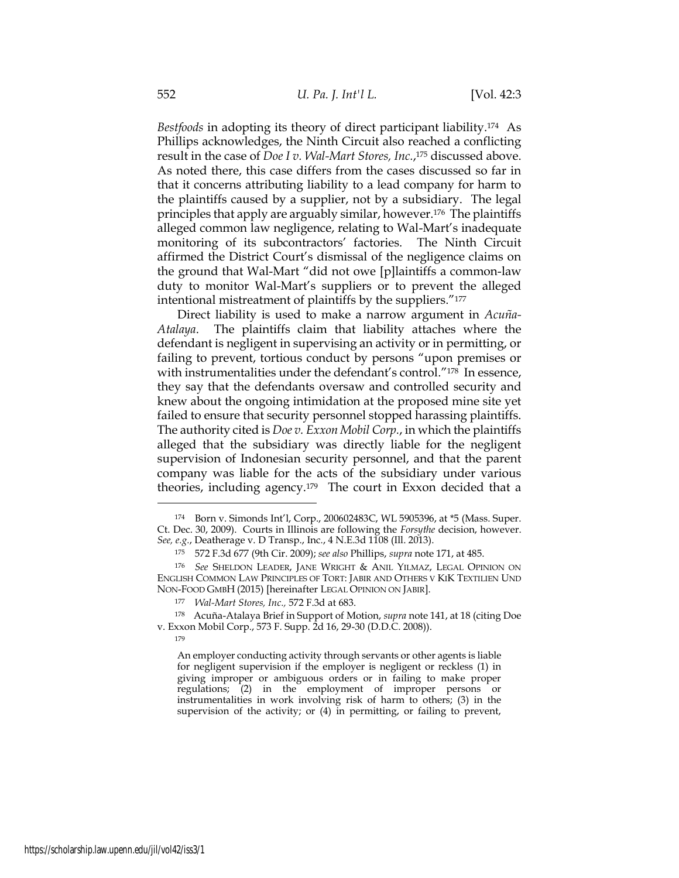*Bestfoods* in adopting its theory of direct participant liability.[174] As Phillips acknowledges, the Ninth Circuit also reached a conflicting result in the case of *Doe I v. Wal-Mart Stores, Inc.*,[175] discussed above. As noted there, this case differs from the cases discussed so far in that it concerns attributing liability to a lead company for harm to the plaintiffs caused by a supplier, not by a subsidiary. The legal principles that apply are arguably similar, however.[176] The plaintiffs alleged common law negligence, relating to Wal-Mart's inadequate monitoring of its subcontractors' factories. The Ninth Circuit affirmed the District Court's dismissal of the negligence claims on the ground that Wal-Mart "did not owe [p]laintiffs a common-law duty to monitor Wal-Mart's suppliers or to prevent the alleged intentional mistreatment of plaintiffs by the suppliers."[177]

Direct liability is used to make a narrow argument in *Acuña-Atalaya*. The plaintiffs claim that liability attaches where the defendant is negligent in supervising an activity or in permitting, or failing to prevent, tortious conduct by persons "upon premises or with instrumentalities under the defendant's control."[178] In essence, they say that the defendants oversaw and controlled security and knew about the ongoing intimidation at the proposed mine site yet failed to ensure that security personnel stopped harassing plaintiffs. The authority cited is *Doe v. Exxon Mobil Corp.*, in which the plaintiffs alleged that the subsidiary was directly liable for the negligent supervision of Indonesian security personnel, and that the parent company was liable for the acts of the subsidiary under various theories, including agency.[179] The court in Exxon decided that a

---

[174] Born v. Simonds Int'l, Corp., 200602483C, WL 5905396, at *5 (Mass. Super. Ct. Dec. 30, 2009). Courts in Illinois are following the *Forsythe* decision, however. *See, e.g.*, Deatherage v. D Transp., Inc., 4 N.E.3d 1108 (Ill. 2013).

[175] 572 F.3d 677 (9th Cir. 2009); *see also* Phillips, *supra* note 171, at 485.

[176] *See* SHELDON LEADER, JANE WRIGHT & ANIL YILMAZ, LEGAL OPINION ON ENGLISH COMMON LAW PRINCIPLES OF TORT: JABIR AND OTHERS V KIK TEXTILIEN UND NON-FOOD GMBH (2015) [hereinafter LEGAL OPINION ON JABIR].

[177] *Wal-Mart Stores, Inc.,* 572 F.3d at 683.

[178] Acuña-Atalaya Brief in Support of Motion, *supra* note 141, at 18 (citing Doe v. Exxon Mobil Corp., 573 F. Supp. 2d 16, 29-30 (D.D.C. 2008)).

[179]

> An employer conducting activity through servants or other agents is liable for negligent supervision if the employer is negligent or reckless (1) in giving improper or ambiguous orders or in failing to make proper regulations; (2) in the employment of improper persons or instrumentalities in work involving risk of harm to others; (3) in the supervision of the activity; or (4) in permitting, or failing to prevent,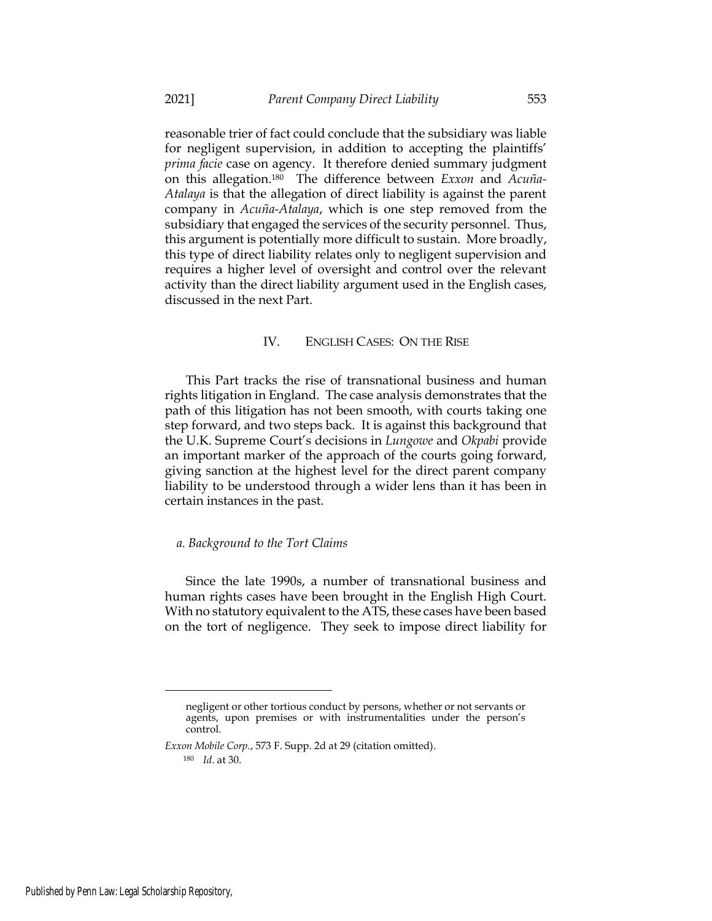reasonable trier of fact could conclude that the subsidiary was liable for negligent supervision, in addition to accepting the plaintiffs' *prima facie* case on agency. It therefore denied summary judgment on this allegation.[180] The difference between *Exxon* and *Acuña-Atalaya* is that the allegation of direct liability is against the parent company in *Acuña-Atalaya*, which is one step removed from the subsidiary that engaged the services of the security personnel. Thus, this argument is potentially more difficult to sustain. More broadly, this type of direct liability relates only to negligent supervision and requires a higher level of oversight and control over the relevant activity than the direct liability argument used in the English cases, discussed in the next Part.

## IV. ENGLISH CASES: ON THE RISE

This Part tracks the rise of transnational business and human rights litigation in England. The case analysis demonstrates that the path of this litigation has not been smooth, with courts taking one step forward, and two steps back. It is against this background that the U.K. Supreme Court's decisions in *Lungowe* and *Okpabi* provide an important marker of the approach of the courts going forward, giving sanction at the highest level for the direct parent company liability to be understood through a wider lens than it has been in certain instances in the past.

### *a. Background to the Tort Claims*

Since the late 1990s, a number of transnational business and human rights cases have been brought in the English High Court. With no statutory equivalent to the ATS, these cases have been based on the tort of negligence. They seek to impose direct liability for

---

> negligent or other tortious conduct by persons, whether or not servants or agents, upon premises or with instrumentalities under the person's control.

*Exxon Mobile Corp.*, 573 F. Supp. 2d at 29 (citation omitted).

[180] *Id.* at 30.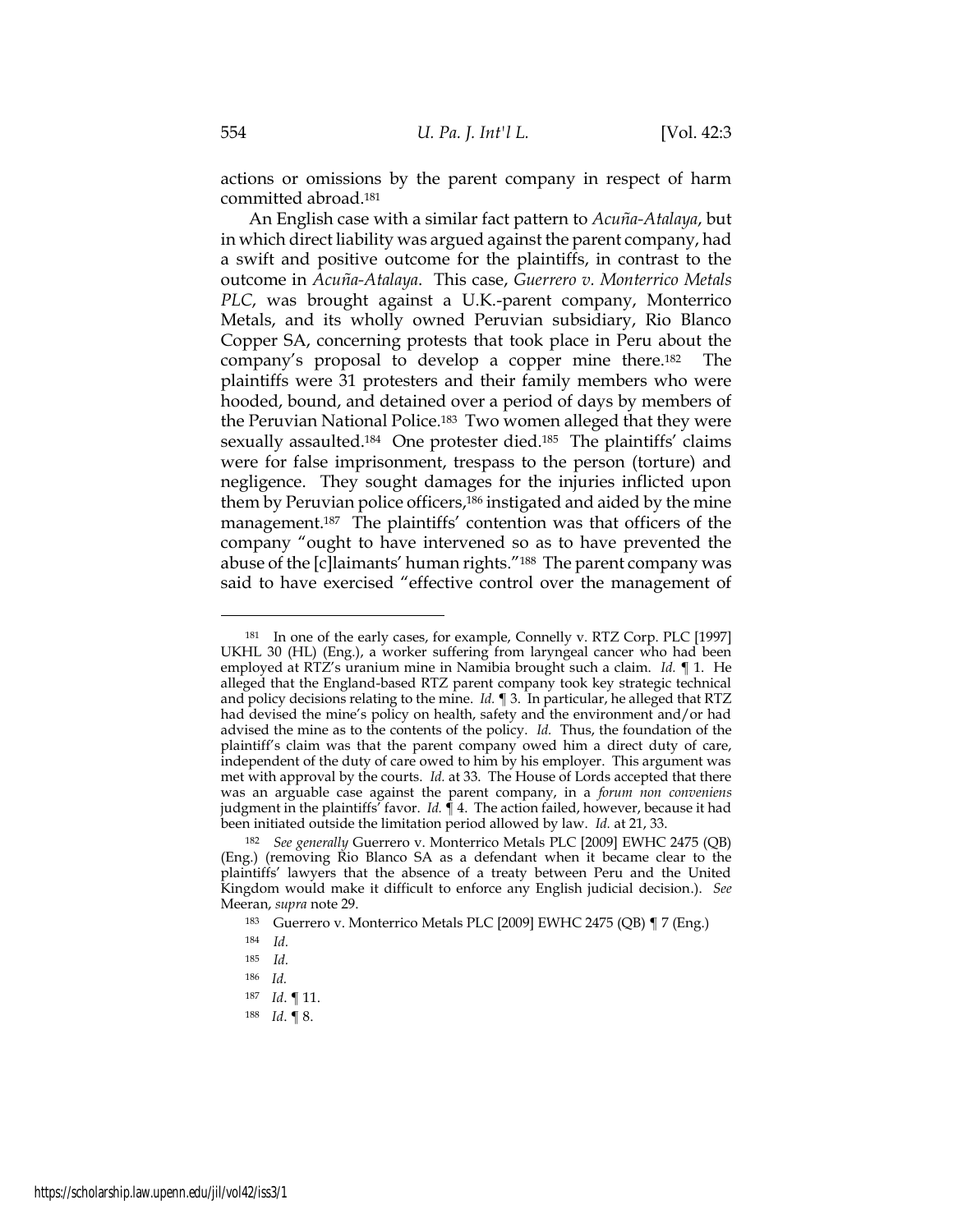actions or omissions by the parent company in respect of harm committed abroad.[181]

An English case with a similar fact pattern to *Acuña-Atalaya*, but in which direct liability was argued against the parent company, had a swift and positive outcome for the plaintiffs, in contrast to the outcome in *Acuña-Atalaya*. This case, *Guerrero v. Monterrico Metals PLC*, was brought against a U.K.-parent company, Monterrico Metals, and its wholly owned Peruvian subsidiary, Rio Blanco Copper SA, concerning protests that took place in Peru about the company's proposal to develop a copper mine there.[182] The plaintiffs were 31 protesters and their family members who were hooded, bound, and detained over a period of days by members of the Peruvian National Police.[183] Two women alleged that they were sexually assaulted.[184] One protester died.[185] The plaintiffs' claims were for false imprisonment, trespass to the person (torture) and negligence. They sought damages for the injuries inflicted upon them by Peruvian police officers,[186] instigated and aided by the mine management.[187] The plaintiffs' contention was that officers of the company "ought to have intervened so as to have prevented the abuse of the [c]laimants' human rights."[188] The parent company was said to have exercised "effective control over the management of

---

[181] In one of the early cases, for example, Connelly v. RTZ Corp. PLC [1997] UKHL 30 (HL) (Eng.), a worker suffering from laryngeal cancer who had been employed at RTZ's uranium mine in Namibia brought such a claim. *Id.* ¶ 1. He alleged that the England-based RTZ parent company took key strategic technical and policy decisions relating to the mine. *Id.* ¶ 3. In particular, he alleged that RTZ had devised the mine's policy on health, safety and the environment and/or had advised the mine as to the contents of the policy. *Id.* Thus, the foundation of the plaintiff's claim was that the parent company owed him a direct duty of care, independent of the duty of care owed to him by his employer. This argument was met with approval by the courts. *Id.* at 33. The House of Lords accepted that there was an arguable case against the parent company, in a *forum non conveniens* judgment in the plaintiffs' favor. *Id.* ¶ 4. The action failed, however, because it had been initiated outside the limitation period allowed by law. *Id.* at 21, 33.

[182] *See generally* Guerrero v. Monterrico Metals PLC [2009] EWHC 2475 (QB) (Eng.) (removing Rio Blanco SA as a defendant when it became clear to the plaintiffs' lawyers that the absence of a treaty between Peru and the United Kingdom would make it difficult to enforce any English judicial decision.). *See* Meeran, *supra* note 29.

[183] Guerrero v. Monterrico Metals PLC [2009] EWHC 2475 (QB) ¶ 7 (Eng.)

[184] *Id.*

[185] *Id.*

[186] *Id.*

[187] *Id*. ¶ 11.

[188] *Id*. ¶ 8.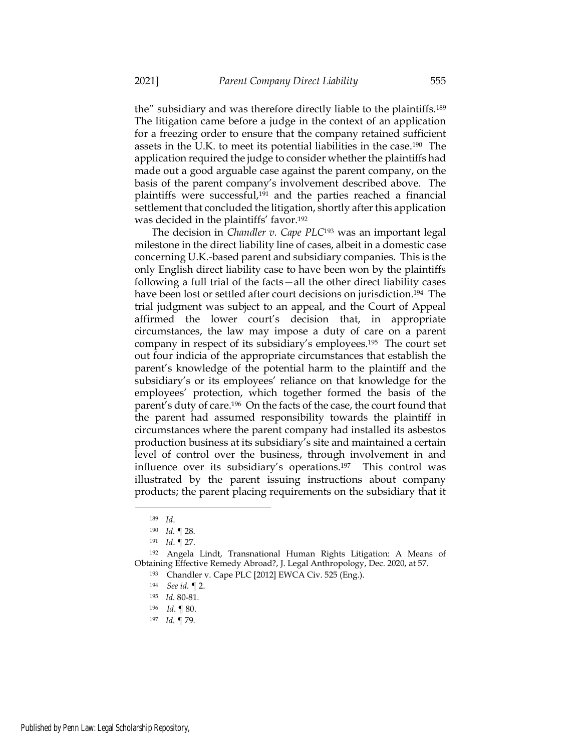the" subsidiary and was therefore directly liable to the plaintiffs.[189] The litigation came before a judge in the context of an application for a freezing order to ensure that the company retained sufficient assets in the U.K. to meet its potential liabilities in the case.[190] The application required the judge to consider whether the plaintiffs had made out a good arguable case against the parent company, on the basis of the parent company's involvement described above. The plaintiffs were successful,[191] and the parties reached a financial settlement that concluded the litigation, shortly after this application was decided in the plaintiffs' favor.[192]

The decision in *Chandler v. Cape PLC*[193] was an important legal milestone in the direct liability line of cases, albeit in a domestic case concerning U.K.-based parent and subsidiary companies. This is the only English direct liability case to have been won by the plaintiffs following a full trial of the facts—all the other direct liability cases have been lost or settled after court decisions on jurisdiction.[194] The trial judgment was subject to an appeal, and the Court of Appeal affirmed the lower court's decision that, in appropriate circumstances, the law may impose a duty of care on a parent company in respect of its subsidiary's employees.[195] The court set out four indicia of the appropriate circumstances that establish the parent's knowledge of the potential harm to the plaintiff and the subsidiary's or its employees' reliance on that knowledge for the employees' protection, which together formed the basis of the parent's duty of care.[196] On the facts of the case, the court found that the parent had assumed responsibility towards the plaintiff in circumstances where the parent company had installed its asbestos production business at its subsidiary's site and maintained a certain level of control over the business, through involvement in and influence over its subsidiary's operations.[197] This control was illustrated by the parent issuing instructions about company products; the parent placing requirements on the subsidiary that it

---

[189] *Id*.

[190] *Id*. ¶ 28.

[191] *Id*. ¶ 27.

[192] Angela Lindt, Transnational Human Rights Litigation: A Means of Obtaining Effective Remedy Abroad?, J. Legal Anthropology, Dec. 2020, at 57.

[193] Chandler v. Cape PLC [2012] EWCA Civ. 525 (Eng.).

[194] *See id.* ¶ 2.

[195] *Id.* 80-81.

[196] *Id*. ¶ 80.

[197] *Id.* ¶ 79.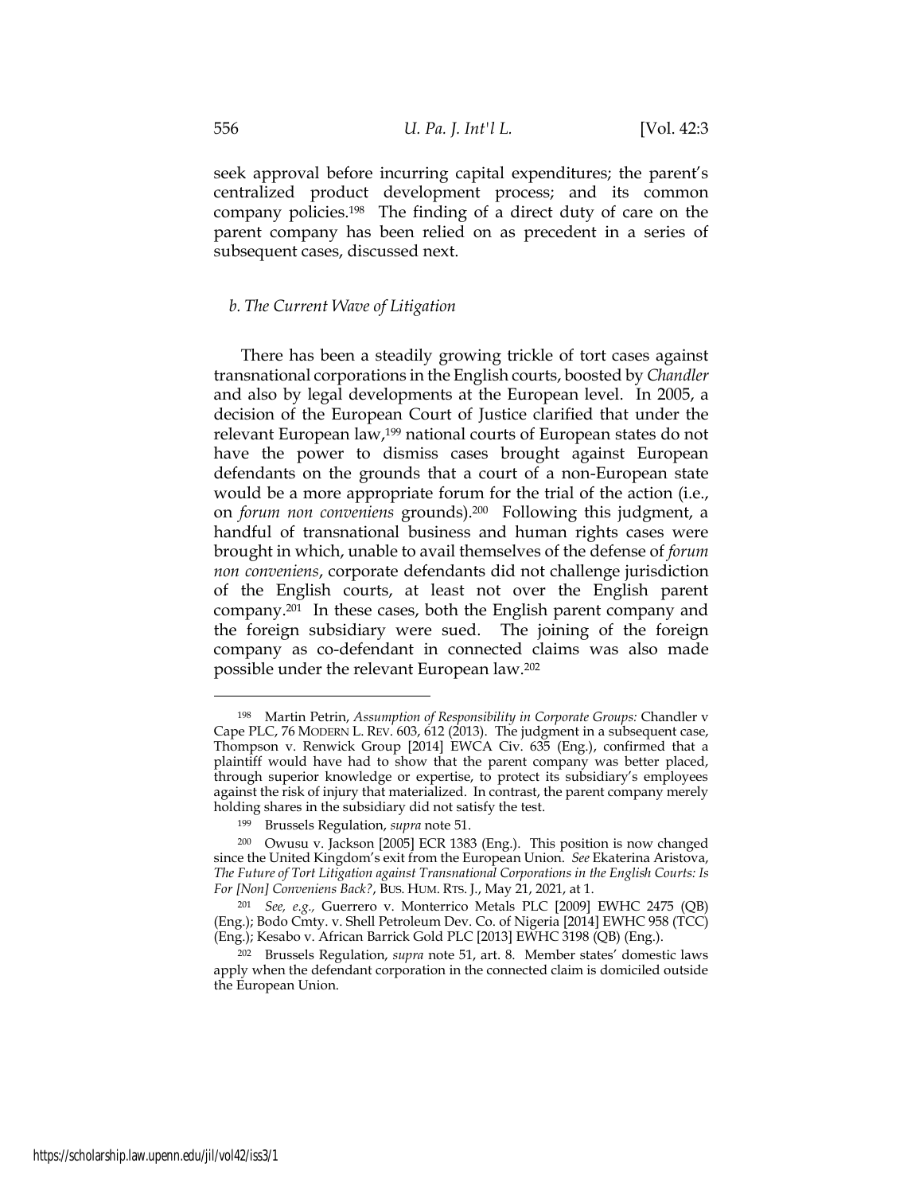seek approval before incurring capital expenditures; the parent's centralized product development process; and its common company policies.[198] The finding of a direct duty of care on the parent company has been relied on as precedent in a series of subsequent cases, discussed next.

### *b. The Current Wave of Litigation*

There has been a steadily growing trickle of tort cases against transnational corporations in the English courts, boosted by *Chandler* and also by legal developments at the European level. In 2005, a decision of the European Court of Justice clarified that under the relevant European law,[199] national courts of European states do not have the power to dismiss cases brought against European defendants on the grounds that a court of a non-European state would be a more appropriate forum for the trial of the action (i.e., on *forum non conveniens* grounds).[200] Following this judgment, a handful of transnational business and human rights cases were brought in which, unable to avail themselves of the defense of *forum non conveniens*, corporate defendants did not challenge jurisdiction of the English courts, at least not over the English parent company.[201] In these cases, both the English parent company and the foreign subsidiary were sued. The joining of the foreign company as co-defendant in connected claims was also made possible under the relevant European law.[202]

---

[198] Martin Petrin, *Assumption of Responsibility in Corporate Groups:* Chandler v Cape PLC, 76 MODERN L. REV. 603, 612 (2013). The judgment in a subsequent case, Thompson v. Renwick Group [2014] EWCA Civ. 635 (Eng.), confirmed that a plaintiff would have had to show that the parent company was better placed, through superior knowledge or expertise, to protect its subsidiary's employees against the risk of injury that materialized. In contrast, the parent company merely holding shares in the subsidiary did not satisfy the test.

[199] Brussels Regulation, *supra* note 51.

[200] Owusu v. Jackson [2005] ECR 1383 (Eng.). This position is now changed since the United Kingdom's exit from the European Union. *See* Ekaterina Aristova, *The Future of Tort Litigation against Transnational Corporations in the English Courts: Is For [Non] Conveniens Back?*, BUS. HUM. RTS. J., May 21, 2021, at 1.

[201] *See, e.g.,* Guerrero v. Monterrico Metals PLC [2009] EWHC 2475 (QB) (Eng.); Bodo Cmty. v. Shell Petroleum Dev. Co. of Nigeria [2014] EWHC 958 (TCC) (Eng.); Kesabo v. African Barrick Gold PLC [2013] EWHC 3198 (QB) (Eng.).

[202] Brussels Regulation, *supra* note 51, art. 8. Member states' domestic laws apply when the defendant corporation in the connected claim is domiciled outside the European Union.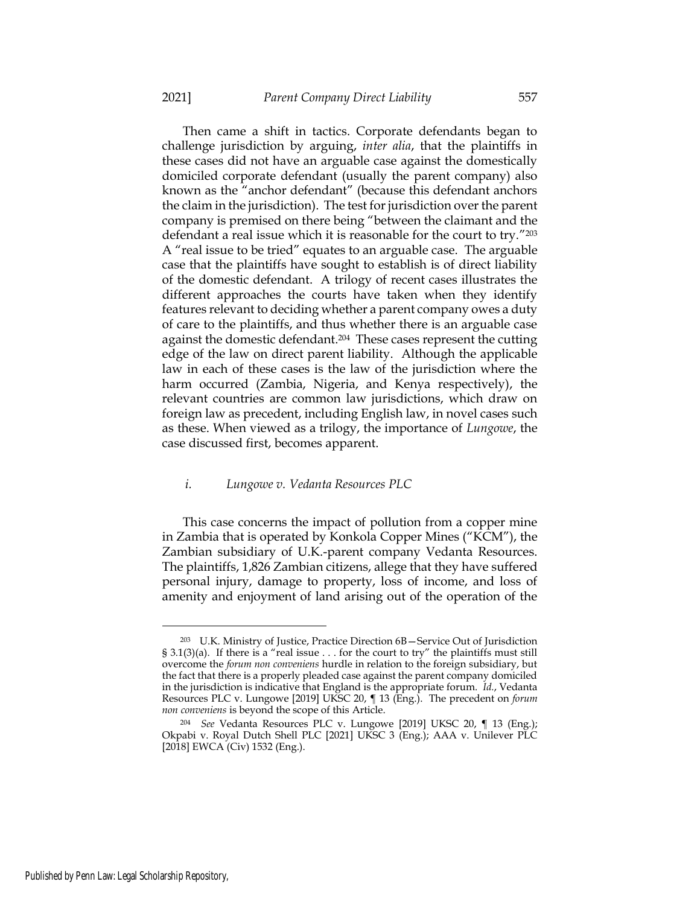Then came a shift in tactics. Corporate defendants began to challenge jurisdiction by arguing, *inter alia*, that the plaintiffs in these cases did not have an arguable case against the domestically domiciled corporate defendant (usually the parent company) also known as the "anchor defendant" (because this defendant anchors the claim in the jurisdiction). The test for jurisdiction over the parent company is premised on there being "between the claimant and the defendant a real issue which it is reasonable for the court to try."[203] A "real issue to be tried" equates to an arguable case. The arguable case that the plaintiffs have sought to establish is of direct liability of the domestic defendant. A trilogy of recent cases illustrates the different approaches the courts have taken when they identify features relevant to deciding whether a parent company owes a duty of care to the plaintiffs, and thus whether there is an arguable case against the domestic defendant.[204] These cases represent the cutting edge of the law on direct parent liability. Although the applicable law in each of these cases is the law of the jurisdiction where the harm occurred (Zambia, Nigeria, and Kenya respectively), the relevant countries are common law jurisdictions, which draw on foreign law as precedent, including English law, in novel cases such as these. When viewed as a trilogy, the importance of *Lungowe*, the case discussed first, becomes apparent.

#### *i. Lungowe v. Vedanta Resources PLC*

This case concerns the impact of pollution from a copper mine in Zambia that is operated by Konkola Copper Mines ("KCM"), the Zambian subsidiary of U.K.-parent company Vedanta Resources. The plaintiffs, 1,826 Zambian citizens, allege that they have suffered personal injury, damage to property, loss of income, and loss of amenity and enjoyment of land arising out of the operation of the

---

[203] U.K. Ministry of Justice, Practice Direction 6B—Service Out of Jurisdiction § 3.1(3)(a). If there is a "real issue . . . for the court to try" the plaintiffs must still overcome the *forum non conveniens* hurdle in relation to the foreign subsidiary, but the fact that there is a properly pleaded case against the parent company domiciled in the jurisdiction is indicative that England is the appropriate forum. *Id.*, Vedanta Resources PLC v. Lungowe [2019] UKSC 20, ¶ 13 (Eng.). The precedent on *forum non conveniens* is beyond the scope of this Article.

[204] *See* Vedanta Resources PLC v. Lungowe [2019] UKSC 20, ¶ 13 (Eng.); Okpabi v. Royal Dutch Shell PLC [2021] UKSC 3 (Eng.); AAA v. Unilever PLC [2018] EWCA (Civ) 1532 (Eng.).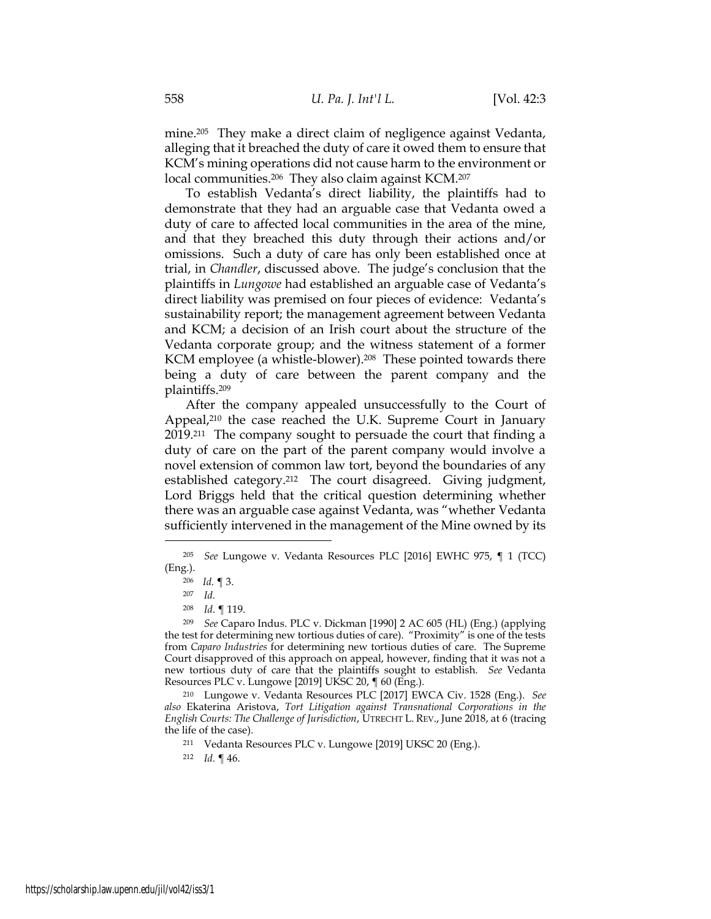mine.[205] They make a direct claim of negligence against Vedanta, alleging that it breached the duty of care it owed them to ensure that KCM's mining operations did not cause harm to the environment or local communities.[206] They also claim against KCM.[207]

To establish Vedanta's direct liability, the plaintiffs had to demonstrate that they had an arguable case that Vedanta owed a duty of care to affected local communities in the area of the mine, and that they breached this duty through their actions and/or omissions. Such a duty of care has only been established once at trial, in *Chandler*, discussed above. The judge's conclusion that the plaintiffs in *Lungowe* had established an arguable case of Vedanta's direct liability was premised on four pieces of evidence: Vedanta's sustainability report; the management agreement between Vedanta and KCM; a decision of an Irish court about the structure of the Vedanta corporate group; and the witness statement of a former KCM employee (a whistle-blower).[208] These pointed towards there being a duty of care between the parent company and the plaintiffs.[209]

After the company appealed unsuccessfully to the Court of Appeal,[210] the case reached the U.K. Supreme Court in January 2019.[211] The company sought to persuade the court that finding a duty of care on the part of the parent company would involve a novel extension of common law tort, beyond the boundaries of any established category.[212] The court disagreed. Giving judgment, Lord Briggs held that the critical question determining whether there was an arguable case against Vedanta, was "whether Vedanta sufficiently intervened in the management of the Mine owned by its

---

[205] *See* Lungowe v. Vedanta Resources PLC [2016] EWHC 975, ¶ 1 (TCC) (Eng.).

[206] *Id.* ¶ 3.

[207] *Id.*

[208] *Id.* ¶ 119.

[209] *See* Caparo Indus. PLC v. Dickman [1990] 2 AC 605 (HL) (Eng.) (applying the test for determining new tortious duties of care). "Proximity" is one of the tests from *Caparo Industries* for determining new tortious duties of care. The Supreme Court disapproved of this approach on appeal, however, finding that it was not a new tortious duty of care that the plaintiffs sought to establish. *See* Vedanta Resources PLC v. Lungowe [2019] UKSC 20, ¶ 60 (Eng.).

[210] Lungowe v. Vedanta Resources PLC [2017] EWCA Civ. 1528 (Eng.). *See also* Ekaterina Aristova, *Tort Litigation against Transnational Corporations in the English Courts: The Challenge of Jurisdiction*, UTRECHT L. REV., June 2018, at 6 (tracing the life of the case).

[211] Vedanta Resources PLC v. Lungowe [2019] UKSC 20 (Eng.).

[212] *Id.* ¶ 46.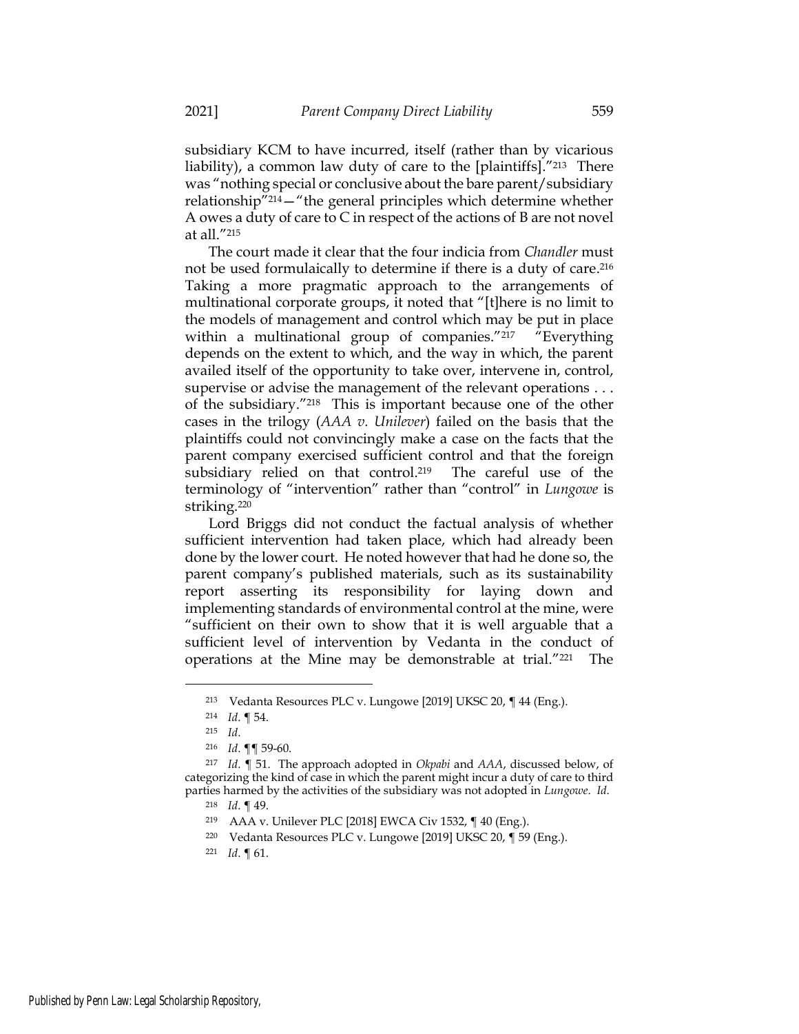subsidiary KCM to have incurred, itself (rather than by vicarious liability), a common law duty of care to the [plaintiffs]."[213] There was "nothing special or conclusive about the bare parent/subsidiary relationship"[214]—"the general principles which determine whether A owes a duty of care to C in respect of the actions of B are not novel at all."[215]

The court made it clear that the four indicia from *Chandler* must not be used formulaically to determine if there is a duty of care.[216] Taking a more pragmatic approach to the arrangements of multinational corporate groups, it noted that "[t]here is no limit to the models of management and control which may be put in place within a multinational group of companies."[217] "Everything depends on the extent to which, and the way in which, the parent availed itself of the opportunity to take over, intervene in, control, supervise or advise the management of the relevant operations . . . of the subsidiary."[218] This is important because one of the other cases in the trilogy (*AAA v. Unilever*) failed on the basis that the plaintiffs could not convincingly make a case on the facts that the parent company exercised sufficient control and that the foreign subsidiary relied on that control.[219] The careful use of the terminology of "intervention" rather than "control" in *Lungowe* is striking.[220]

Lord Briggs did not conduct the factual analysis of whether sufficient intervention had taken place, which had already been done by the lower court. He noted however that had he done so, the parent company's published materials, such as its sustainability report asserting its responsibility for laying down and implementing standards of environmental control at the mine, were "sufficient on their own to show that it is well arguable that a sufficient level of intervention by Vedanta in the conduct of operations at the Mine may be demonstrable at trial."[221] The

---

[213] Vedanta Resources PLC v. Lungowe [2019] UKSC 20, ¶ 44 (Eng.).

[214] *Id.* ¶ 54.

[215] *Id.*

[216] *Id.* ¶¶ 59-60.

[217] *Id.* ¶ 51. The approach adopted in *Okpabi* and *AAA*, discussed below, of categorizing the kind of case in which the parent might incur a duty of care to third parties harmed by the activities of the subsidiary was not adopted in *Lungowe*. *Id.*

[218] *Id.* ¶ 49.

[219] AAA v. Unilever PLC [2018] EWCA Civ 1532, ¶ 40 (Eng.).

[220] Vedanta Resources PLC v. Lungowe [2019] UKSC 20, ¶ 59 (Eng.).

[221] *Id.* ¶ 61.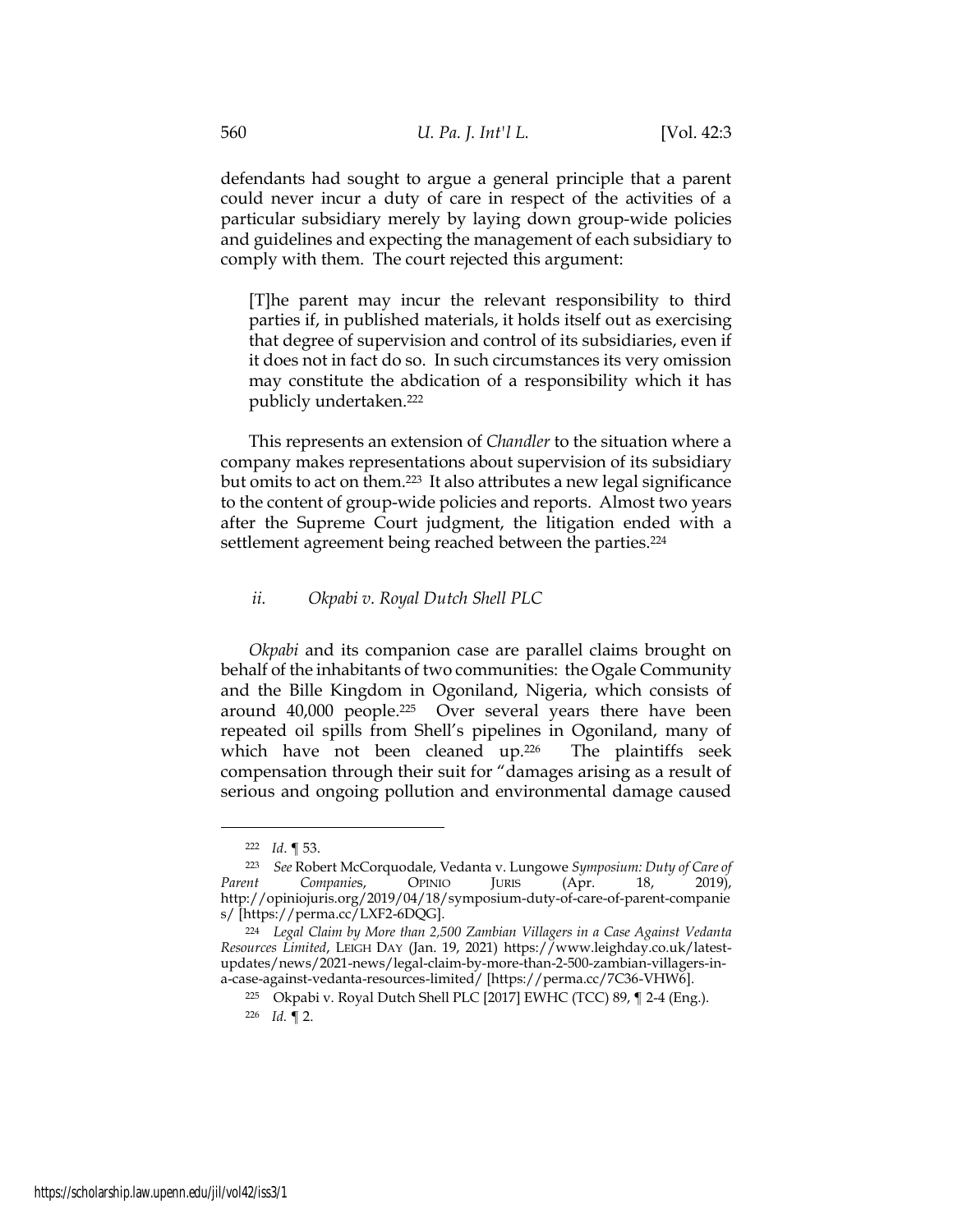defendants had sought to argue a general principle that a parent could never incur a duty of care in respect of the activities of a particular subsidiary merely by laying down group-wide policies and guidelines and expecting the management of each subsidiary to comply with them. The court rejected this argument:

> [T]he parent may incur the relevant responsibility to third parties if, in published materials, it holds itself out as exercising that degree of supervision and control of its subsidiaries, even if it does not in fact do so. In such circumstances its very omission may constitute the abdication of a responsibility which it has publicly undertaken.[222]

This represents an extension of *Chandler* to the situation where a company makes representations about supervision of its subsidiary but omits to act on them.[223] It also attributes a new legal significance to the content of group-wide policies and reports. Almost two years after the Supreme Court judgment, the litigation ended with a settlement agreement being reached between the parties.[224]

### *ii. Okpabi v. Royal Dutch Shell PLC*

*Okpabi* and its companion case are parallel claims brought on behalf of the inhabitants of two communities: the Ogale Community and the Bille Kingdom in Ogoniland, Nigeria, which consists of around 40,000 people.[225] Over several years there have been repeated oil spills from Shell's pipelines in Ogoniland, many of which have not been cleaned up.[226] The plaintiffs seek compensation through their suit for "damages arising as a result of serious and ongoing pollution and environmental damage caused

---

[222] *Id*. ¶ 53.

[223] *See* Robert McCorquodale, Vedanta v. Lungowe *Symposium: Duty of Care of Parent Companies*, OPINIO JURIS (Apr. 18, 2019), http://opiniojuris.org/2019/04/18/symposium-duty-of-care-of-parent-companies/ [https://perma.cc/LXF2-6DQG].

[224] *Legal Claim by More than 2,500 Zambian Villagers in a Case Against Vedanta Resources Limited*, LEIGH DAY (Jan. 19, 2021) https://www.leighday.co.uk/latest-updates/news/2021-news/legal-claim-by-more-than-2-500-zambian-villagers-in-a-case-against-vedanta-resources-limited/ [https://perma.cc/7C36-VHW6].

[225] Okpabi v. Royal Dutch Shell PLC [2017] EWHC (TCC) 89, ¶ 2-4 (Eng.).

[226] *Id.* ¶ 2.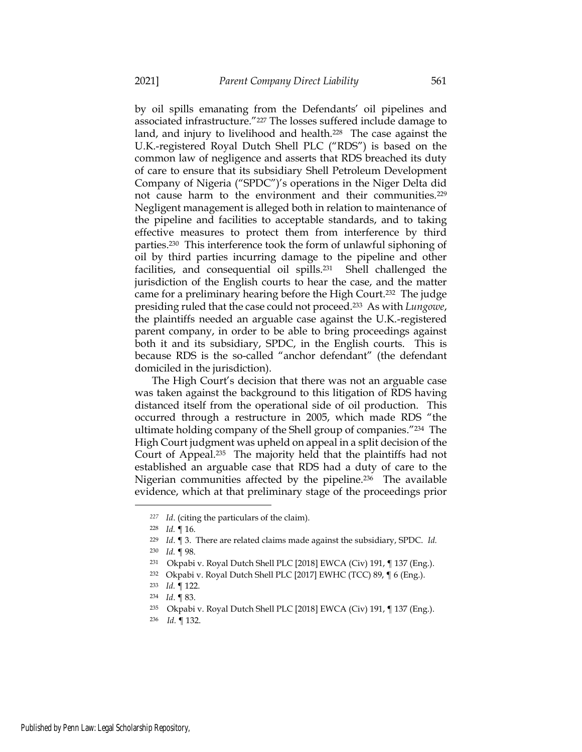by oil spills emanating from the Defendants' oil pipelines and associated infrastructure."[227] The losses suffered include damage to land, and injury to livelihood and health.[228] The case against the U.K.-registered Royal Dutch Shell PLC ("RDS") is based on the common law of negligence and asserts that RDS breached its duty of care to ensure that its subsidiary Shell Petroleum Development Company of Nigeria ("SPDC")'s operations in the Niger Delta did not cause harm to the environment and their communities.[229] Negligent management is alleged both in relation to maintenance of the pipeline and facilities to acceptable standards, and to taking effective measures to protect them from interference by third parties.[230] This interference took the form of unlawful siphoning of oil by third parties incurring damage to the pipeline and other facilities, and consequential oil spills.[231] Shell challenged the jurisdiction of the English courts to hear the case, and the matter came for a preliminary hearing before the High Court.[232] The judge presiding ruled that the case could not proceed.[233] As with *Lungowe*, the plaintiffs needed an arguable case against the U.K.-registered parent company, in order to be able to bring proceedings against both it and its subsidiary, SPDC, in the English courts. This is because RDS is the so-called "anchor defendant" (the defendant domiciled in the jurisdiction).

The High Court's decision that there was not an arguable case was taken against the background to this litigation of RDS having distanced itself from the operational side of oil production. This occurred through a restructure in 2005, which made RDS "the ultimate holding company of the Shell group of companies."[234] The High Court judgment was upheld on appeal in a split decision of the Court of Appeal.[235] The majority held that the plaintiffs had not established an arguable case that RDS had a duty of care to the Nigerian communities affected by the pipeline.[236] The available evidence, which at that preliminary stage of the proceedings prior

---

[227] *Id*. (citing the particulars of the claim).

[228] *Id.* ¶ 16.

[229] *Id*. ¶ 3. There are related claims made against the subsidiary, SPDC. *Id.*

[230] *Id.* ¶ 98.

[231] Okpabi v. Royal Dutch Shell PLC [2018] EWCA (Civ) 191, ¶ 137 (Eng.).

[232] Okpabi v. Royal Dutch Shell PLC [2017] EWHC (TCC) 89, ¶ 6 (Eng.).

[233] *Id.* ¶ 122.

[234] *Id*. ¶ 83.

[235] Okpabi v. Royal Dutch Shell PLC [2018] EWCA (Civ) 191, ¶ 137 (Eng.).

[236] *Id.* ¶ 132.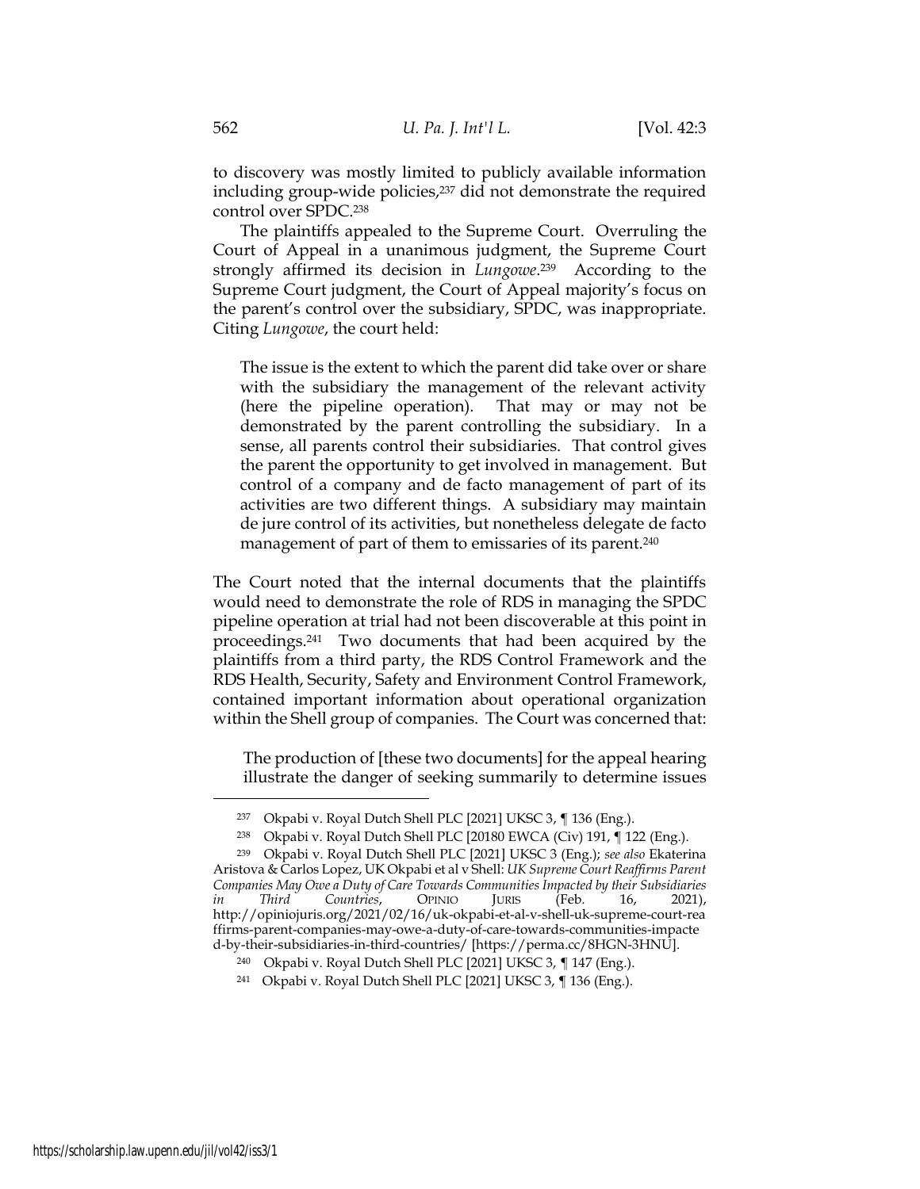to discovery was mostly limited to publicly available information including group-wide policies,[237] did not demonstrate the required control over SPDC.[238]

The plaintiffs appealed to the Supreme Court. Overruling the Court of Appeal in a unanimous judgment, the Supreme Court strongly affirmed its decision in *Lungowe*.[239] According to the Supreme Court judgment, the Court of Appeal majority's focus on the parent's control over the subsidiary, SPDC, was inappropriate. Citing *Lungowe*, the court held:

> The issue is the extent to which the parent did take over or share with the subsidiary the management of the relevant activity (here the pipeline operation). That may or may not be demonstrated by the parent controlling the subsidiary. In a sense, all parents control their subsidiaries. That control gives the parent the opportunity to get involved in management. But control of a company and de facto management of part of its activities are two different things. A subsidiary may maintain de jure control of its activities, but nonetheless delegate de facto management of part of them to emissaries of its parent.[240]

The Court noted that the internal documents that the plaintiffs would need to demonstrate the role of RDS in managing the SPDC pipeline operation at trial had not been discoverable at this point in proceedings.[241] Two documents that had been acquired by the plaintiffs from a third party, the RDS Control Framework and the RDS Health, Security, Safety and Environment Control Framework, contained important information about operational organization within the Shell group of companies. The Court was concerned that:

> The production of [these two documents] for the appeal hearing illustrate the danger of seeking summarily to determine issues

---

[237] Okpabi v. Royal Dutch Shell PLC [2021] UKSC 3, ¶ 136 (Eng.).

[238] Okpabi v. Royal Dutch Shell PLC [20180 EWCA (Civ) 191, ¶ 122 (Eng.).

[239] Okpabi v. Royal Dutch Shell PLC [2021] UKSC 3 (Eng.); *see also* Ekaterina Aristova & Carlos Lopez, UK Okpabi et al v Shell: *UK Supreme Court Reaffirms Parent Companies May Owe a Duty of Care Towards Communities Impacted by their Subsidiaries in Third Countries*, OPINIO JURIS (Feb. 16, 2021), http://opiniojuris.org/2021/02/16/uk-okpabi-et-al-v-shell-uk-supreme-court-reaffirms-parent-companies-may-owe-a-duty-of-care-towards-communities-impacted-by-their-subsidiaries-in-third-countries/ [https://perma.cc/8HGN-3HNU].

[240] Okpabi v. Royal Dutch Shell PLC [2021] UKSC 3, ¶ 147 (Eng.).

[241] Okpabi v. Royal Dutch Shell PLC [2021] UKSC 3, ¶ 136 (Eng.).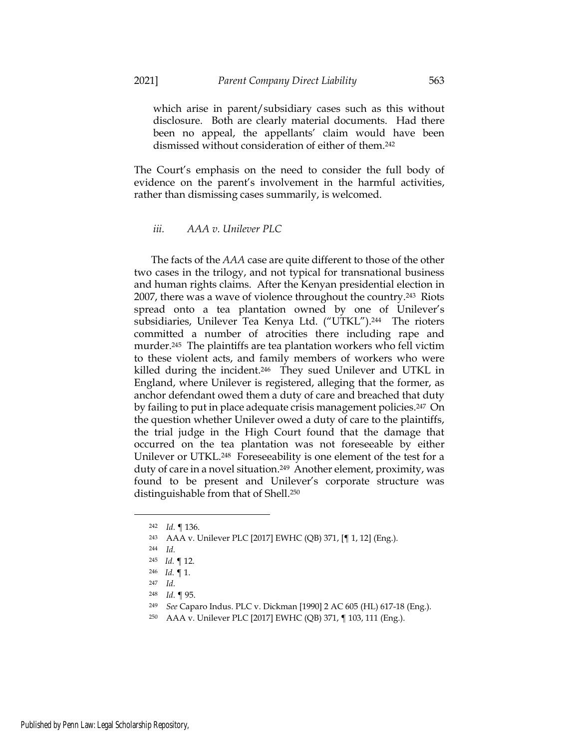which arise in parent/subsidiary cases such as this without disclosure. Both are clearly material documents. Had there been no appeal, the appellants' claim would have been dismissed without consideration of either of them.[242]

The Court's emphasis on the need to consider the full body of evidence on the parent's involvement in the harmful activities, rather than dismissing cases summarily, is welcomed.

#### *iii. AAA v. Unilever PLC*

The facts of the *AAA* case are quite different to those of the other two cases in the trilogy, and not typical for transnational business and human rights claims. After the Kenyan presidential election in 2007, there was a wave of violence throughout the country.[243] Riots spread onto a tea plantation owned by one of Unilever's subsidiaries, Unilever Tea Kenya Ltd. ("UTKL").[244] The rioters committed a number of atrocities there including rape and murder.[245] The plaintiffs are tea plantation workers who fell victim to these violent acts, and family members of workers who were killed during the incident.[246] They sued Unilever and UTKL in England, where Unilever is registered, alleging that the former, as anchor defendant owed them a duty of care and breached that duty by failing to put in place adequate crisis management policies.[247] On the question whether Unilever owed a duty of care to the plaintiffs, the trial judge in the High Court found that the damage that occurred on the tea plantation was not foreseeable by either Unilever or UTKL.[248] Foreseeability is one element of the test for a duty of care in a novel situation.[249] Another element, proximity, was found to be present and Unilever's corporate structure was distinguishable from that of Shell.[250]

---

[242] *Id.* ¶ 136.

[243] AAA v. Unilever PLC [2017] EWHC (QB) 371, [¶ 1, 12] (Eng.).

[244] *Id.*

[245] *Id.* ¶ 12.

[246] *Id.* ¶ 1.

[247] *Id.*

[248] *Id.* ¶ 95.

[249] *See* Caparo Indus. PLC v. Dickman [1990] 2 AC 605 (HL) 617-18 (Eng.).

[250] AAA v. Unilever PLC [2017] EWHC (QB) 371, ¶ 103, 111 (Eng.).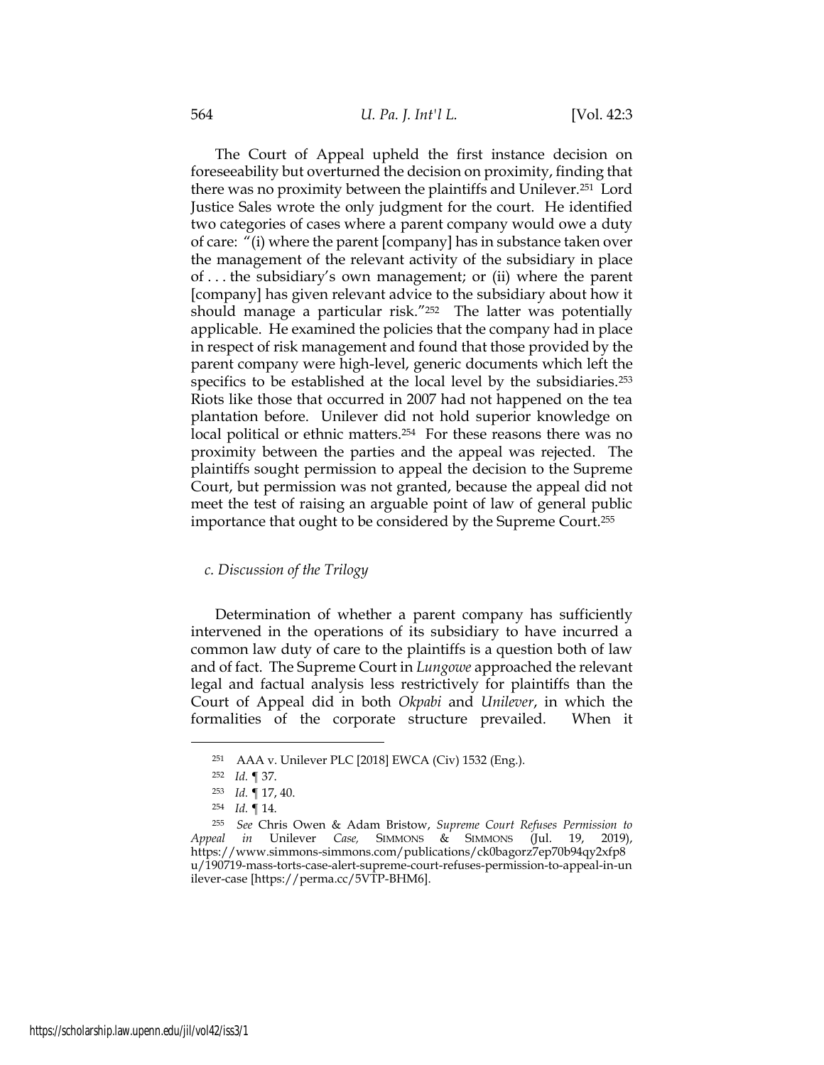The Court of Appeal upheld the first instance decision on foreseeability but overturned the decision on proximity, finding that there was no proximity between the plaintiffs and Unilever.[251] Lord Justice Sales wrote the only judgment for the court. He identified two categories of cases where a parent company would owe a duty of care: "(i) where the parent [company] has in substance taken over the management of the relevant activity of the subsidiary in place of . . . the subsidiary's own management; or (ii) where the parent [company] has given relevant advice to the subsidiary about how it should manage a particular risk."[252] The latter was potentially applicable. He examined the policies that the company had in place in respect of risk management and found that those provided by the parent company were high-level, generic documents which left the specifics to be established at the local level by the subsidiaries.[253] Riots like those that occurred in 2007 had not happened on the tea plantation before. Unilever did not hold superior knowledge on local political or ethnic matters.[254] For these reasons there was no proximity between the parties and the appeal was rejected. The plaintiffs sought permission to appeal the decision to the Supreme Court, but permission was not granted, because the appeal did not meet the test of raising an arguable point of law of general public importance that ought to be considered by the Supreme Court.[255]

### *c. Discussion of the Trilogy*

Determination of whether a parent company has sufficiently intervened in the operations of its subsidiary to have incurred a common law duty of care to the plaintiffs is a question both of law and of fact. The Supreme Court in *Lungowe* approached the relevant legal and factual analysis less restrictively for plaintiffs than the Court of Appeal did in both *Okpabi* and *Unilever*, in which the formalities of the corporate structure prevailed. When it

---

[251] AAA v. Unilever PLC [2018] EWCA (Civ) 1532 (Eng.).

[252] *Id.* ¶ 37.

[253] *Id.* ¶ 17, 40.

[254] *Id.* ¶ 14.

[255] *See* Chris Owen & Adam Bristow, *Supreme Court Refuses Permission to Appeal in* Unilever *Case,* SIMMONS & SIMMONS (Jul. 19, 2019), https://www.simmons-simmons.com/publications/ck0bagorz7ep70b94qy2xfp8u/190719-mass-torts-case-alert-supreme-court-refuses-permission-to-appeal-in-unilever-case [https://perma.cc/5VTP-BHM6].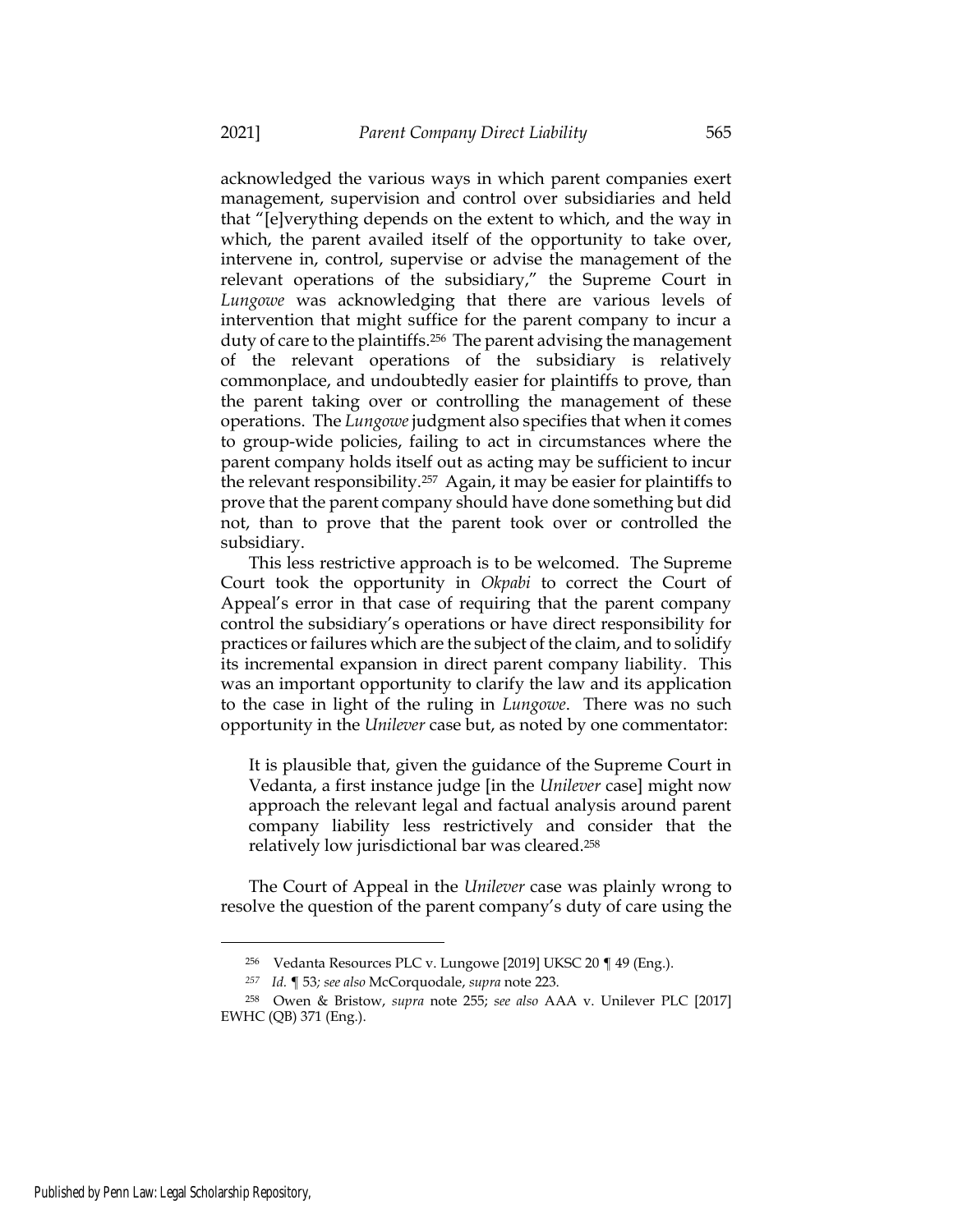acknowledged the various ways in which parent companies exert management, supervision and control over subsidiaries and held that "[e]verything depends on the extent to which, and the way in which, the parent availed itself of the opportunity to take over, intervene in, control, supervise or advise the management of the relevant operations of the subsidiary," the Supreme Court in *Lungowe* was acknowledging that there are various levels of intervention that might suffice for the parent company to incur a duty of care to the plaintiffs.[256] The parent advising the management of the relevant operations of the subsidiary is relatively commonplace, and undoubtedly easier for plaintiffs to prove, than the parent taking over or controlling the management of these operations. The *Lungowe* judgment also specifies that when it comes to group-wide policies, failing to act in circumstances where the parent company holds itself out as acting may be sufficient to incur the relevant responsibility.[257] Again, it may be easier for plaintiffs to prove that the parent company should have done something but did not, than to prove that the parent took over or controlled the subsidiary.

This less restrictive approach is to be welcomed. The Supreme Court took the opportunity in *Okpabi* to correct the Court of Appeal's error in that case of requiring that the parent company control the subsidiary's operations or have direct responsibility for practices or failures which are the subject of the claim, and to solidify its incremental expansion in direct parent company liability. This was an important opportunity to clarify the law and its application to the case in light of the ruling in *Lungowe*. There was no such opportunity in the *Unilever* case but, as noted by one commentator:

> It is plausible that, given the guidance of the Supreme Court in Vedanta, a first instance judge [in the *Unilever* case] might now approach the relevant legal and factual analysis around parent company liability less restrictively and consider that the relatively low jurisdictional bar was cleared.[258]

The Court of Appeal in the *Unilever* case was plainly wrong to resolve the question of the parent company's duty of care using the

---

[256] Vedanta Resources PLC v. Lungowe [2019] UKSC 20 ¶ 49 (Eng.).

[257] *Id.* ¶ 53*; see also* McCorquodale, *supra* note 223.

[258] Owen & Bristow, *supra* note 255; *see also* AAA v. Unilever PLC [2017] EWHC (QB) 371 (Eng.).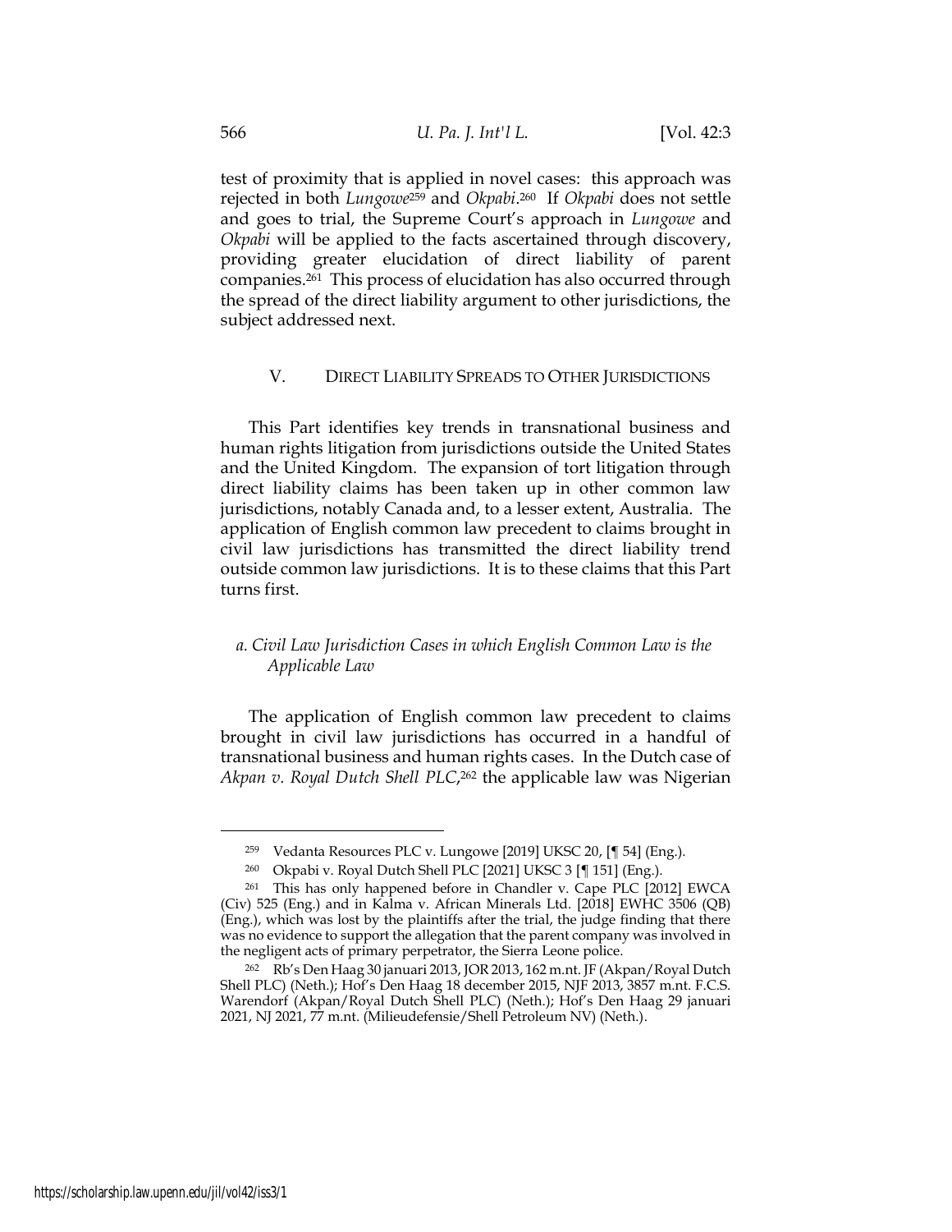test of proximity that is applied in novel cases: this approach was rejected in both *Lungowe*[259] and *Okpabi*.[260] If *Okpabi* does not settle and goes to trial, the Supreme Court's approach in *Lungowe* and *Okpabi* will be applied to the facts ascertained through discovery, providing greater elucidation of direct liability of parent companies.[261] This process of elucidation has also occurred through the spread of the direct liability argument to other jurisdictions, the subject addressed next.

## V. DIRECT LIABILITY SPREADS TO OTHER JURISDICTIONS

This Part identifies key trends in transnational business and human rights litigation from jurisdictions outside the United States and the United Kingdom. The expansion of tort litigation through direct liability claims has been taken up in other common law jurisdictions, notably Canada and, to a lesser extent, Australia. The application of English common law precedent to claims brought in civil law jurisdictions has transmitted the direct liability trend outside common law jurisdictions. It is to these claims that this Part turns first.

### *a. Civil Law Jurisdiction Cases in which English Common Law is the Applicable Law*

The application of English common law precedent to claims brought in civil law jurisdictions has occurred in a handful of transnational business and human rights cases. In the Dutch case of *Akpan v. Royal Dutch Shell PLC*,[262] the applicable law was Nigerian

---

[259] Vedanta Resources PLC v. Lungowe [2019] UKSC 20, [¶ 54] (Eng.).

[260] Okpabi v. Royal Dutch Shell PLC [2021] UKSC 3 [¶ 151] (Eng.).

[261] This has only happened before in Chandler v. Cape PLC [2012] EWCA (Civ) 525 (Eng.) and in Kalma v. African Minerals Ltd. [2018] EWHC 3506 (QB) (Eng.), which was lost by the plaintiffs after the trial, the judge finding that there was no evidence to support the allegation that the parent company was involved in the negligent acts of primary perpetrator, the Sierra Leone police.

[262] Rb's Den Haag 30 januari 2013, JOR 2013, 162 m.nt. JF (Akpan/Royal Dutch Shell PLC) (Neth.); Hof's Den Haag 18 december 2015, NJF 2013, 3857 m.nt. F.C.S. Warendorf (Akpan/Royal Dutch Shell PLC) (Neth.); Hof's Den Haag 29 januari 2021, NJ 2021, 77 m.nt. (Milieudefensie/Shell Petroleum NV) (Neth.).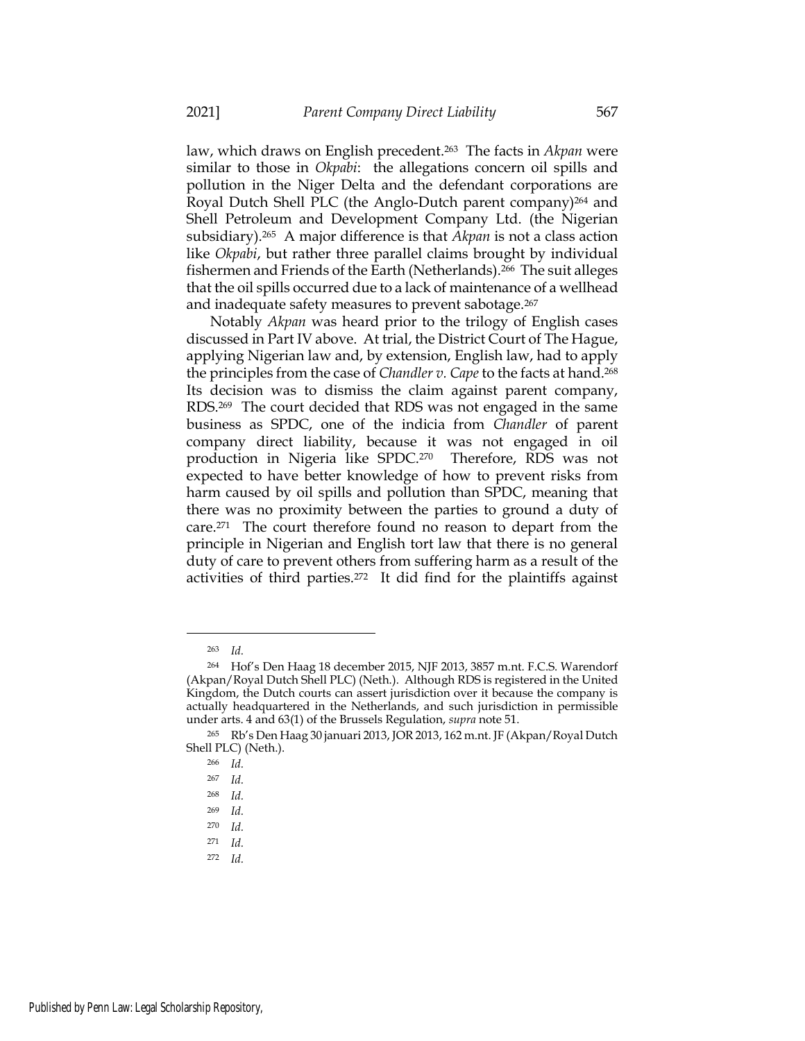law, which draws on English precedent.[263] The facts in *Akpan* were similar to those in *Okpabi*: the allegations concern oil spills and pollution in the Niger Delta and the defendant corporations are Royal Dutch Shell PLC (the Anglo-Dutch parent company)[264] and Shell Petroleum and Development Company Ltd. (the Nigerian subsidiary).[265] A major difference is that *Akpan* is not a class action like *Okpabi*, but rather three parallel claims brought by individual fishermen and Friends of the Earth (Netherlands).[266] The suit alleges that the oil spills occurred due to a lack of maintenance of a wellhead and inadequate safety measures to prevent sabotage.[267]

Notably *Akpan* was heard prior to the trilogy of English cases discussed in Part IV above. At trial, the District Court of The Hague, applying Nigerian law and, by extension, English law, had to apply the principles from the case of *Chandler v. Cape* to the facts at hand.[268] Its decision was to dismiss the claim against parent company, RDS.[269] The court decided that RDS was not engaged in the same business as SPDC, one of the indicia from *Chandler* of parent company direct liability, because it was not engaged in oil production in Nigeria like SPDC.[270] Therefore, RDS was not expected to have better knowledge of how to prevent risks from harm caused by oil spills and pollution than SPDC, meaning that there was no proximity between the parties to ground a duty of care.[271] The court therefore found no reason to depart from the principle in Nigerian and English tort law that there is no general duty of care to prevent others from suffering harm as a result of the activities of third parties.[272] It did find for the plaintiffs against

---

[263] *Id.*

[264] Hof's Den Haag 18 december 2015, NJF 2013, 3857 m.nt. F.C.S. Warendorf (Akpan/Royal Dutch Shell PLC) (Neth.). Although RDS is registered in the United Kingdom, the Dutch courts can assert jurisdiction over it because the company is actually headquartered in the Netherlands, and such jurisdiction in permissible under arts. 4 and 63(1) of the Brussels Regulation, *supra* note 51.

[265] Rb's Den Haag 30 januari 2013, JOR 2013, 162 m.nt. JF (Akpan/Royal Dutch Shell PLC) (Neth.).

[266] *Id.*

[267] *Id.*

[268] *Id.*

[269] *Id.*

[270] *Id.*

[271] *Id.*

[272] *Id.*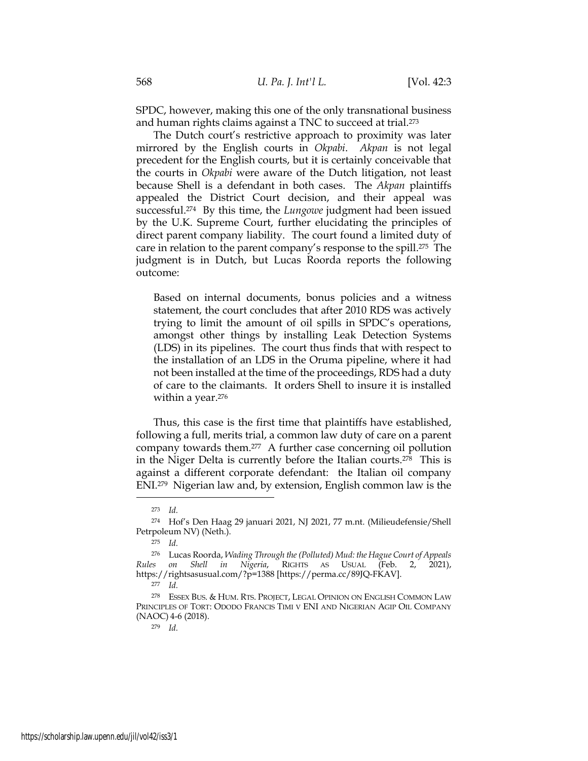SPDC, however, making this one of the only transnational business and human rights claims against a TNC to succeed at trial.[273]

The Dutch court's restrictive approach to proximity was later mirrored by the English courts in *Okpabi*. *Akpan* is not legal precedent for the English courts, but it is certainly conceivable that the courts in *Okpabi* were aware of the Dutch litigation, not least because Shell is a defendant in both cases. The *Akpan* plaintiffs appealed the District Court decision, and their appeal was successful.[274] By this time, the *Lungowe* judgment had been issued by the U.K. Supreme Court, further elucidating the principles of direct parent company liability. The court found a limited duty of care in relation to the parent company's response to the spill.[275] The judgment is in Dutch, but Lucas Roorda reports the following outcome:

> Based on internal documents, bonus policies and a witness statement, the court concludes that after 2010 RDS was actively trying to limit the amount of oil spills in SPDC's operations, amongst other things by installing Leak Detection Systems (LDS) in its pipelines. The court thus finds that with respect to the installation of an LDS in the Oruma pipeline, where it had not been installed at the time of the proceedings, RDS had a duty of care to the claimants. It orders Shell to insure it is installed within a year.[276]

Thus, this case is the first time that plaintiffs have established, following a full, merits trial, a common law duty of care on a parent company towards them.[277] A further case concerning oil pollution in the Niger Delta is currently before the Italian courts.[278] This is against a different corporate defendant: the Italian oil company ENI.[279] Nigerian law and, by extension, English common law is the

---

[273] *Id.*

[274] Hof's Den Haag 29 januari 2021, NJ 2021, 77 m.nt. (Milieudefensie/Shell Petrpoleum NV) (Neth.).

[275] *Id.*

[276] Lucas Roorda, *Wading Through the (Polluted) Mud: the Hague Court of Appeals Rules on Shell in Nigeria*, RIGHTS AS USUAL (Feb. 2, 2021), https://rightsasusual.com/?p=1388 [https://perma.cc/89JQ-FKAV].

[277] *Id.*

[278] ESSEX BUS. & HUM. RTS. PROJECT, LEGAL OPINION ON ENGLISH COMMON LAW PRINCIPLES OF TORT: ODODO FRANCIS TIMI V ENI AND NIGERIAN AGIP OIL COMPANY (NAOC) 4-6 (2018).

[279] *Id.*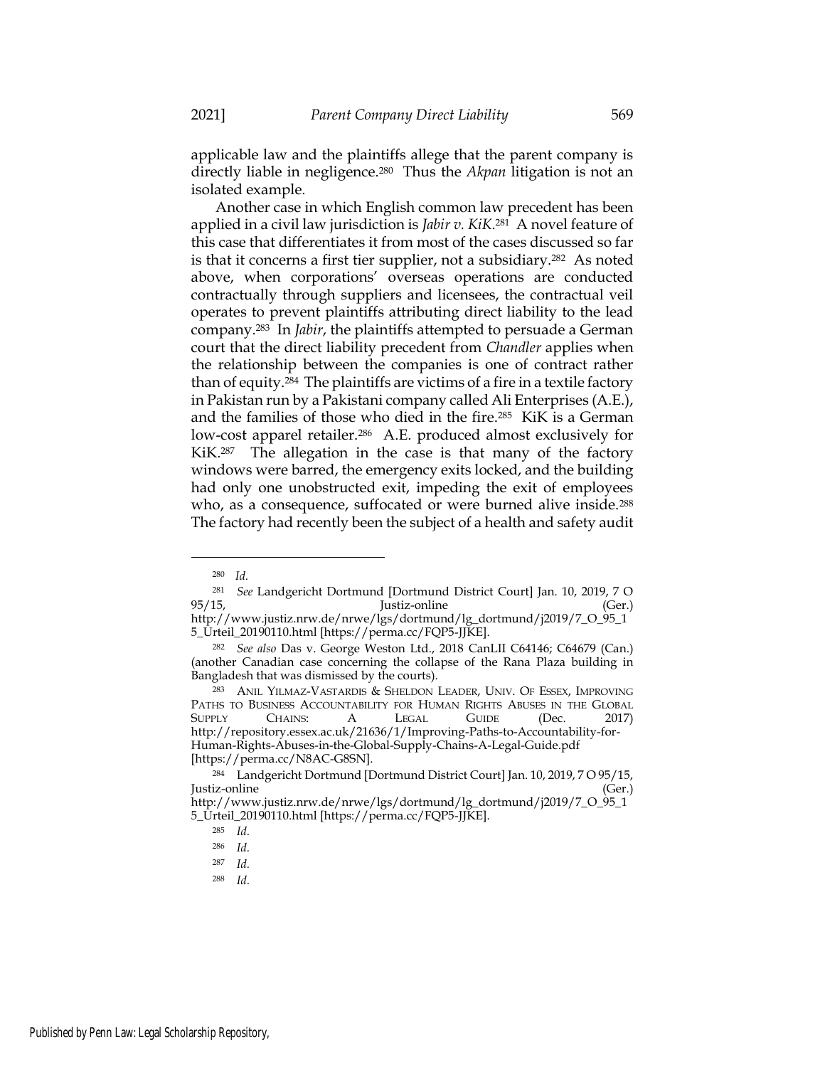applicable law and the plaintiffs allege that the parent company is directly liable in negligence.[280] Thus the *Akpan* litigation is not an isolated example.

Another case in which English common law precedent has been applied in a civil law jurisdiction is *Jabir v. KiK*.[281] A novel feature of this case that differentiates it from most of the cases discussed so far is that it concerns a first tier supplier, not a subsidiary.[282] As noted above, when corporations' overseas operations are conducted contractually through suppliers and licensees, the contractual veil operates to prevent plaintiffs attributing direct liability to the lead company.[283] In *Jabir*, the plaintiffs attempted to persuade a German court that the direct liability precedent from *Chandler* applies when the relationship between the companies is one of contract rather than of equity.[284] The plaintiffs are victims of a fire in a textile factory in Pakistan run by a Pakistani company called Ali Enterprises (A.E.), and the families of those who died in the fire.[285] KiK is a German low-cost apparel retailer.[286] A.E. produced almost exclusively for KiK.[287] The allegation in the case is that many of the factory windows were barred, the emergency exits locked, and the building had only one unobstructed exit, impeding the exit of employees who, as a consequence, suffocated or were burned alive inside.[288] The factory had recently been the subject of a health and safety audit

---

[280] *Id.*

[281] *See* Landgericht Dortmund [Dortmund District Court] Jan. 10, 2019, 7 O 95/15, Justiz-online (Ger.) http://www.justiz.nrw.de/nrwe/lgs/dortmund/lg_dortmund/j2019/7_O_95_15_Urteil_20190110.html [https://perma.cc/FQP5-JJKE].

[282] *See also* Das v. George Weston Ltd., 2018 CanLII C64146; C64679 (Can.) (another Canadian case concerning the collapse of the Rana Plaza building in Bangladesh that was dismissed by the courts).

[283] ANIL YILMAZ-VASTARDIS & SHELDON LEADER, UNIV. OF ESSEX, IMPROVING PATHS TO BUSINESS ACCOUNTABILITY FOR HUMAN RIGHTS ABUSES IN THE GLOBAL SUPPLY CHAINS: A LEGAL GUIDE (Dec. 2017) http://repository.essex.ac.uk/21636/1/Improving-Paths-to-Accountability-for-Human-Rights-Abuses-in-the-Global-Supply-Chains-A-Legal-Guide.pdf [https://perma.cc/N8AC-G8SN].

[284] Landgericht Dortmund [Dortmund District Court] Jan. 10, 2019, 7 O 95/15, Justiz-online (Ger.) http://www.justiz.nrw.de/nrwe/lgs/dortmund/lg_dortmund/j2019/7_O_95_15_Urteil_20190110.html [https://perma.cc/FQP5-JJKE].

[285] *Id.*

[286] *Id.*

[287] *Id.*

[288] *Id.*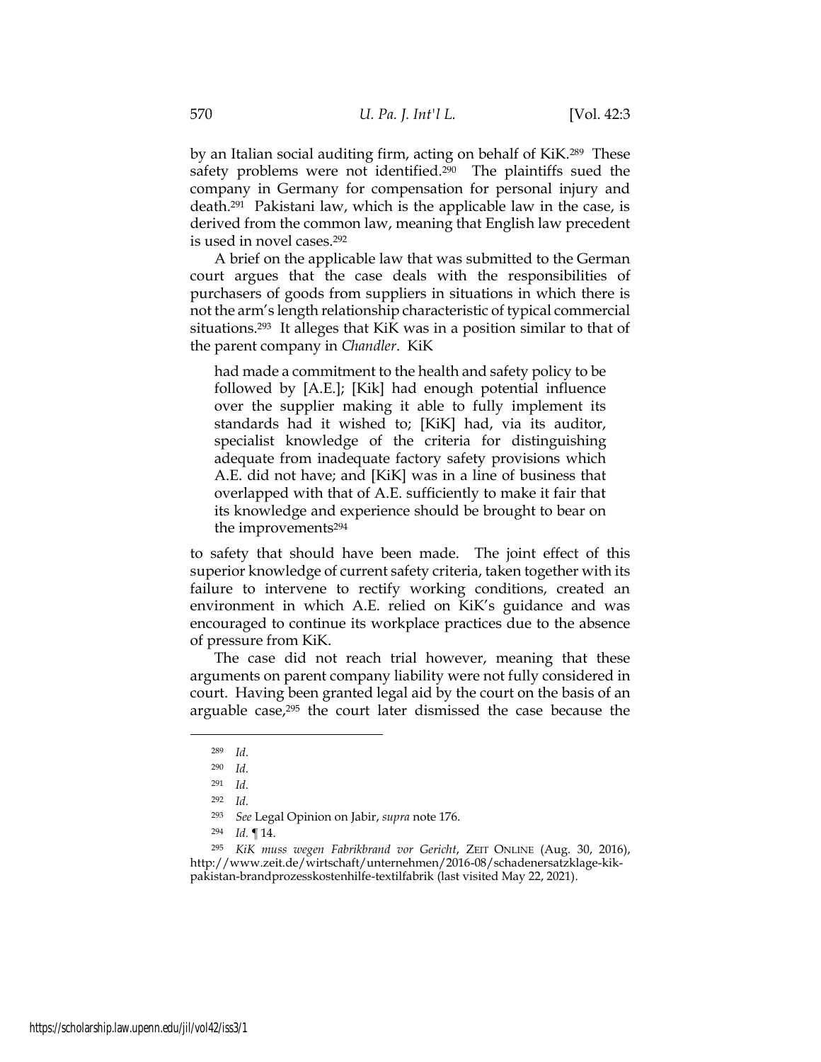by an Italian social auditing firm, acting on behalf of KiK.[289] These safety problems were not identified.[290] The plaintiffs sued the company in Germany for compensation for personal injury and death.[291] Pakistani law, which is the applicable law in the case, is derived from the common law, meaning that English law precedent is used in novel cases.[292]

A brief on the applicable law that was submitted to the German court argues that the case deals with the responsibilities of purchasers of goods from suppliers in situations in which there is not the arm's length relationship characteristic of typical commercial situations.[293] It alleges that KiK was in a position similar to that of the parent company in *Chandler*. KiK

> had made a commitment to the health and safety policy to be followed by [A.E.]; [Kik] had enough potential influence over the supplier making it able to fully implement its standards had it wished to; [KiK] had, via its auditor, specialist knowledge of the criteria for distinguishing adequate from inadequate factory safety provisions which A.E. did not have; and [KiK] was in a line of business that overlapped with that of A.E. sufficiently to make it fair that its knowledge and experience should be brought to bear on the improvements[294]

to safety that should have been made. The joint effect of this superior knowledge of current safety criteria, taken together with its failure to intervene to rectify working conditions, created an environment in which A.E. relied on KiK's guidance and was encouraged to continue its workplace practices due to the absence of pressure from KiK.

The case did not reach trial however, meaning that these arguments on parent company liability were not fully considered in court. Having been granted legal aid by the court on the basis of an arguable case,[295] the court later dismissed the case because the

---

[289] *Id.*

[290] *Id.*

[291] *Id.*

[292] *Id.*

[293] *See* Legal Opinion on Jabir, *supra* note 176.

[294] *Id.* ¶ 14.

[295] *KiK muss wegen Fabrikbrand vor Gericht*, ZEIT ONLINE (Aug. 30, 2016), http://www.zeit.de/wirtschaft/unternehmen/2016-08/schadenersatzklage-kik-pakistan-brandprozesskostenhilfe-textilfabrik (last visited May 22, 2021).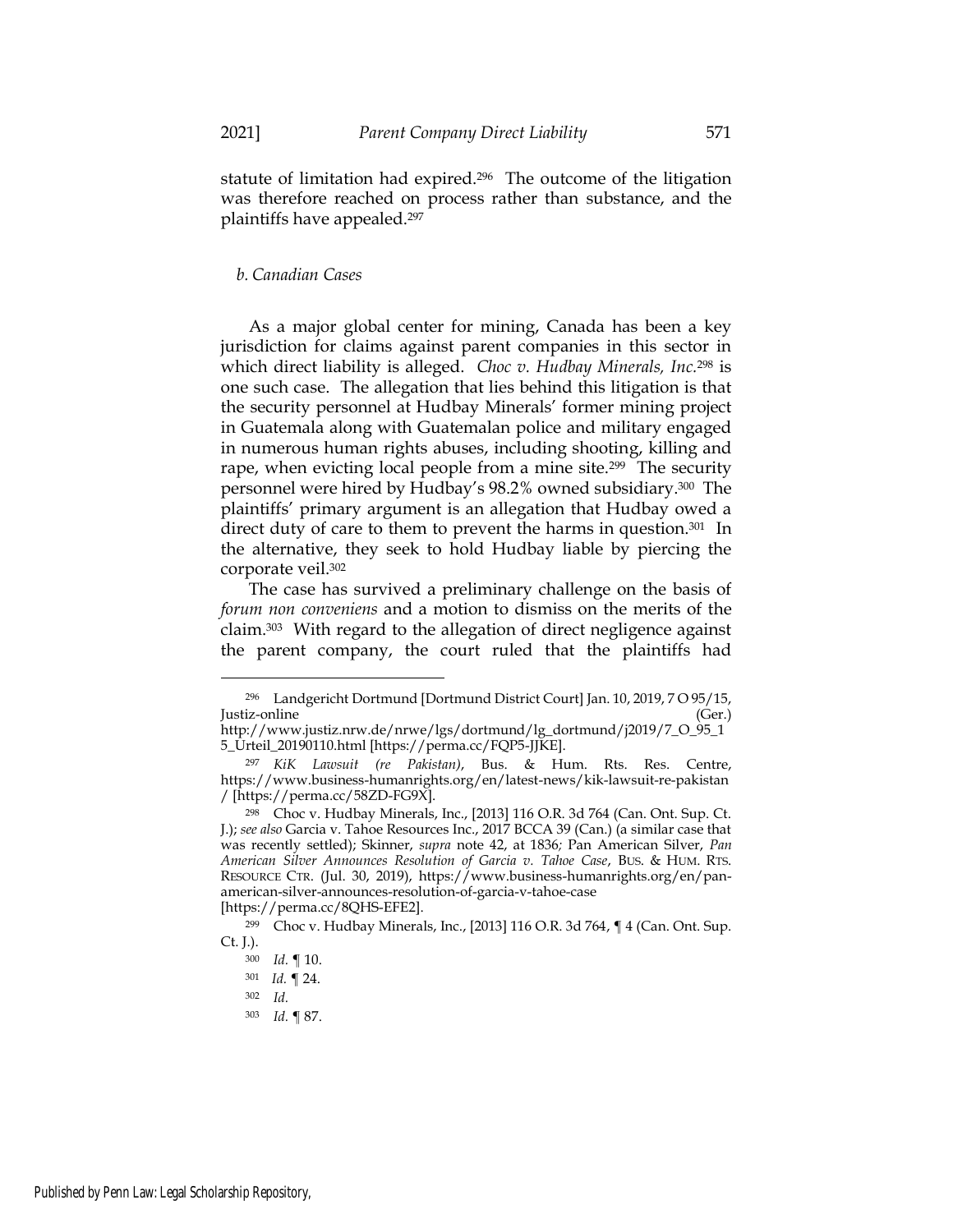statute of limitation had expired.[296] The outcome of the litigation was therefore reached on process rather than substance, and the plaintiffs have appealed.[297]

### *b. Canadian Cases*

As a major global center for mining, Canada has been a key jurisdiction for claims against parent companies in this sector in which direct liability is alleged. *Choc v. Hudbay Minerals, Inc.*[298] is one such case. The allegation that lies behind this litigation is that the security personnel at Hudbay Minerals' former mining project in Guatemala along with Guatemalan police and military engaged in numerous human rights abuses, including shooting, killing and rape, when evicting local people from a mine site.[299] The security personnel were hired by Hudbay's 98.2% owned subsidiary.[300] The plaintiffs' primary argument is an allegation that Hudbay owed a direct duty of care to them to prevent the harms in question.[301] In the alternative, they seek to hold Hudbay liable by piercing the corporate veil.[302]

The case has survived a preliminary challenge on the basis of *forum non conveniens* and a motion to dismiss on the merits of the claim.[303] With regard to the allegation of direct negligence against the parent company, the court ruled that the plaintiffs had

---

[296] Landgericht Dortmund [Dortmund District Court] Jan. 10, 2019, 7 O 95/15, Justiz-online (Ger.) http://www.justiz.nrw.de/nrwe/lgs/dortmund/lg_dortmund/j2019/7_O_95_15_Urteil_20190110.html [https://perma.cc/FQP5-JJKE].

[297] *KiK Lawsuit (re Pakistan)*, Bus. & Hum. Rts. Res. Centre, https://www.business-humanrights.org/en/latest-news/kik-lawsuit-re-pakistan/ [https://perma.cc/58ZD-FG9X].

[298] Choc v. Hudbay Minerals, Inc., [2013] 116 O.R. 3d 764 (Can. Ont. Sup. Ct. J.); *see also* Garcia v. Tahoe Resources Inc., 2017 BCCA 39 (Can.) (a similar case that was recently settled); Skinner, *supra* note 42, at 1836*;* Pan American Silver, *Pan American Silver Announces Resolution of Garcia v. Tahoe Case*, BUS. & HUM. RTS. RESOURCE CTR. (Jul. 30, 2019), https://www.business-humanrights.org/en/pan-american-silver-announces-resolution-of-garcia-v-tahoe-case [https://perma.cc/8QHS-EFE2].

[299] Choc v. Hudbay Minerals, Inc., [2013] 116 O.R. 3d 764, ¶ 4 (Can. Ont. Sup. Ct. J.).

[300] *Id.* ¶ 10.

[301] *Id.* ¶ 24.

[302] *Id.*

[303] *Id.* ¶ 87.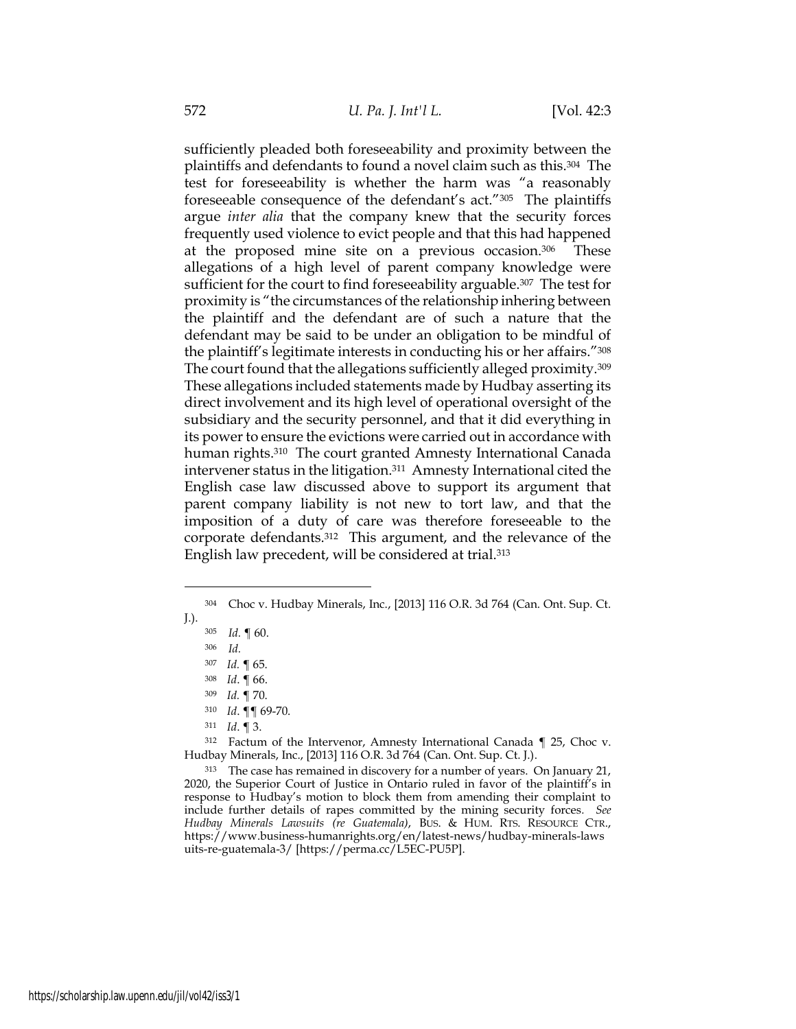sufficiently pleaded both foreseeability and proximity between the plaintiffs and defendants to found a novel claim such as this.[304] The test for foreseeability is whether the harm was "a reasonably foreseeable consequence of the defendant's act."[305] The plaintiffs argue *inter alia* that the company knew that the security forces frequently used violence to evict people and that this had happened at the proposed mine site on a previous occasion.[306] These allegations of a high level of parent company knowledge were sufficient for the court to find foreseeability arguable.[307] The test for proximity is "the circumstances of the relationship inhering between the plaintiff and the defendant are of such a nature that the defendant may be said to be under an obligation to be mindful of the plaintiff's legitimate interests in conducting his or her affairs."[308] The court found that the allegations sufficiently alleged proximity.[309] These allegations included statements made by Hudbay asserting its direct involvement and its high level of operational oversight of the subsidiary and the security personnel, and that it did everything in its power to ensure the evictions were carried out in accordance with human rights.[310] The court granted Amnesty International Canada intervener status in the litigation.[311] Amnesty International cited the English case law discussed above to support its argument that parent company liability is not new to tort law, and that the imposition of a duty of care was therefore foreseeable to the corporate defendants.[312] This argument, and the relevance of the English law precedent, will be considered at trial.[313]

---

[304] Choc v. Hudbay Minerals, Inc., [2013] 116 O.R. 3d 764 (Can. Ont. Sup. Ct. J.).

[305] *Id.* ¶ 60.

[306] *Id.*

[307] *Id.* ¶ 65.

[308] *Id*. ¶ 66.

[309] *Id.* ¶ 70.

[310] *Id*. ¶¶ 69-70.

[311] *Id*. ¶ 3.

[312] Factum of the Intervenor, Amnesty International Canada ¶ 25, Choc v. Hudbay Minerals, Inc., [2013] 116 O.R. 3d 764 (Can. Ont. Sup. Ct. J.).

[313] The case has remained in discovery for a number of years. On January 21, 2020, the Superior Court of Justice in Ontario ruled in favor of the plaintiff's in response to Hudbay's motion to block them from amending their complaint to include further details of rapes committed by the mining security forces. *See Hudbay Minerals Lawsuits (re Guatemala)*, BUS. & HUM. RTS. RESOURCE CTR., https://www.business-humanrights.org/en/latest-news/hudbay-minerals-lawsuits-re-guatemala-3/ [https://perma.cc/L5EC-PU5P].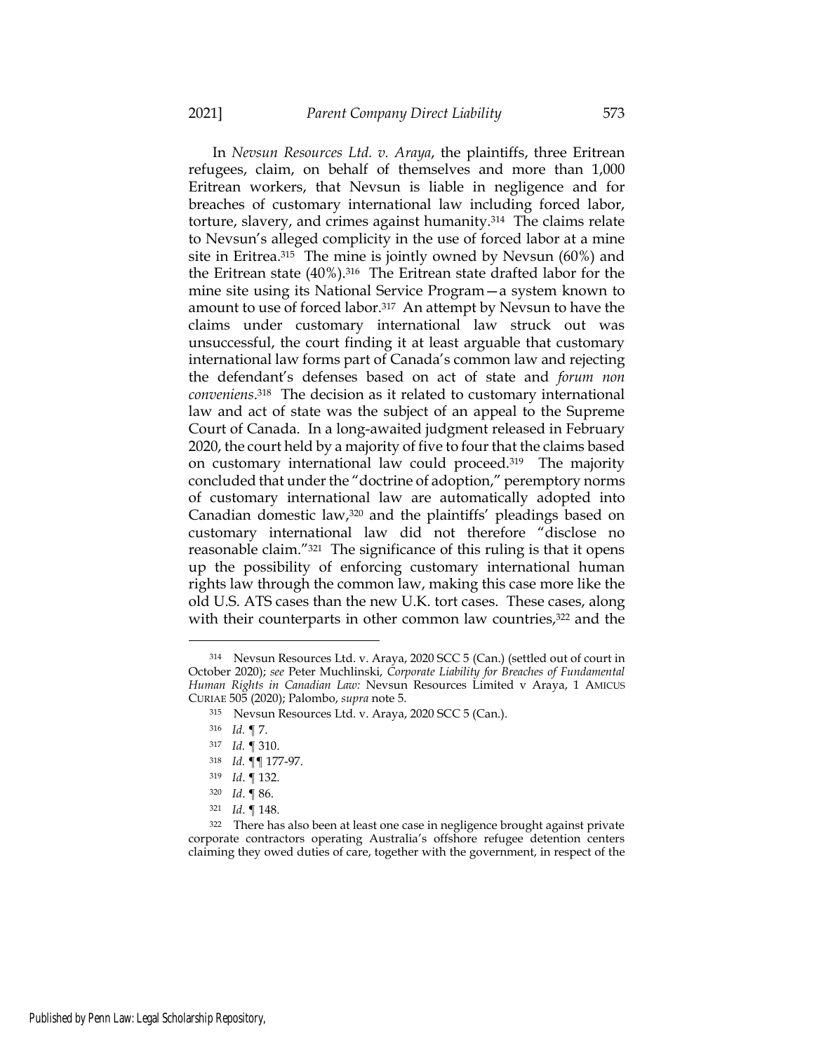In *Nevsun Resources Ltd. v. Araya*, the plaintiffs, three Eritrean refugees, claim, on behalf of themselves and more than 1,000 Eritrean workers, that Nevsun is liable in negligence and for breaches of customary international law including forced labor, torture, slavery, and crimes against humanity.[314] The claims relate to Nevsun's alleged complicity in the use of forced labor at a mine site in Eritrea.[315] The mine is jointly owned by Nevsun (60%) and the Eritrean state (40%).[316] The Eritrean state drafted labor for the mine site using its National Service Program—a system known to amount to use of forced labor.[317] An attempt by Nevsun to have the claims under customary international law struck out was unsuccessful, the court finding it at least arguable that customary international law forms part of Canada's common law and rejecting the defendant's defenses based on act of state and *forum non conveniens*.[318] The decision as it related to customary international law and act of state was the subject of an appeal to the Supreme Court of Canada. In a long-awaited judgment released in February 2020, the court held by a majority of five to four that the claims based on customary international law could proceed.[319] The majority concluded that under the "doctrine of adoption," peremptory norms of customary international law are automatically adopted into Canadian domestic law,[320] and the plaintiffs' pleadings based on customary international law did not therefore "disclose no reasonable claim."[321] The significance of this ruling is that it opens up the possibility of enforcing customary international human rights law through the common law, making this case more like the old U.S. ATS cases than the new U.K. tort cases. These cases, along with their counterparts in other common law countries,[322] and the

---

[314] Nevsun Resources Ltd. v. Araya, 2020 SCC 5 (Can.) (settled out of court in October 2020); *see* Peter Muchlinski, *Corporate Liability for Breaches of Fundamental Human Rights in Canadian Law:* Nevsun Resources Limited v Araya, 1 AMICUS CURIAE 505 (2020); Palombo, *supra* note 5.

[315] Nevsun Resources Ltd. v. Araya, 2020 SCC 5 (Can.).

[316] *Id.* ¶ 7.

[317] *Id.* ¶ 310.

[318] *Id.* ¶¶ 177-97.

[319] *Id*. ¶ 132.

[320] *Id*. ¶ 86.

[321] *Id*. ¶ 148.

[322] There has also been at least one case in negligence brought against private corporate contractors operating Australia's offshore refugee detention centers claiming they owed duties of care, together with the government, in respect of the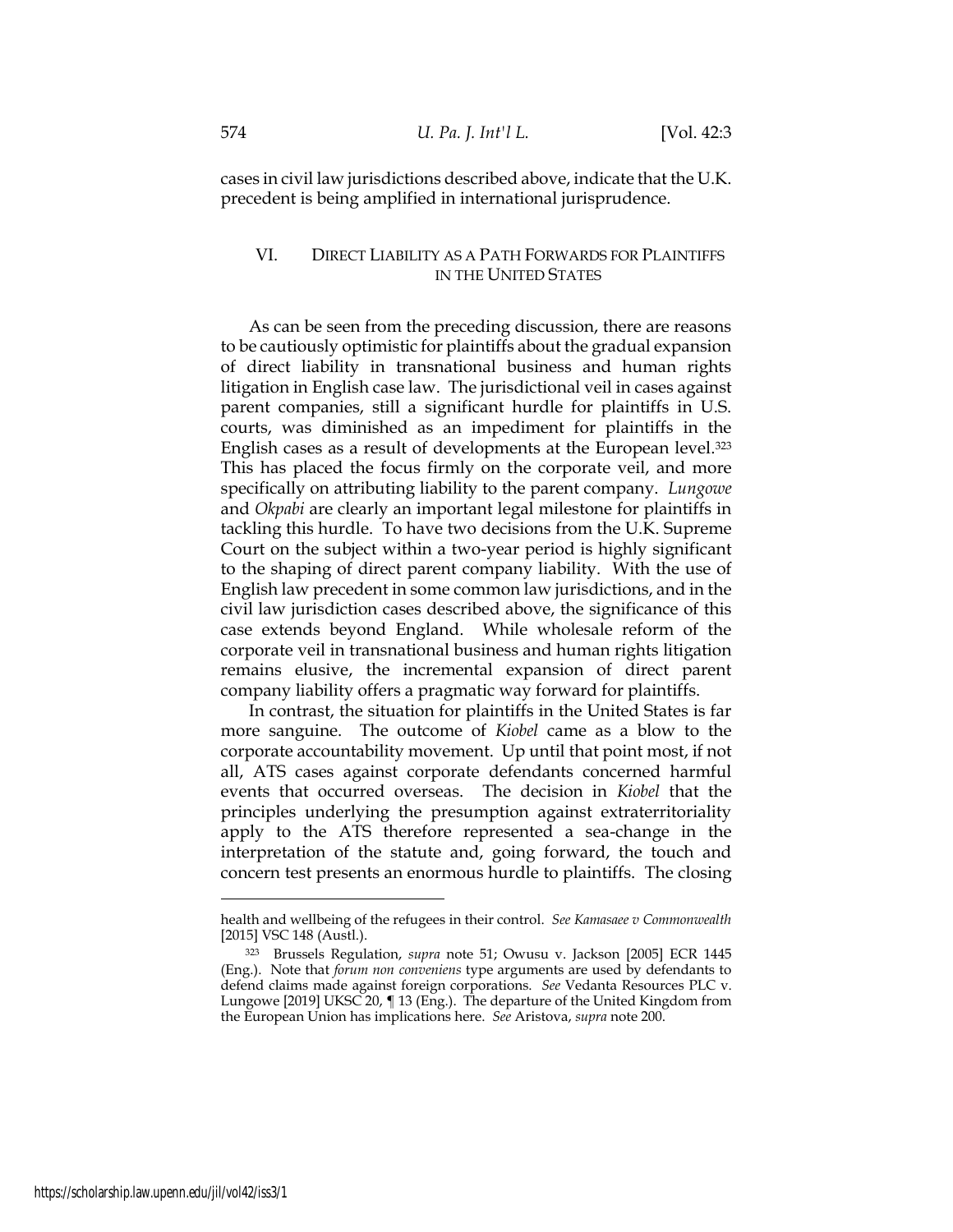cases in civil law jurisdictions described above, indicate that the U.K. precedent is being amplified in international jurisprudence.

## VI. DIRECT LIABILITY AS A PATH FORWARDS FOR PLAINTIFFS IN THE UNITED STATES

As can be seen from the preceding discussion, there are reasons to be cautiously optimistic for plaintiffs about the gradual expansion of direct liability in transnational business and human rights litigation in English case law. The jurisdictional veil in cases against parent companies, still a significant hurdle for plaintiffs in U.S. courts, was diminished as an impediment for plaintiffs in the English cases as a result of developments at the European level.[323] This has placed the focus firmly on the corporate veil, and more specifically on attributing liability to the parent company. *Lungowe* and *Okpabi* are clearly an important legal milestone for plaintiffs in tackling this hurdle. To have two decisions from the U.K. Supreme Court on the subject within a two-year period is highly significant to the shaping of direct parent company liability. With the use of English law precedent in some common law jurisdictions, and in the civil law jurisdiction cases described above, the significance of this case extends beyond England. While wholesale reform of the corporate veil in transnational business and human rights litigation remains elusive, the incremental expansion of direct parent company liability offers a pragmatic way forward for plaintiffs.

In contrast, the situation for plaintiffs in the United States is far more sanguine. The outcome of *Kiobel* came as a blow to the corporate accountability movement. Up until that point most, if not all, ATS cases against corporate defendants concerned harmful events that occurred overseas. The decision in *Kiobel* that the principles underlying the presumption against extraterritoriality apply to the ATS therefore represented a sea-change in the interpretation of the statute and, going forward, the touch and concern test presents an enormous hurdle to plaintiffs. The closing

---

health and wellbeing of the refugees in their control. *See Kamasaee v Commonwealth* [2015] VSC 148 (Austl.).

[323] Brussels Regulation, *supra* note 51; Owusu v. Jackson [2005] ECR 1445 (Eng.). Note that *forum non conveniens* type arguments are used by defendants to defend claims made against foreign corporations. *See* Vedanta Resources PLC v. Lungowe [2019] UKSC 20, ¶ 13 (Eng.). The departure of the United Kingdom from the European Union has implications here. *See* Aristova, *supra* note 200.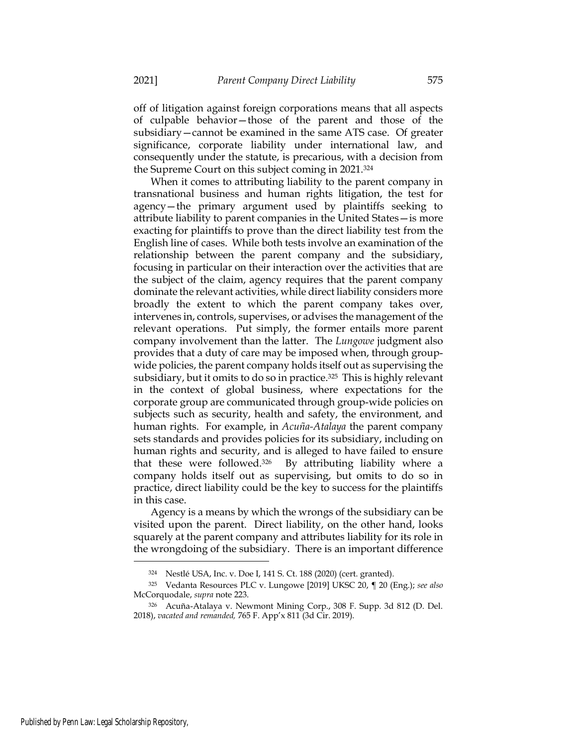off of litigation against foreign corporations means that all aspects of culpable behavior—those of the parent and those of the subsidiary—cannot be examined in the same ATS case. Of greater significance, corporate liability under international law, and consequently under the statute, is precarious, with a decision from the Supreme Court on this subject coming in 2021.[324]

When it comes to attributing liability to the parent company in transnational business and human rights litigation, the test for agency—the primary argument used by plaintiffs seeking to attribute liability to parent companies in the United States—is more exacting for plaintiffs to prove than the direct liability test from the English line of cases. While both tests involve an examination of the relationship between the parent company and the subsidiary, focusing in particular on their interaction over the activities that are the subject of the claim, agency requires that the parent company dominate the relevant activities, while direct liability considers more broadly the extent to which the parent company takes over, intervenes in, controls, supervises, or advises the management of the relevant operations. Put simply, the former entails more parent company involvement than the latter. The *Lungowe* judgment also provides that a duty of care may be imposed when, through group-wide policies, the parent company holds itself out as supervising the subsidiary, but it omits to do so in practice.[325] This is highly relevant in the context of global business, where expectations for the corporate group are communicated through group-wide policies on subjects such as security, health and safety, the environment, and human rights. For example, in *Acuña-Atalaya* the parent company sets standards and provides policies for its subsidiary, including on human rights and security, and is alleged to have failed to ensure that these were followed.[326] By attributing liability where a company holds itself out as supervising, but omits to do so in practice, direct liability could be the key to success for the plaintiffs in this case.

Agency is a means by which the wrongs of the subsidiary can be visited upon the parent. Direct liability, on the other hand, looks squarely at the parent company and attributes liability for its role in the wrongdoing of the subsidiary. There is an important difference

---

[324] Nestlé USA, Inc. v. Doe I, 141 S. Ct. 188 (2020) (cert. granted).

[325] Vedanta Resources PLC v. Lungowe [2019] UKSC 20, ¶ 20 (Eng.); *see also* McCorquodale, *supra* note 223.

[326] Acuña-Atalaya v. Newmont Mining Corp., 308 F. Supp. 3d 812 (D. Del. 2018), *vacated and remanded,* 765 F. App'x 811 (3d Cir. 2019).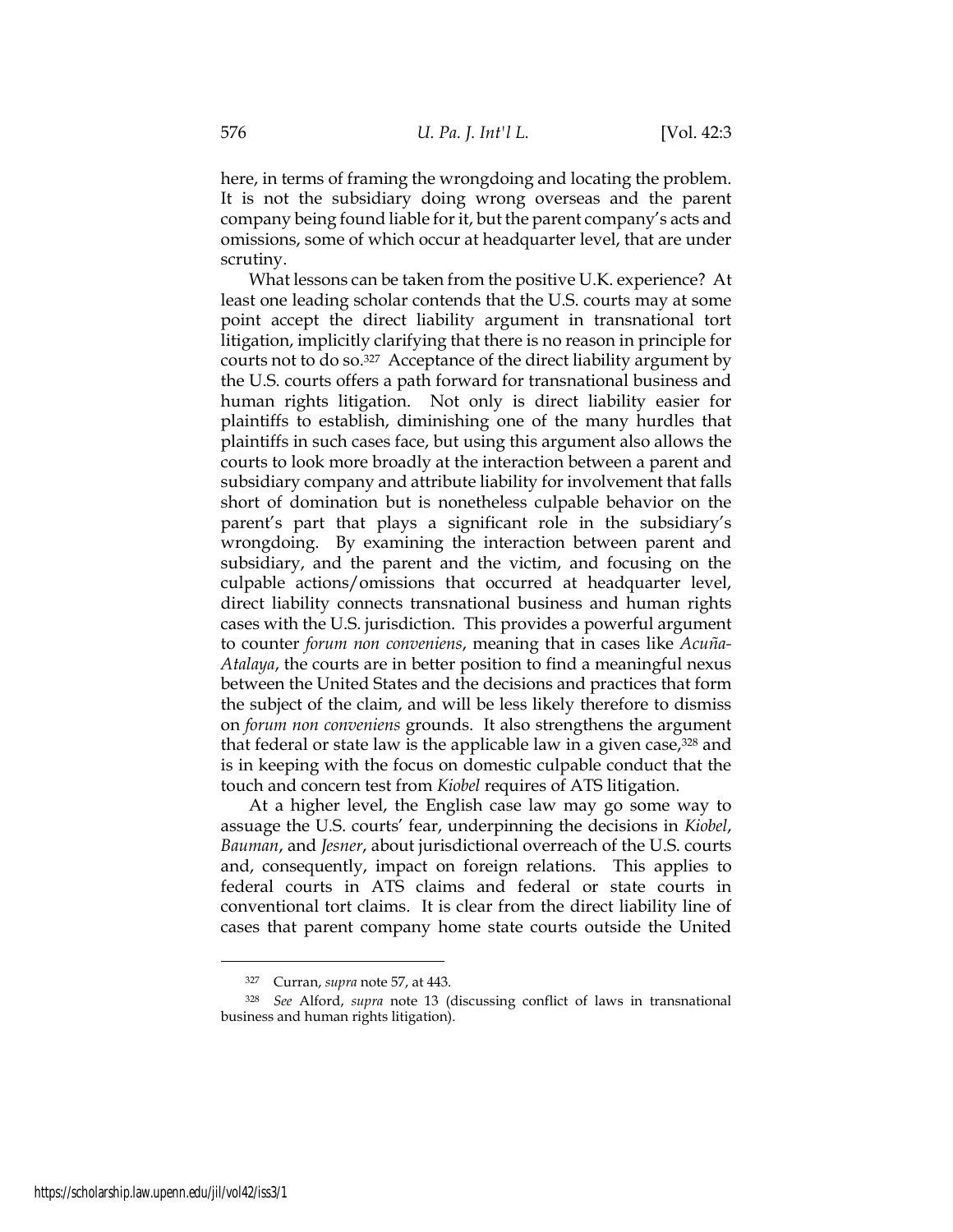here, in terms of framing the wrongdoing and locating the problem. It is not the subsidiary doing wrong overseas and the parent company being found liable for it, but the parent company's acts and omissions, some of which occur at headquarter level, that are under scrutiny.

What lessons can be taken from the positive U.K. experience? At least one leading scholar contends that the U.S. courts may at some point accept the direct liability argument in transnational tort litigation, implicitly clarifying that there is no reason in principle for courts not to do so.[327] Acceptance of the direct liability argument by the U.S. courts offers a path forward for transnational business and human rights litigation. Not only is direct liability easier for plaintiffs to establish, diminishing one of the many hurdles that plaintiffs in such cases face, but using this argument also allows the courts to look more broadly at the interaction between a parent and subsidiary company and attribute liability for involvement that falls short of domination but is nonetheless culpable behavior on the parent's part that plays a significant role in the subsidiary's wrongdoing. By examining the interaction between parent and subsidiary, and the parent and the victim, and focusing on the culpable actions/omissions that occurred at headquarter level, direct liability connects transnational business and human rights cases with the U.S. jurisdiction. This provides a powerful argument to counter *forum non conveniens*, meaning that in cases like *Acuña-Atalaya*, the courts are in better position to find a meaningful nexus between the United States and the decisions and practices that form the subject of the claim, and will be less likely therefore to dismiss on *forum non conveniens* grounds. It also strengthens the argument that federal or state law is the applicable law in a given case,[328] and is in keeping with the focus on domestic culpable conduct that the touch and concern test from *Kiobel* requires of ATS litigation.

At a higher level, the English case law may go some way to assuage the U.S. courts' fear, underpinning the decisions in *Kiobel*, *Bauman*, and *Jesner*, about jurisdictional overreach of the U.S. courts and, consequently, impact on foreign relations. This applies to federal courts in ATS claims and federal or state courts in conventional tort claims. It is clear from the direct liability line of cases that parent company home state courts outside the United

---

[327] Curran, *supra* note 57, at 443.

[328] *See* Alford, *supra* note 13 (discussing conflict of laws in transnational business and human rights litigation).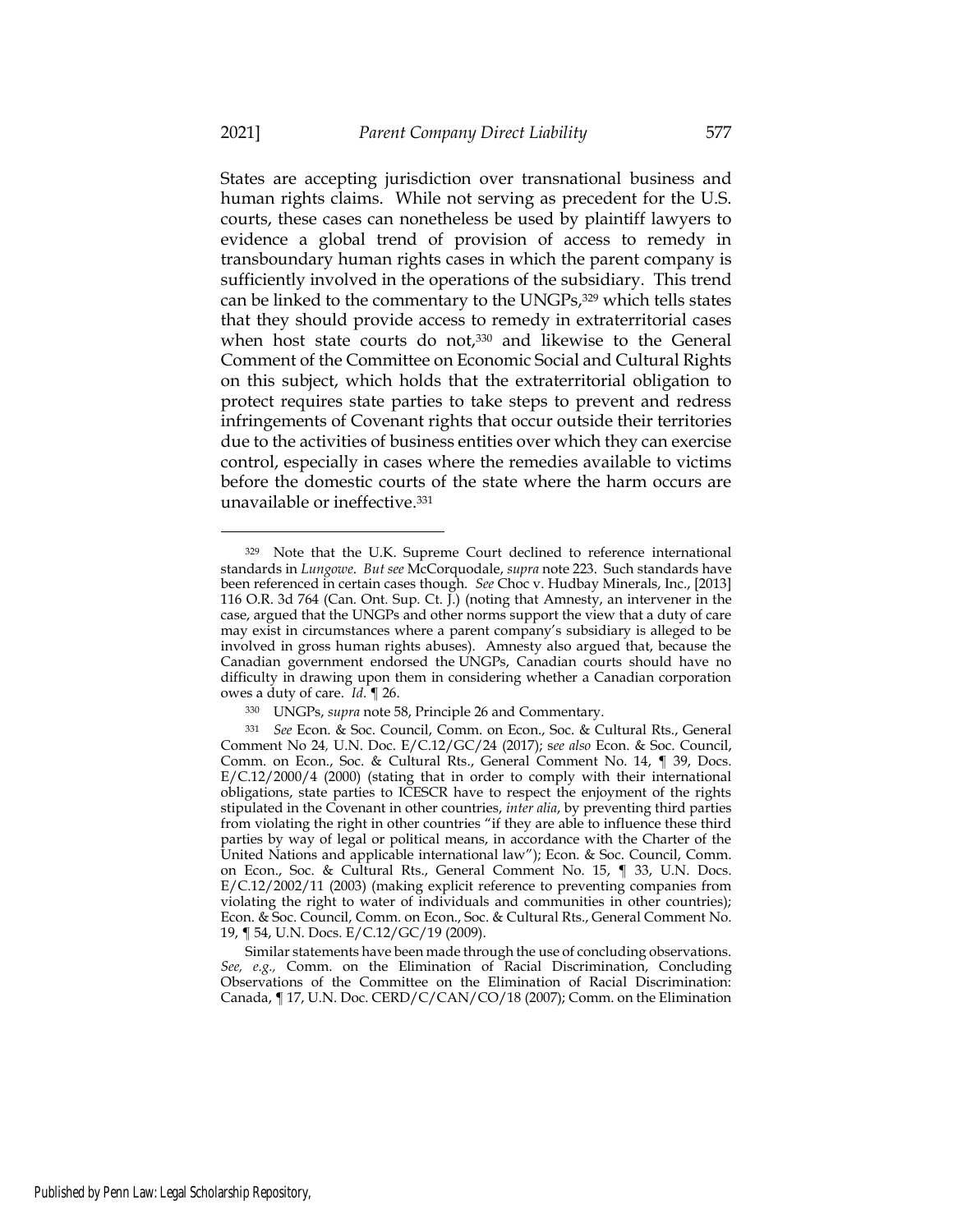States are accepting jurisdiction over transnational business and human rights claims. While not serving as precedent for the U.S. courts, these cases can nonetheless be used by plaintiff lawyers to evidence a global trend of provision of access to remedy in transboundary human rights cases in which the parent company is sufficiently involved in the operations of the subsidiary. This trend can be linked to the commentary to the UNGPs,[329] which tells states that they should provide access to remedy in extraterritorial cases when host state courts do not,[330] and likewise to the General Comment of the Committee on Economic Social and Cultural Rights on this subject, which holds that the extraterritorial obligation to protect requires state parties to take steps to prevent and redress infringements of Covenant rights that occur outside their territories due to the activities of business entities over which they can exercise control, especially in cases where the remedies available to victims before the domestic courts of the state where the harm occurs are unavailable or ineffective.[331]

---

[329] Note that the U.K. Supreme Court declined to reference international standards in *Lungowe*. *But see* McCorquodale, *supra* note 223. Such standards have been referenced in certain cases though. *See* Choc v. Hudbay Minerals, Inc., [2013] 116 O.R. 3d 764 (Can. Ont. Sup. Ct. J.) (noting that Amnesty, an intervener in the case, argued that the UNGPs and other norms support the view that a duty of care may exist in circumstances where a parent company's subsidiary is alleged to be involved in gross human rights abuses). Amnesty also argued that, because the Canadian government endorsed the UNGPs, Canadian courts should have no difficulty in drawing upon them in considering whether a Canadian corporation owes a duty of care. *Id.* ¶ 26.

[330] UNGPs, *supra* note 58, Principle 26 and Commentary.

[331] *See* Econ. & Soc. Council, Comm. on Econ., Soc. & Cultural Rts., General Comment No 24, U.N. Doc. E/C.12/GC/24 (2017); *see also* Econ. & Soc. Council, Comm. on Econ., Soc. & Cultural Rts., General Comment No. 14, ¶ 39, Docs. E/C.12/2000/4 (2000) (stating that in order to comply with their international obligations, state parties to ICESCR have to respect the enjoyment of the rights stipulated in the Covenant in other countries, *inter alia*, by preventing third parties from violating the right in other countries "if they are able to influence these third parties by way of legal or political means, in accordance with the Charter of the United Nations and applicable international law"); Econ. & Soc. Council, Comm. on Econ., Soc. & Cultural Rts., General Comment No. 15, ¶ 33, U.N. Docs. E/C.12/2002/11 (2003) (making explicit reference to preventing companies from violating the right to water of individuals and communities in other countries); Econ. & Soc. Council, Comm. on Econ., Soc. & Cultural Rts., General Comment No. 19, ¶ 54, U.N. Docs. E/C.12/GC/19 (2009).

Similar statements have been made through the use of concluding observations. *See, e.g.,* Comm. on the Elimination of Racial Discrimination, Concluding Observations of the Committee on the Elimination of Racial Discrimination: Canada, ¶ 17, U.N. Doc. CERD/C/CAN/CO/18 (2007); Comm. on the Elimination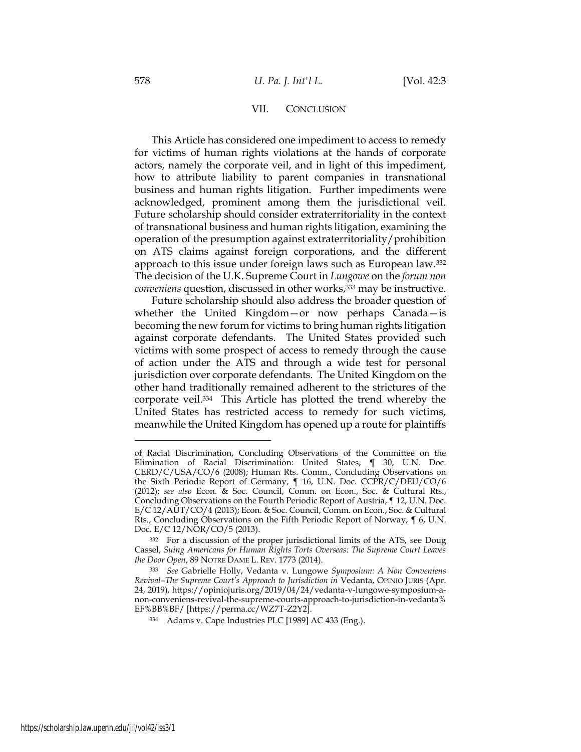## VII. CONCLUSION

This Article has considered one impediment to access to remedy for victims of human rights violations at the hands of corporate actors, namely the corporate veil, and in light of this impediment, how to attribute liability to parent companies in transnational business and human rights litigation. Further impediments were acknowledged, prominent among them the jurisdictional veil. Future scholarship should consider extraterritoriality in the context of transnational business and human rights litigation, examining the operation of the presumption against extraterritoriality/prohibition on ATS claims against foreign corporations, and the different approach to this issue under foreign laws such as European law.[332] The decision of the U.K. Supreme Court in *Lungowe* on the *forum non conveniens* question, discussed in other works,[333] may be instructive.

Future scholarship should also address the broader question of whether the United Kingdom—or now perhaps Canada—is becoming the new forum for victims to bring human rights litigation against corporate defendants. The United States provided such victims with some prospect of access to remedy through the cause of action under the ATS and through a wide test for personal jurisdiction over corporate defendants. The United Kingdom on the other hand traditionally remained adherent to the strictures of the corporate veil.[334] This Article has plotted the trend whereby the United States has restricted access to remedy for such victims, meanwhile the United Kingdom has opened up a route for plaintiffs

---

of Racial Discrimination, Concluding Observations of the Committee on the Elimination of Racial Discrimination: United States, ¶ 30, U.N. Doc. CERD/C/USA/CO/6 (2008); Human Rts. Comm., Concluding Observations on the Sixth Periodic Report of Germany, ¶ 16, U.N. Doc. CCPR/C/DEU/CO/6 (2012); *see also* Econ. & Soc. Council, Comm. on Econ., Soc. & Cultural Rts., Concluding Observations on the Fourth Periodic Report of Austria, ¶ 12, U.N. Doc. E/C 12/AUT/CO/4 (2013); Econ. & Soc. Council, Comm. on Econ., Soc. & Cultural Rts., Concluding Observations on the Fifth Periodic Report of Norway, ¶ 6, U.N. Doc. E/C 12/NOR/CO/5 (2013).

[332] For a discussion of the proper jurisdictional limits of the ATS, see Doug Cassel, *Suing Americans for Human Rights Torts Overseas: The Supreme Court Leaves the Door Open*, 89 NOTRE DAME L. REV. 1773 (2014).

[333] *See* Gabrielle Holly, Vedanta v. Lungowe *Symposium: A Non Conveniens Revival–The Supreme Court's Approach to Jurisdiction in* Vedanta, OPINIO JURIS (Apr. 24, 2019), https://opiniojuris.org/2019/04/24/vedanta-v-lungowe-symposium-a-non-conveniens-revival-the-supreme-courts-approach-to-jurisdiction-in-vedanta%EF%BB%BF/ [https://perma.cc/WZ7T-Z2Y2].

[334] Adams v. Cape Industries PLC [1989] AC 433 (Eng.).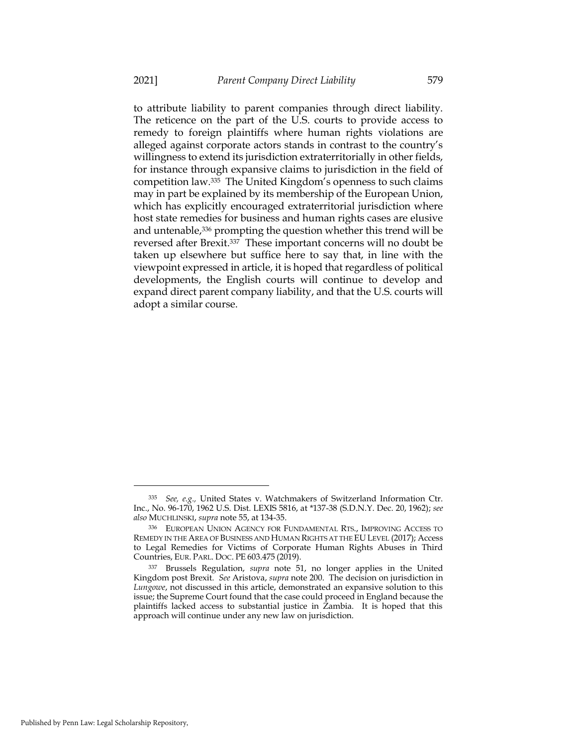to attribute liability to parent companies through direct liability. The reticence on the part of the U.S. courts to provide access to remedy to foreign plaintiffs where human rights violations are alleged against corporate actors stands in contrast to the country's willingness to extend its jurisdiction extraterritorially in other fields, for instance through expansive claims to jurisdiction in the field of competition law.[335] The United Kingdom's openness to such claims may in part be explained by its membership of the European Union, which has explicitly encouraged extraterritorial jurisdiction where host state remedies for business and human rights cases are elusive and untenable,[336] prompting the question whether this trend will be reversed after Brexit.[337] These important concerns will no doubt be taken up elsewhere but suffice here to say that, in line with the viewpoint expressed in article, it is hoped that regardless of political developments, the English courts will continue to develop and expand direct parent company liability, and that the U.S. courts will adopt a similar course.

---

[335] *See, e.g.*, United States v. Watchmakers of Switzerland Information Ctr. Inc., No. 96-170, 1962 U.S. Dist. LEXIS 5816, at *137-38 (S.D.N.Y. Dec. 20, 1962); *see also* MUCHLINSKI, *supra* note 55, at 134-35.

[336] EUROPEAN UNION AGENCY FOR FUNDAMENTAL RTS., IMPROVING ACCESS TO REMEDY IN THE AREA OF BUSINESS AND HUMAN RIGHTS AT THE EU LEVEL (2017); Access to Legal Remedies for Victims of Corporate Human Rights Abuses in Third Countries, EUR. PARL. DOC. PE 603.475 (2019).

[337] Brussels Regulation, *supra* note 51, no longer applies in the United Kingdom post Brexit. *See* Aristova, *supra* note 200. The decision on jurisdiction in *Lungowe*, not discussed in this article, demonstrated an expansive solution to this issue; the Supreme Court found that the case could proceed in England because the plaintiffs lacked access to substantial justice in Zambia. It is hoped that this approach will continue under any new law on jurisdiction.